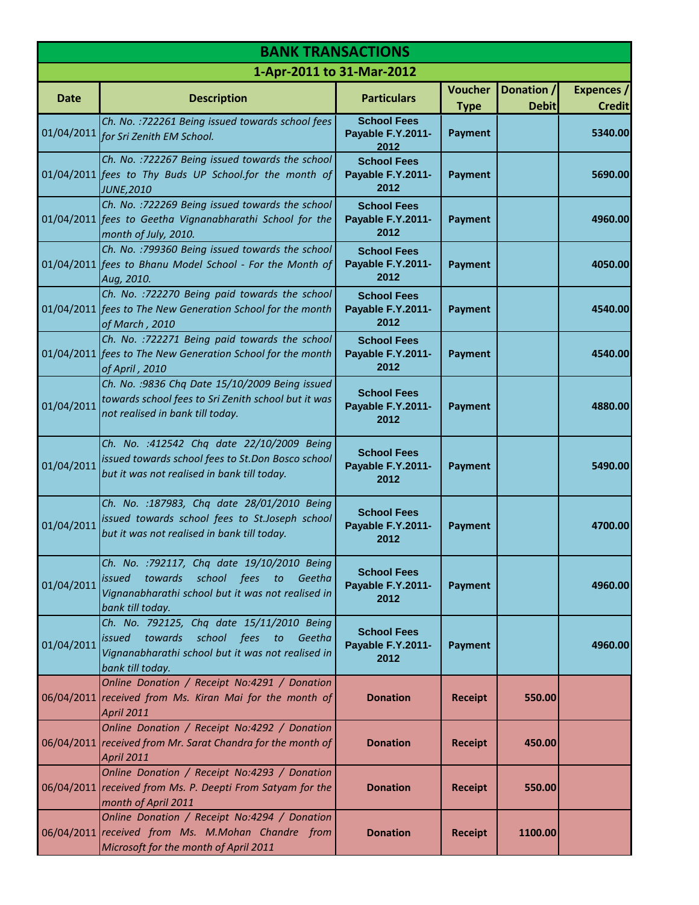# BANK TRANSACTIONS

## 1-Apr-2011 to 31-Mar-2012

| Date | Description | Particulars | Voucher Type | Donation / Debit | Expences / Credit |
|---|---|---|---|---|---|
| 01/04/2011 | *Ch. No. :722261 Being issued towards school fees for Sri Zenith EM School.* | School Fees Payable F.Y.2011-2012 | Payment | | 5340.00 |
| 01/04/2011 | *Ch. No. :722267 Being issued towards the school fees to Thy Buds UP School.for the month of JUNE,2010* | School Fees Payable F.Y.2011-2012 | Payment | | 5690.00 |
| 01/04/2011 | *Ch. No. :722269 Being issued towards the school fees to Geetha Vignanabharathi School for the month of July, 2010.* | School Fees Payable F.Y.2011-2012 | Payment | | 4960.00 |
| 01/04/2011 | *Ch. No. :799360 Being issued towards the school fees to Bhanu Model School - For the Month of Aug, 2010.* | School Fees Payable F.Y.2011-2012 | Payment | | 4050.00 |
| 01/04/2011 | *Ch. No. :722270 Being paid towards the school fees to The New Generation School for the month of March , 2010* | School Fees Payable F.Y.2011-2012 | Payment | | 4540.00 |
| 01/04/2011 | *Ch. No. :722271 Being paid towards the school fees to The New Generation School for the month of April , 2010* | School Fees Payable F.Y.2011-2012 | Payment | | 4540.00 |
| 01/04/2011 | *Ch. No. :9836 Chq Date 15/10/2009 Being issued towards school fees to Sri Zenith school but it was not realised in bank till today.* | School Fees Payable F.Y.2011-2012 | Payment | | 4880.00 |
| 01/04/2011 | *Ch. No. :412542 Chq date 22/10/2009 Being issued towards school fees to St.Don Bosco school but it was not realised in bank till today.* | School Fees Payable F.Y.2011-2012 | Payment | | 5490.00 |
| 01/04/2011 | *Ch. No. :187983, Chq date 28/01/2010 Being issued towards school fees to St.Joseph school but it was not realised in bank till today.* | School Fees Payable F.Y.2011-2012 | Payment | | 4700.00 |
| 01/04/2011 | *Ch. No. :792117, Chq date 19/10/2010 Being issued towards school fees to Geetha Vignanabharathi school but it was not realised in bank till today.* | School Fees Payable F.Y.2011-2012 | Payment | | 4960.00 |
| 01/04/2011 | *Ch. No. 792125, Chq date 15/11/2010 Being issued towards school fees to Geetha Vignanabharathi school but it was not realised in bank till today.* | School Fees Payable F.Y.2011-2012 | Payment | | 4960.00 |
| 06/04/2011 | *Online Donation / Receipt No:4291 / Donation received from Ms. Kiran Mai for the month of April 2011* | Donation | Receipt | 550.00 | |
| 06/04/2011 | *Online Donation / Receipt No:4292 / Donation received from Mr. Sarat Chandra for the month of April 2011* | Donation | Receipt | 450.00 | |
| 06/04/2011 | *Online Donation / Receipt No:4293 / Donation received from Ms. P. Deepti From Satyam for the month of April 2011* | Donation | Receipt | 550.00 | |
| 06/04/2011 | *Online Donation / Receipt No:4294 / Donation received from Ms. M.Mohan Chandre from Microsoft for the month of April 2011* | Donation | Receipt | 1100.00 | |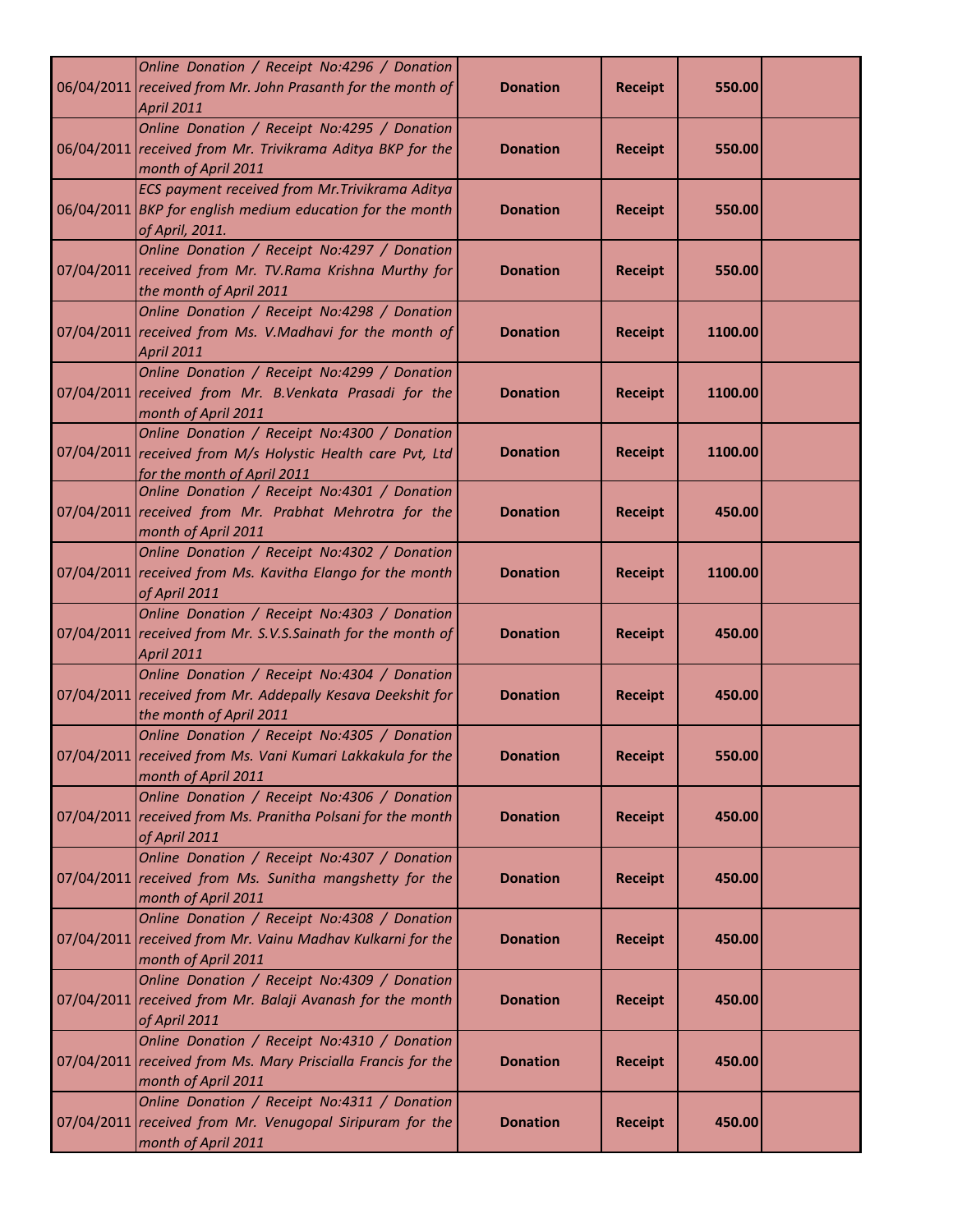| | | | | | |
|---|---|---|---|---|---|
| 06/04/2011 | *Online Donation / Receipt No:4296 / Donation received from Mr. John Prasanth for the month of April 2011* | **Donation** | **Receipt** | **550.00** | |
| 06/04/2011 | *Online Donation / Receipt No:4295 / Donation received from Mr. Trivikrama Aditya BKP for the month of April 2011* | **Donation** | **Receipt** | **550.00** | |
| 06/04/2011 | *ECS payment received from Mr.Trivikrama Aditya BKP for english medium education for the month of April, 2011.* | **Donation** | **Receipt** | **550.00** | |
| 07/04/2011 | *Online Donation / Receipt No:4297 / Donation received from Mr. TV.Rama Krishna Murthy for the month of April 2011* | **Donation** | **Receipt** | **550.00** | |
| 07/04/2011 | *Online Donation / Receipt No:4298 / Donation received from Ms. V.Madhavi for the month of April 2011* | **Donation** | **Receipt** | **1100.00** | |
| 07/04/2011 | *Online Donation / Receipt No:4299 / Donation received from Mr. B.Venkata Prasadi for the month of April 2011* | **Donation** | **Receipt** | **1100.00** | |
| 07/04/2011 | *Online Donation / Receipt No:4300 / Donation received from M/s Holystic Health care Pvt, Ltd for the month of April 2011* | **Donation** | **Receipt** | **1100.00** | |
| 07/04/2011 | *Online Donation / Receipt No:4301 / Donation received from Mr. Prabhat Mehrotra for the month of April 2011* | **Donation** | **Receipt** | **450.00** | |
| 07/04/2011 | *Online Donation / Receipt No:4302 / Donation received from Ms. Kavitha Elango for the month of April 2011* | **Donation** | **Receipt** | **1100.00** | |
| 07/04/2011 | *Online Donation / Receipt No:4303 / Donation received from Mr. S.V.S.Sainath for the month of April 2011* | **Donation** | **Receipt** | **450.00** | |
| 07/04/2011 | *Online Donation / Receipt No:4304 / Donation received from Mr. Addepally Kesava Deekshit for the month of April 2011* | **Donation** | **Receipt** | **450.00** | |
| 07/04/2011 | *Online Donation / Receipt No:4305 / Donation received from Ms. Vani Kumari Lakkakula for the month of April 2011* | **Donation** | **Receipt** | **550.00** | |
| 07/04/2011 | *Online Donation / Receipt No:4306 / Donation received from Ms. Pranitha Polsani for the month of April 2011* | **Donation** | **Receipt** | **450.00** | |
| 07/04/2011 | *Online Donation / Receipt No:4307 / Donation received from Ms. Sunitha mangshetty for the month of April 2011* | **Donation** | **Receipt** | **450.00** | |
| 07/04/2011 | *Online Donation / Receipt No:4308 / Donation received from Mr. Vainu Madhav Kulkarni for the month of April 2011* | **Donation** | **Receipt** | **450.00** | |
| 07/04/2011 | *Online Donation / Receipt No:4309 / Donation received from Mr. Balaji Avanash for the month of April 2011* | **Donation** | **Receipt** | **450.00** | |
| 07/04/2011 | *Online Donation / Receipt No:4310 / Donation received from Ms. Mary Priscialla Francis for the month of April 2011* | **Donation** | **Receipt** | **450.00** | |
| 07/04/2011 | *Online Donation / Receipt No:4311 / Donation received from Mr. Venugopal Siripuram for the month of April 2011* | **Donation** | **Receipt** | **450.00** | |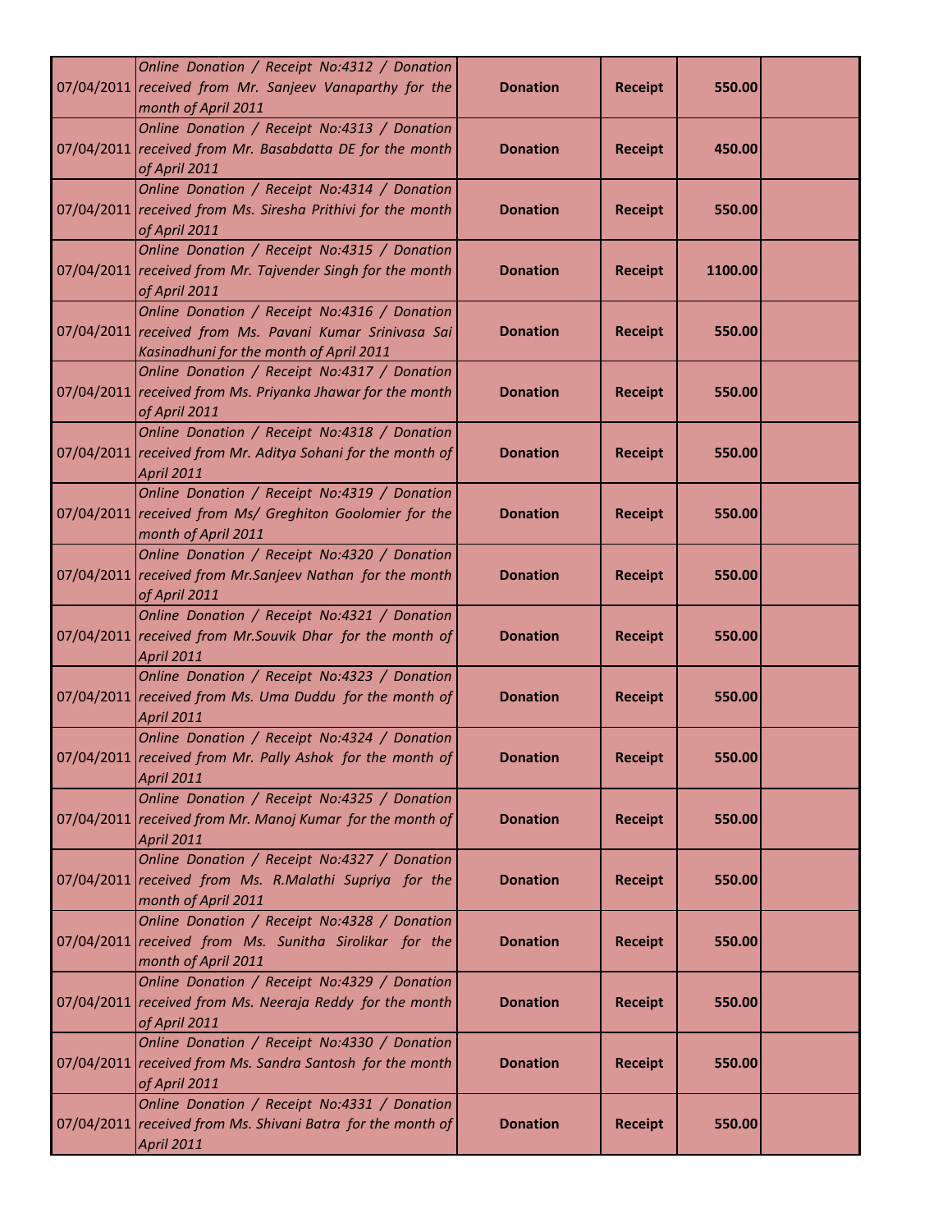| | | | | | |
|---|---|---|---|---|---|
| 07/04/2011 | *Online Donation / Receipt No:4312 / Donation received from Mr. Sanjeev Vanaparthy for the month of April 2011* | **Donation** | **Receipt** | **550.00** | |
| 07/04/2011 | *Online Donation / Receipt No:4313 / Donation received from Mr. Basabdatta DE for the month of April 2011* | **Donation** | **Receipt** | **450.00** | |
| 07/04/2011 | *Online Donation / Receipt No:4314 / Donation received from Ms. Siresha Prithivi for the month of April 2011* | **Donation** | **Receipt** | **550.00** | |
| 07/04/2011 | *Online Donation / Receipt No:4315 / Donation received from Mr. Tajvender Singh for the month of April 2011* | **Donation** | **Receipt** | **1100.00** | |
| 07/04/2011 | *Online Donation / Receipt No:4316 / Donation received from Ms. Pavani Kumar Srinivasa Sai Kasinadhuni for the month of April 2011* | **Donation** | **Receipt** | **550.00** | |
| 07/04/2011 | *Online Donation / Receipt No:4317 / Donation received from Ms. Priyanka Jhawar for the month of April 2011* | **Donation** | **Receipt** | **550.00** | |
| 07/04/2011 | *Online Donation / Receipt No:4318 / Donation received from Mr. Aditya Sohani for the month of April 2011* | **Donation** | **Receipt** | **550.00** | |
| 07/04/2011 | *Online Donation / Receipt No:4319 / Donation received from Ms/ Greghiton Goolomier for the month of April 2011* | **Donation** | **Receipt** | **550.00** | |
| 07/04/2011 | *Online Donation / Receipt No:4320 / Donation received from Mr.Sanjeev Nathan for the month of April 2011* | **Donation** | **Receipt** | **550.00** | |
| 07/04/2011 | *Online Donation / Receipt No:4321 / Donation received from Mr.Souvik Dhar for the month of April 2011* | **Donation** | **Receipt** | **550.00** | |
| 07/04/2011 | *Online Donation / Receipt No:4323 / Donation received from Ms. Uma Duddu for the month of April 2011* | **Donation** | **Receipt** | **550.00** | |
| 07/04/2011 | *Online Donation / Receipt No:4324 / Donation received from Mr. Pally Ashok for the month of April 2011* | **Donation** | **Receipt** | **550.00** | |
| 07/04/2011 | *Online Donation / Receipt No:4325 / Donation received from Mr. Manoj Kumar for the month of April 2011* | **Donation** | **Receipt** | **550.00** | |
| 07/04/2011 | *Online Donation / Receipt No:4327 / Donation received from Ms. R.Malathi Supriya for the month of April 2011* | **Donation** | **Receipt** | **550.00** | |
| 07/04/2011 | *Online Donation / Receipt No:4328 / Donation received from Ms. Sunitha Sirolikar for the month of April 2011* | **Donation** | **Receipt** | **550.00** | |
| 07/04/2011 | *Online Donation / Receipt No:4329 / Donation received from Ms. Neeraja Reddy for the month of April 2011* | **Donation** | **Receipt** | **550.00** | |
| 07/04/2011 | *Online Donation / Receipt No:4330 / Donation received from Ms. Sandra Santosh for the month of April 2011* | **Donation** | **Receipt** | **550.00** | |
| 07/04/2011 | *Online Donation / Receipt No:4331 / Donation received from Ms. Shivani Batra for the month of April 2011* | **Donation** | **Receipt** | **550.00** | |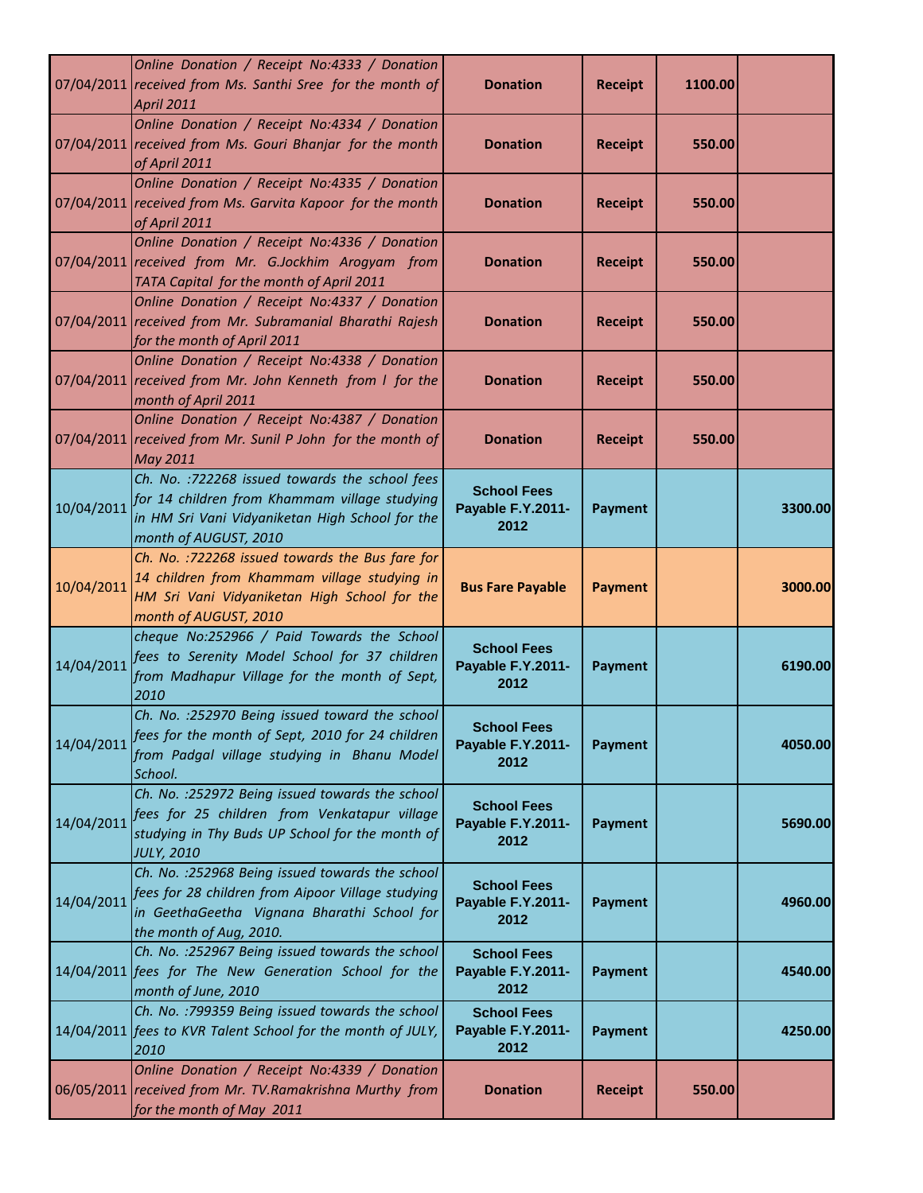| | | | | | |
|---|---|---|---|---|---|
| 07/04/2011 | *Online Donation / Receipt No:4333 / Donation received from Ms. Santhi Sree for the month of April 2011* | **Donation** | **Receipt** | **1100.00** | |
| 07/04/2011 | *Online Donation / Receipt No:4334 / Donation received from Ms. Gouri Bhanjar for the month of April 2011* | **Donation** | **Receipt** | **550.00** | |
| 07/04/2011 | *Online Donation / Receipt No:4335 / Donation received from Ms. Garvita Kapoor for the month of April 2011* | **Donation** | **Receipt** | **550.00** | |
| 07/04/2011 | *Online Donation / Receipt No:4336 / Donation received from Mr. G.Jockhim Arogyam from TATA Capital for the month of April 2011* | **Donation** | **Receipt** | **550.00** | |
| 07/04/2011 | *Online Donation / Receipt No:4337 / Donation received from Mr. Subramanial Bharathi Rajesh for the month of April 2011* | **Donation** | **Receipt** | **550.00** | |
| 07/04/2011 | *Online Donation / Receipt No:4338 / Donation received from Mr. John Kenneth from l for the month of April 2011* | **Donation** | **Receipt** | **550.00** | |
| 07/04/2011 | *Online Donation / Receipt No:4387 / Donation received from Mr. Sunil P John for the month of May 2011* | **Donation** | **Receipt** | **550.00** | |
| 10/04/2011 | *Ch. No. :722268 issued towards the school fees for 14 children from Khammam village studying in HM Sri Vani Vidyaniketan High School for the month of AUGUST, 2010* | **School Fees Payable F.Y.2011-2012** | **Payment** | | **3300.00** |
| 10/04/2011 | *Ch. No. :722268 issued towards the Bus fare for 14 children from Khammam village studying in HM Sri Vani Vidyaniketan High School for the month of AUGUST, 2010* | **Bus Fare Payable** | **Payment** | | **3000.00** |
| 14/04/2011 | *cheque No:252966 / Paid Towards the School fees to Serenity Model School for 37 children from Madhapur Village for the month of Sept, 2010* | **School Fees Payable F.Y.2011-2012** | **Payment** | | **6190.00** |
| 14/04/2011 | *Ch. No. :252970 Being issued toward the school fees for the month of Sept, 2010 for 24 children from Padgal village studying in Bhanu Model School.* | **School Fees Payable F.Y.2011-2012** | **Payment** | | **4050.00** |
| 14/04/2011 | *Ch. No. :252972 Being issued towards the school fees for 25 children from Venkatapur village studying in Thy Buds UP School for the month of JULY, 2010* | **School Fees Payable F.Y.2011-2012** | **Payment** | | **5690.00** |
| 14/04/2011 | *Ch. No. :252968 Being issued towards the school fees for 28 children from Aipoor Village studying in GeethaGeetha Vignana Bharathi School for the month of Aug, 2010.* | **School Fees Payable F.Y.2011-2012** | **Payment** | | **4960.00** |
| 14/04/2011 | *Ch. No. :252967 Being issued towards the school fees for The New Generation School for the month of June, 2010* | **School Fees Payable F.Y.2011-2012** | **Payment** | | **4540.00** |
| 14/04/2011 | *Ch. No. :799359 Being issued towards the school fees to KVR Talent School for the month of JULY, 2010* | **School Fees Payable F.Y.2011-2012** | **Payment** | | **4250.00** |
| 06/05/2011 | *Online Donation / Receipt No:4339 / Donation received from Mr. TV.Ramakrishna Murthy from for the month of May 2011* | **Donation** | **Receipt** | **550.00** | |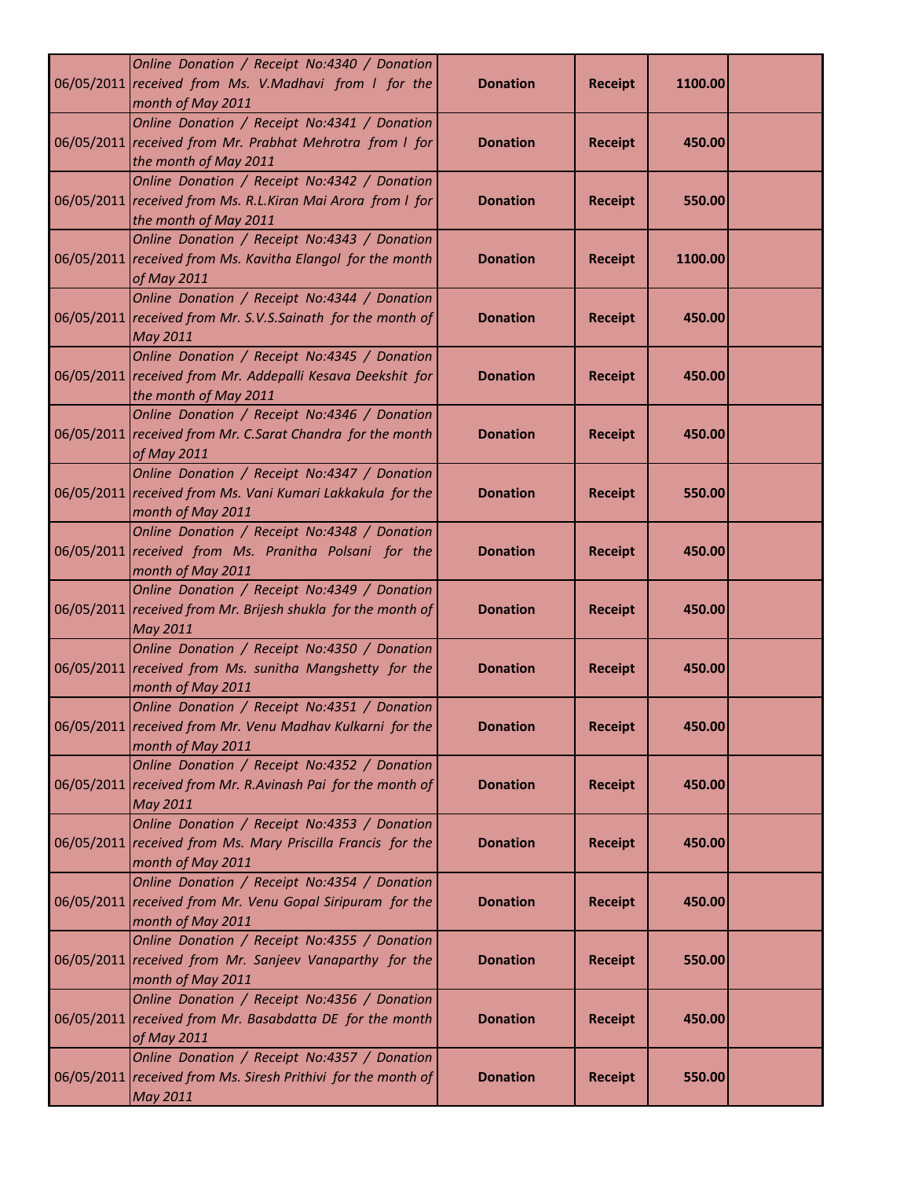| 06/05/2011 | Online Donation / Receipt No:4340 / Donation received from Ms. V.Madhavi from l for the month of May 2011 | Donation | Receipt | 1100.00 | |
|---|---|---|---|---|---|
| 06/05/2011 | Online Donation / Receipt No:4341 / Donation received from Mr. Prabhat Mehrotra from l for the month of May 2011 | Donation | Receipt | 450.00 | |
| 06/05/2011 | Online Donation / Receipt No:4342 / Donation received from Ms. R.L.Kiran Mai Arora from l for the month of May 2011 | Donation | Receipt | 550.00 | |
| 06/05/2011 | Online Donation / Receipt No:4343 / Donation received from Ms. Kavitha Elangol for the month of May 2011 | Donation | Receipt | 1100.00 | |
| 06/05/2011 | Online Donation / Receipt No:4344 / Donation received from Mr. S.V.S.Sainath for the month of May 2011 | Donation | Receipt | 450.00 | |
| 06/05/2011 | Online Donation / Receipt No:4345 / Donation received from Mr. Addepalli Kesava Deekshit for the month of May 2011 | Donation | Receipt | 450.00 | |
| 06/05/2011 | Online Donation / Receipt No:4346 / Donation received from Mr. C.Sarat Chandra for the month of May 2011 | Donation | Receipt | 450.00 | |
| 06/05/2011 | Online Donation / Receipt No:4347 / Donation received from Ms. Vani Kumari Lakkakula for the month of May 2011 | Donation | Receipt | 550.00 | |
| 06/05/2011 | Online Donation / Receipt No:4348 / Donation received from Ms. Pranitha Polsani for the month of May 2011 | Donation | Receipt | 450.00 | |
| 06/05/2011 | Online Donation / Receipt No:4349 / Donation received from Mr. Brijesh shukla for the month of May 2011 | Donation | Receipt | 450.00 | |
| 06/05/2011 | Online Donation / Receipt No:4350 / Donation received from Ms. sunitha Mangshetty for the month of May 2011 | Donation | Receipt | 450.00 | |
| 06/05/2011 | Online Donation / Receipt No:4351 / Donation received from Mr. Venu Madhav Kulkarni for the month of May 2011 | Donation | Receipt | 450.00 | |
| 06/05/2011 | Online Donation / Receipt No:4352 / Donation received from Mr. R.Avinash Pai for the month of May 2011 | Donation | Receipt | 450.00 | |
| 06/05/2011 | Online Donation / Receipt No:4353 / Donation received from Ms. Mary Priscilla Francis for the month of May 2011 | Donation | Receipt | 450.00 | |
| 06/05/2011 | Online Donation / Receipt No:4354 / Donation received from Mr. Venu Gopal Siripuram for the month of May 2011 | Donation | Receipt | 450.00 | |
| 06/05/2011 | Online Donation / Receipt No:4355 / Donation received from Mr. Sanjeev Vanaparthy for the month of May 2011 | Donation | Receipt | 550.00 | |
| 06/05/2011 | Online Donation / Receipt No:4356 / Donation received from Mr. Basabdatta DE for the month of May 2011 | Donation | Receipt | 450.00 | |
| 06/05/2011 | Online Donation / Receipt No:4357 / Donation received from Ms. Siresh Prithivi for the month of May 2011 | Donation | Receipt | 550.00 | |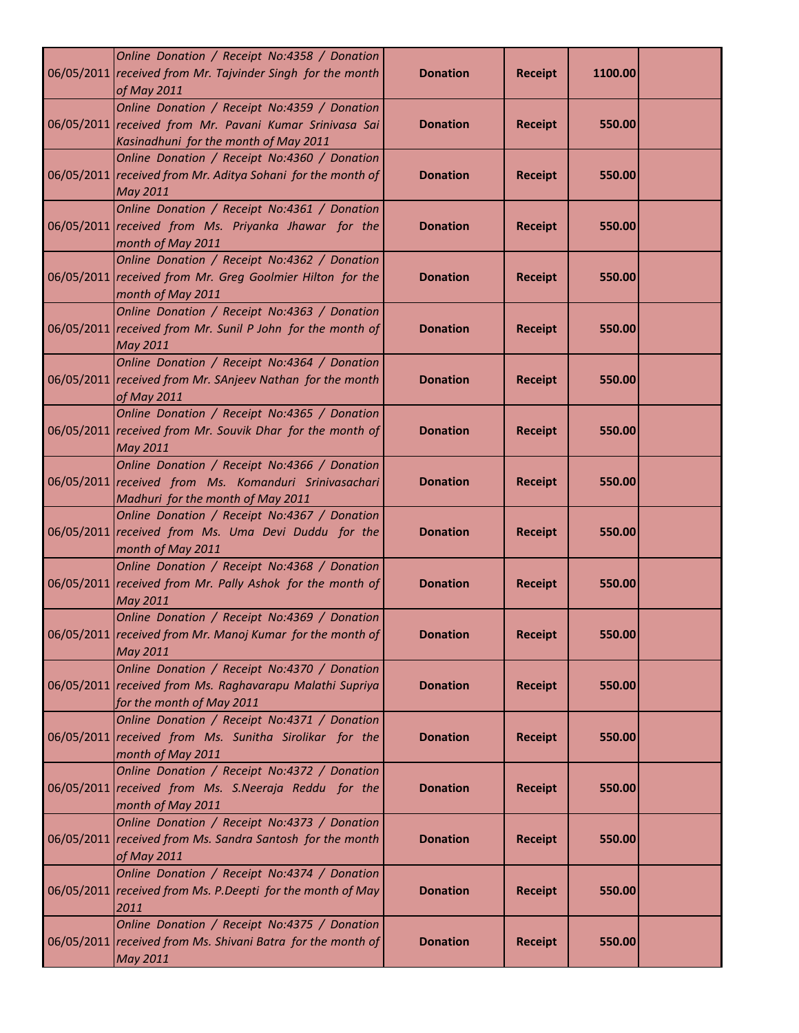| | | | | | |
|---|---|---|---|---|---|
| 06/05/2011 | *Online Donation / Receipt No:4358 / Donation received from Mr. Tajvinder Singh for the month of May 2011* | **Donation** | **Receipt** | **1100.00** | |
| 06/05/2011 | *Online Donation / Receipt No:4359 / Donation received from Mr. Pavani Kumar Srinivasa Sai Kasinadhuni for the month of May 2011* | **Donation** | **Receipt** | **550.00** | |
| 06/05/2011 | *Online Donation / Receipt No:4360 / Donation received from Mr. Aditya Sohani for the month of May 2011* | **Donation** | **Receipt** | **550.00** | |
| 06/05/2011 | *Online Donation / Receipt No:4361 / Donation received from Ms. Priyanka Jhawar for the month of May 2011* | **Donation** | **Receipt** | **550.00** | |
| 06/05/2011 | *Online Donation / Receipt No:4362 / Donation received from Mr. Greg Goolmier Hilton for the month of May 2011* | **Donation** | **Receipt** | **550.00** | |
| 06/05/2011 | *Online Donation / Receipt No:4363 / Donation received from Mr. Sunil P John for the month of May 2011* | **Donation** | **Receipt** | **550.00** | |
| 06/05/2011 | *Online Donation / Receipt No:4364 / Donation received from Mr. SAnjeev Nathan for the month of May 2011* | **Donation** | **Receipt** | **550.00** | |
| 06/05/2011 | *Online Donation / Receipt No:4365 / Donation received from Mr. Souvik Dhar for the month of May 2011* | **Donation** | **Receipt** | **550.00** | |
| 06/05/2011 | *Online Donation / Receipt No:4366 / Donation received from Ms. Komanduri Srinivasachari Madhuri for the month of May 2011* | **Donation** | **Receipt** | **550.00** | |
| 06/05/2011 | *Online Donation / Receipt No:4367 / Donation received from Ms. Uma Devi Duddu for the month of May 2011* | **Donation** | **Receipt** | **550.00** | |
| 06/05/2011 | *Online Donation / Receipt No:4368 / Donation received from Mr. Pally Ashok for the month of May 2011* | **Donation** | **Receipt** | **550.00** | |
| 06/05/2011 | *Online Donation / Receipt No:4369 / Donation received from Mr. Manoj Kumar for the month of May 2011* | **Donation** | **Receipt** | **550.00** | |
| 06/05/2011 | *Online Donation / Receipt No:4370 / Donation received from Ms. Raghavarapu Malathi Supriya for the month of May 2011* | **Donation** | **Receipt** | **550.00** | |
| 06/05/2011 | *Online Donation / Receipt No:4371 / Donation received from Ms. Sunitha Sirolikar for the month of May 2011* | **Donation** | **Receipt** | **550.00** | |
| 06/05/2011 | *Online Donation / Receipt No:4372 / Donation received from Ms. S.Neeraja Reddu for the month of May 2011* | **Donation** | **Receipt** | **550.00** | |
| 06/05/2011 | *Online Donation / Receipt No:4373 / Donation received from Ms. Sandra Santosh for the month of May 2011* | **Donation** | **Receipt** | **550.00** | |
| 06/05/2011 | *Online Donation / Receipt No:4374 / Donation received from Ms. P.Deepti for the month of May 2011* | **Donation** | **Receipt** | **550.00** | |
| 06/05/2011 | *Online Donation / Receipt No:4375 / Donation received from Ms. Shivani Batra for the month of May 2011* | **Donation** | **Receipt** | **550.00** | |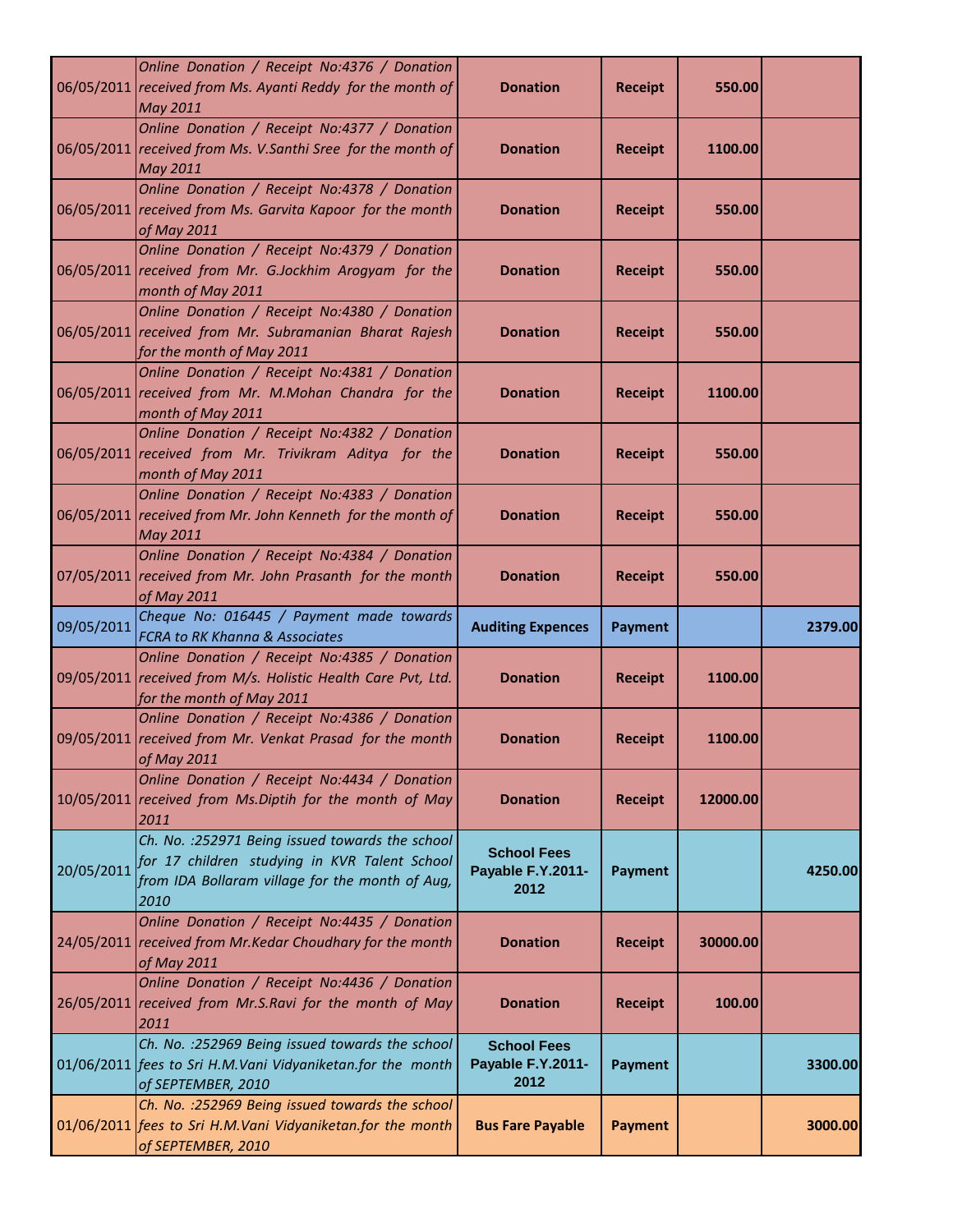| | | | | | |
|---|---|---|---|---|---|
| 06/05/2011 | *Online Donation / Receipt No:4376 / Donation received from Ms. Ayanti Reddy for the month of May 2011* | **Donation** | **Receipt** | **550.00** | |
| 06/05/2011 | *Online Donation / Receipt No:4377 / Donation received from Ms. V.Santhi Sree for the month of May 2011* | **Donation** | **Receipt** | **1100.00** | |
| 06/05/2011 | *Online Donation / Receipt No:4378 / Donation received from Ms. Garvita Kapoor for the month of May 2011* | **Donation** | **Receipt** | **550.00** | |
| 06/05/2011 | *Online Donation / Receipt No:4379 / Donation received from Mr. G.Jockhim Arogyam for the month of May 2011* | **Donation** | **Receipt** | **550.00** | |
| 06/05/2011 | *Online Donation / Receipt No:4380 / Donation received from Mr. Subramanian Bharat Rajesh for the month of May 2011* | **Donation** | **Receipt** | **550.00** | |
| 06/05/2011 | *Online Donation / Receipt No:4381 / Donation received from Mr. M.Mohan Chandra for the month of May 2011* | **Donation** | **Receipt** | **1100.00** | |
| 06/05/2011 | *Online Donation / Receipt No:4382 / Donation received from Mr. Trivikram Aditya for the month of May 2011* | **Donation** | **Receipt** | **550.00** | |
| 06/05/2011 | *Online Donation / Receipt No:4383 / Donation received from Mr. John Kenneth for the month of May 2011* | **Donation** | **Receipt** | **550.00** | |
| 07/05/2011 | *Online Donation / Receipt No:4384 / Donation received from Mr. John Prasanth for the month of May 2011* | **Donation** | **Receipt** | **550.00** | |
| 09/05/2011 | *Cheque No: 016445 / Payment made towards FCRA to RK Khanna & Associates* | **Auditing Expences** | **Payment** | | **2379.00** |
| 09/05/2011 | *Online Donation / Receipt No:4385 / Donation received from M/s. Holistic Health Care Pvt, Ltd. for the month of May 2011* | **Donation** | **Receipt** | **1100.00** | |
| 09/05/2011 | *Online Donation / Receipt No:4386 / Donation received from Mr. Venkat Prasad for the month of May 2011* | **Donation** | **Receipt** | **1100.00** | |
| 10/05/2011 | *Online Donation / Receipt No:4434 / Donation received from Ms.Diptih for the month of May 2011* | **Donation** | **Receipt** | **12000.00** | |
| 20/05/2011 | *Ch. No. :252971 Being issued towards the school for 17 children studying in KVR Talent School from IDA Bollaram village for the month of Aug, 2010* | **School Fees Payable F.Y.2011-2012** | **Payment** | | **4250.00** |
| 24/05/2011 | *Online Donation / Receipt No:4435 / Donation received from Mr.Kedar Choudhary for the month of May 2011* | **Donation** | **Receipt** | **30000.00** | |
| 26/05/2011 | *Online Donation / Receipt No:4436 / Donation received from Mr.S.Ravi for the month of May 2011* | **Donation** | **Receipt** | **100.00** | |
| 01/06/2011 | *Ch. No. :252969 Being issued towards the school fees to Sri H.M.Vani Vidyaniketan.for the month of SEPTEMBER, 2010* | **School Fees Payable F.Y.2011-2012** | **Payment** | | **3300.00** |
| 01/06/2011 | *Ch. No. :252969 Being issued towards the school fees to Sri H.M.Vani Vidyaniketan.for the month of SEPTEMBER, 2010* | **Bus Fare Payable** | **Payment** | | **3000.00** |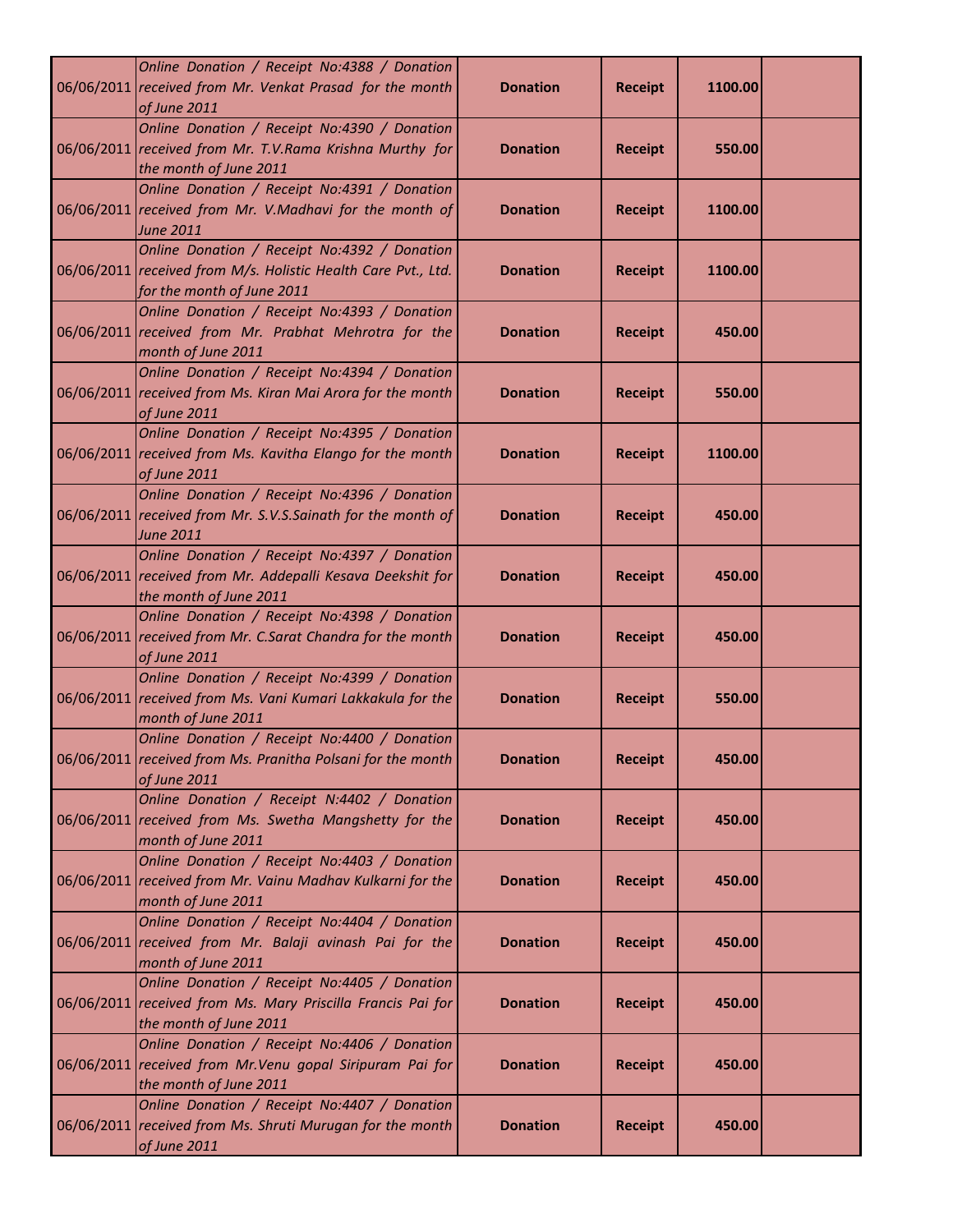| | | | | | |
|---|---|---|---|---|---|
| 06/06/2011 | *Online Donation / Receipt No:4388 / Donation received from Mr. Venkat Prasad for the month of June 2011* | **Donation** | **Receipt** | **1100.00** | |
| 06/06/2011 | *Online Donation / Receipt No:4390 / Donation received from Mr. T.V.Rama Krishna Murthy for the month of June 2011* | **Donation** | **Receipt** | **550.00** | |
| 06/06/2011 | *Online Donation / Receipt No:4391 / Donation received from Mr. V.Madhavi for the month of June 2011* | **Donation** | **Receipt** | **1100.00** | |
| 06/06/2011 | *Online Donation / Receipt No:4392 / Donation received from M/s. Holistic Health Care Pvt., Ltd. for the month of June 2011* | **Donation** | **Receipt** | **1100.00** | |
| 06/06/2011 | *Online Donation / Receipt No:4393 / Donation received from Mr. Prabhat Mehrotra for the month of June 2011* | **Donation** | **Receipt** | **450.00** | |
| 06/06/2011 | *Online Donation / Receipt No:4394 / Donation received from Ms. Kiran Mai Arora for the month of June 2011* | **Donation** | **Receipt** | **550.00** | |
| 06/06/2011 | *Online Donation / Receipt No:4395 / Donation received from Ms. Kavitha Elango for the month of June 2011* | **Donation** | **Receipt** | **1100.00** | |
| 06/06/2011 | *Online Donation / Receipt No:4396 / Donation received from Mr. S.V.S.Sainath for the month of June 2011* | **Donation** | **Receipt** | **450.00** | |
| 06/06/2011 | *Online Donation / Receipt No:4397 / Donation received from Mr. Addepalli Kesava Deekshit for the month of June 2011* | **Donation** | **Receipt** | **450.00** | |
| 06/06/2011 | *Online Donation / Receipt No:4398 / Donation received from Mr. C.Sarat Chandra for the month of June 2011* | **Donation** | **Receipt** | **450.00** | |
| 06/06/2011 | *Online Donation / Receipt No:4399 / Donation received from Ms. Vani Kumari Lakkakula for the month of June 2011* | **Donation** | **Receipt** | **550.00** | |
| 06/06/2011 | *Online Donation / Receipt No:4400 / Donation received from Ms. Pranitha Polsani for the month of June 2011* | **Donation** | **Receipt** | **450.00** | |
| 06/06/2011 | *Online Donation / Receipt N:4402 / Donation received from Ms. Swetha Mangshetty for the month of June 2011* | **Donation** | **Receipt** | **450.00** | |
| 06/06/2011 | *Online Donation / Receipt No:4403 / Donation received from Mr. Vainu Madhav Kulkarni for the month of June 2011* | **Donation** | **Receipt** | **450.00** | |
| 06/06/2011 | *Online Donation / Receipt No:4404 / Donation received from Mr. Balaji avinash Pai for the month of June 2011* | **Donation** | **Receipt** | **450.00** | |
| 06/06/2011 | *Online Donation / Receipt No:4405 / Donation received from Ms. Mary Priscilla Francis Pai for the month of June 2011* | **Donation** | **Receipt** | **450.00** | |
| 06/06/2011 | *Online Donation / Receipt No:4406 / Donation received from Mr.Venu gopal Siripuram Pai for the month of June 2011* | **Donation** | **Receipt** | **450.00** | |
| 06/06/2011 | *Online Donation / Receipt No:4407 / Donation received from Ms. Shruti Murugan for the month of June 2011* | **Donation** | **Receipt** | **450.00** | |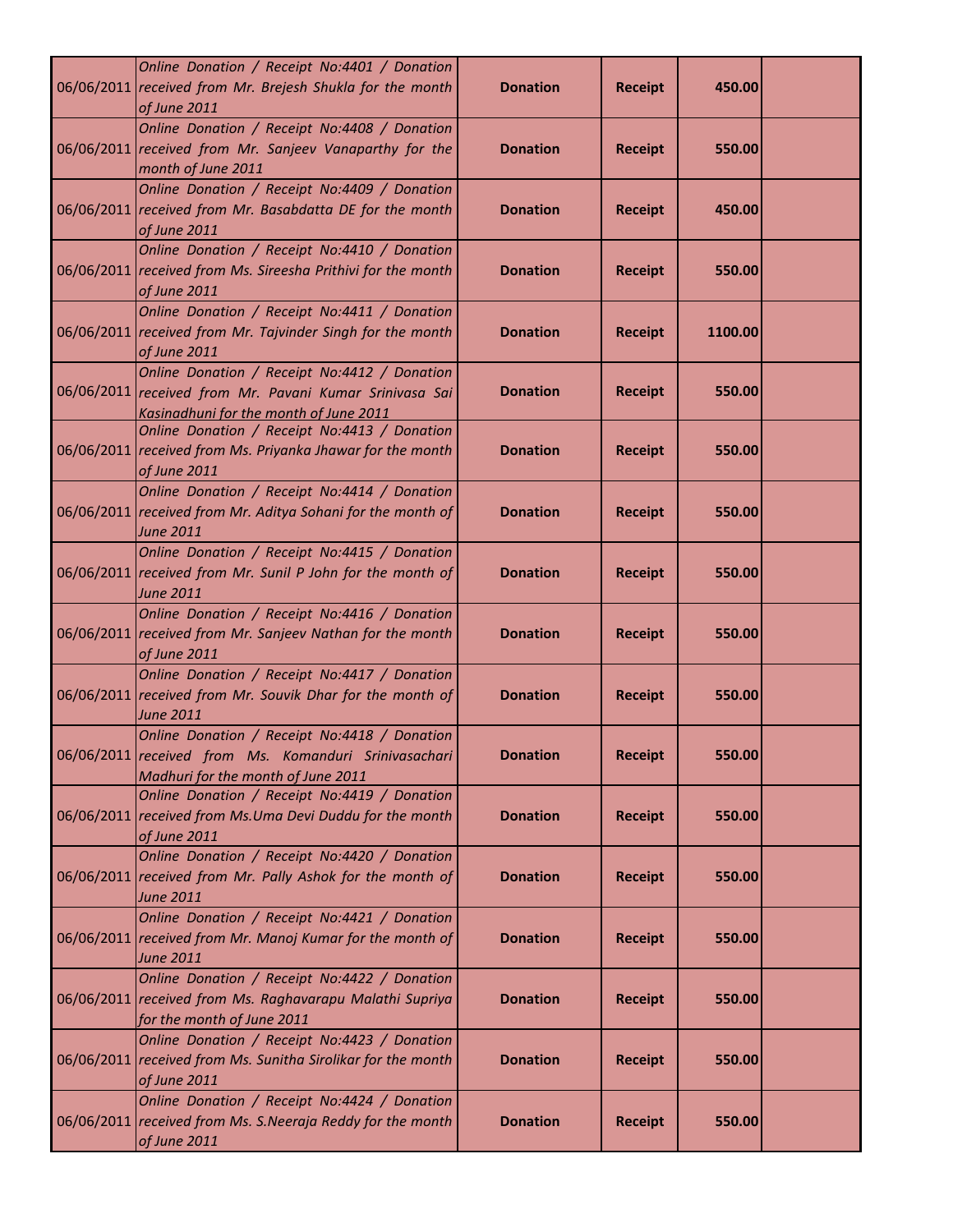| | | | | | |
|---|---|---|---|---|---|
| 06/06/2011 | *Online Donation / Receipt No:4401 / Donation received from Mr. Brejesh Shukla for the month of June 2011* | **Donation** | **Receipt** | **450.00** | |
| 06/06/2011 | *Online Donation / Receipt No:4408 / Donation received from Mr. Sanjeev Vanaparthy for the month of June 2011* | **Donation** | **Receipt** | **550.00** | |
| 06/06/2011 | *Online Donation / Receipt No:4409 / Donation received from Mr. Basabdatta DE for the month of June 2011* | **Donation** | **Receipt** | **450.00** | |
| 06/06/2011 | *Online Donation / Receipt No:4410 / Donation received from Ms. Sireesha Prithivi for the month of June 2011* | **Donation** | **Receipt** | **550.00** | |
| 06/06/2011 | *Online Donation / Receipt No:4411 / Donation received from Mr. Tajvinder Singh for the month of June 2011* | **Donation** | **Receipt** | **1100.00** | |
| 06/06/2011 | *Online Donation / Receipt No:4412 / Donation received from Mr. Pavani Kumar Srinivasa Sai Kasinadhuni for the month of June 2011* | **Donation** | **Receipt** | **550.00** | |
| 06/06/2011 | *Online Donation / Receipt No:4413 / Donation received from Ms. Priyanka Jhawar for the month of June 2011* | **Donation** | **Receipt** | **550.00** | |
| 06/06/2011 | *Online Donation / Receipt No:4414 / Donation received from Mr. Aditya Sohani for the month of June 2011* | **Donation** | **Receipt** | **550.00** | |
| 06/06/2011 | *Online Donation / Receipt No:4415 / Donation received from Mr. Sunil P John for the month of June 2011* | **Donation** | **Receipt** | **550.00** | |
| 06/06/2011 | *Online Donation / Receipt No:4416 / Donation received from Mr. Sanjeev Nathan for the month of June 2011* | **Donation** | **Receipt** | **550.00** | |
| 06/06/2011 | *Online Donation / Receipt No:4417 / Donation received from Mr. Souvik Dhar for the month of June 2011* | **Donation** | **Receipt** | **550.00** | |
| 06/06/2011 | *Online Donation / Receipt No:4418 / Donation received from Ms. Komanduri Srinivasachari Madhuri for the month of June 2011* | **Donation** | **Receipt** | **550.00** | |
| 06/06/2011 | *Online Donation / Receipt No:4419 / Donation received from Ms.Uma Devi Duddu for the month of June 2011* | **Donation** | **Receipt** | **550.00** | |
| 06/06/2011 | *Online Donation / Receipt No:4420 / Donation received from Mr. Pally Ashok for the month of June 2011* | **Donation** | **Receipt** | **550.00** | |
| 06/06/2011 | *Online Donation / Receipt No:4421 / Donation received from Mr. Manoj Kumar for the month of June 2011* | **Donation** | **Receipt** | **550.00** | |
| 06/06/2011 | *Online Donation / Receipt No:4422 / Donation received from Ms. Raghavarapu Malathi Supriya for the month of June 2011* | **Donation** | **Receipt** | **550.00** | |
| 06/06/2011 | *Online Donation / Receipt No:4423 / Donation received from Ms. Sunitha Sirolikar for the month of June 2011* | **Donation** | **Receipt** | **550.00** | |
| 06/06/2011 | *Online Donation / Receipt No:4424 / Donation received from Ms. S.Neeraja Reddy for the month of June 2011* | **Donation** | **Receipt** | **550.00** | |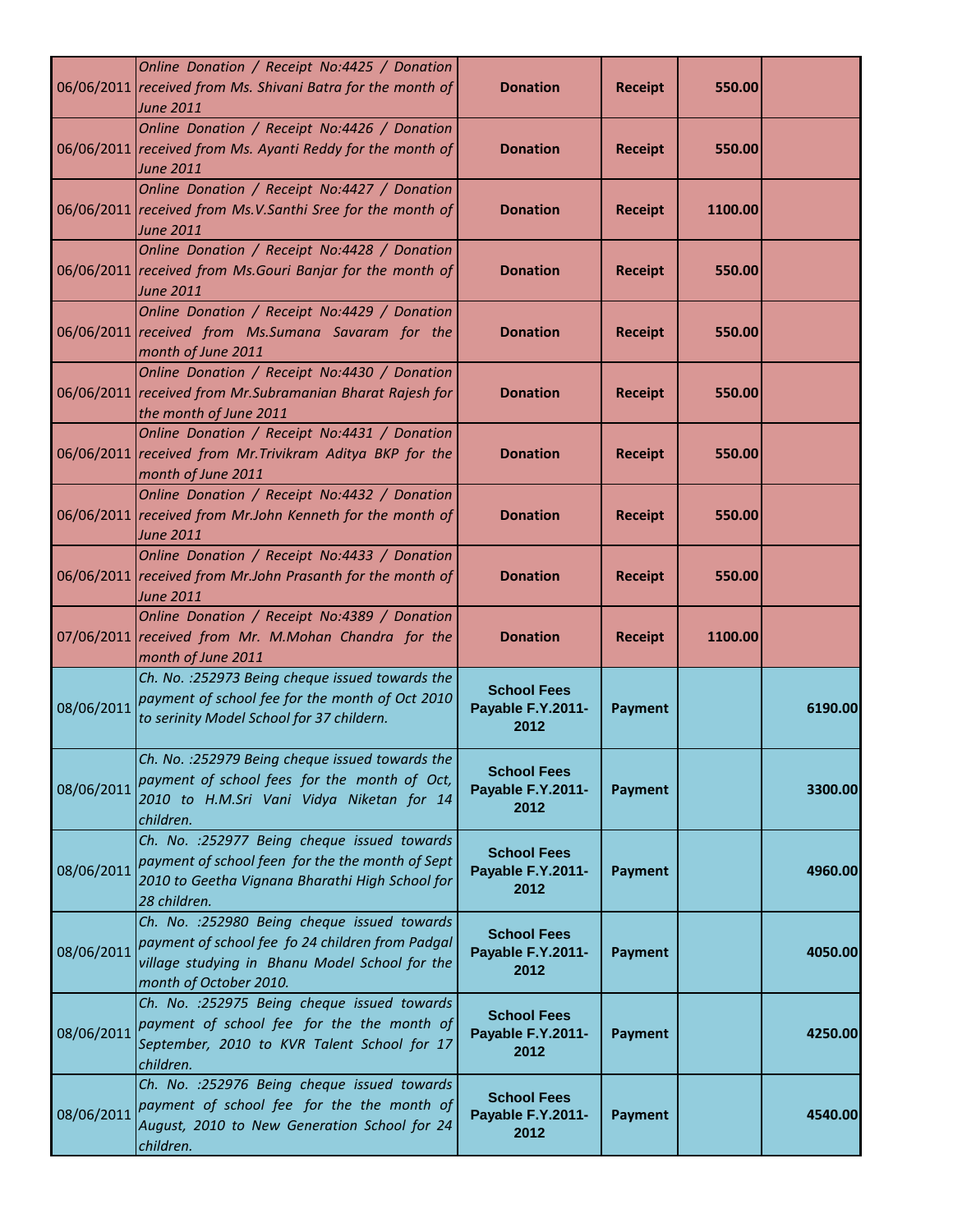| | | | | | |
|---|---|---|---|---|---|
| 06/06/2011 | *Online Donation / Receipt No:4425 / Donation received from Ms. Shivani Batra for the month of June 2011* | **Donation** | **Receipt** | **550.00** | |
| 06/06/2011 | *Online Donation / Receipt No:4426 / Donation received from Ms. Ayanti Reddy for the month of June 2011* | **Donation** | **Receipt** | **550.00** | |
| 06/06/2011 | *Online Donation / Receipt No:4427 / Donation received from Ms.V.Santhi Sree for the month of June 2011* | **Donation** | **Receipt** | **1100.00** | |
| 06/06/2011 | *Online Donation / Receipt No:4428 / Donation received from Ms.Gouri Banjar for the month of June 2011* | **Donation** | **Receipt** | **550.00** | |
| 06/06/2011 | *Online Donation / Receipt No:4429 / Donation received from Ms.Sumana Savaram for the month of June 2011* | **Donation** | **Receipt** | **550.00** | |
| 06/06/2011 | *Online Donation / Receipt No:4430 / Donation received from Mr.Subramanian Bharat Rajesh for the month of June 2011* | **Donation** | **Receipt** | **550.00** | |
| 06/06/2011 | *Online Donation / Receipt No:4431 / Donation received from Mr.Trivikram Aditya BKP for the month of June 2011* | **Donation** | **Receipt** | **550.00** | |
| 06/06/2011 | *Online Donation / Receipt No:4432 / Donation received from Mr.John Kenneth for the month of June 2011* | **Donation** | **Receipt** | **550.00** | |
| 06/06/2011 | *Online Donation / Receipt No:4433 / Donation received from Mr.John Prasanth for the month of June 2011* | **Donation** | **Receipt** | **550.00** | |
| 07/06/2011 | *Online Donation / Receipt No:4389 / Donation received from Mr. M.Mohan Chandra for the month of June 2011* | **Donation** | **Receipt** | **1100.00** | |
| 08/06/2011 | *Ch. No. :252973 Being cheque issued towards the payment of school fee for the month of Oct 2010 to serinity Model School for 37 childern.* | **School Fees Payable F.Y.2011-2012** | **Payment** | | **6190.00** |
| 08/06/2011 | *Ch. No. :252979 Being cheque issued towards the payment of school fees for the month of Oct, 2010 to H.M.Sri Vani Vidya Niketan for 14 children.* | **School Fees Payable F.Y.2011-2012** | **Payment** | | **3300.00** |
| 08/06/2011 | *Ch. No. :252977 Being cheque issued towards payment of school feen for the the month of Sept 2010 to Geetha Vignana Bharathi High School for 28 children.* | **School Fees Payable F.Y.2011-2012** | **Payment** | | **4960.00** |
| 08/06/2011 | *Ch. No. :252980 Being cheque issued towards payment of school fee fo 24 children from Padgal village studying in Bhanu Model School for the month of October 2010.* | **School Fees Payable F.Y.2011-2012** | **Payment** | | **4050.00** |
| 08/06/2011 | *Ch. No. :252975 Being cheque issued towards payment of school fee for the the month of September, 2010 to KVR Talent School for 17 children.* | **School Fees Payable F.Y.2011-2012** | **Payment** | | **4250.00** |
| 08/06/2011 | *Ch. No. :252976 Being cheque issued towards payment of school fee for the the month of August, 2010 to New Generation School for 24 children.* | **School Fees Payable F.Y.2011-2012** | **Payment** | | **4540.00** |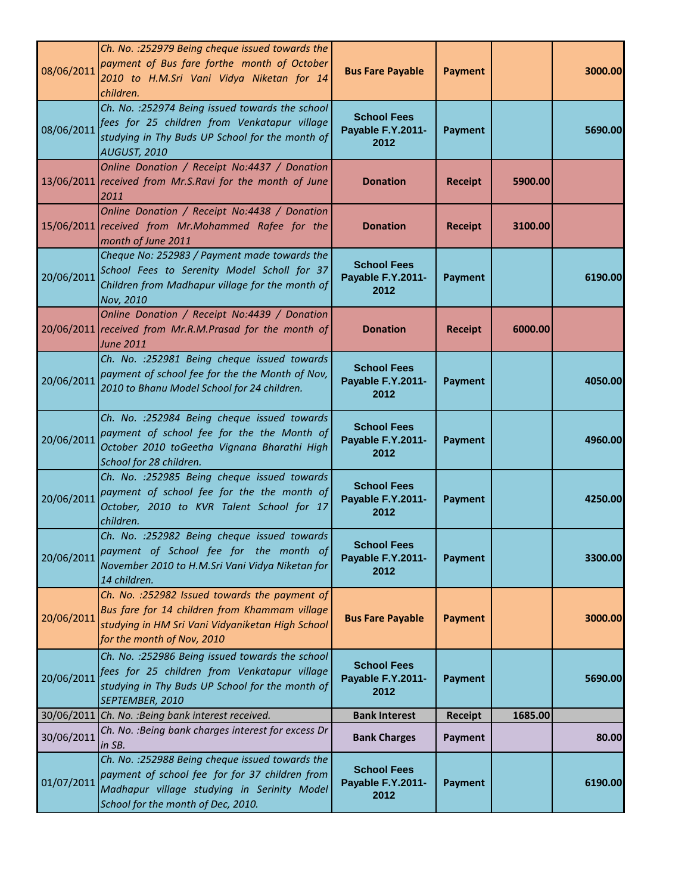| | | | | | |
|---|---|---|---|---|---|
| 08/06/2011 | Ch. No. :252979 Being cheque issued towards the payment of Bus fare forthe month of October 2010 to H.M.Sri Vani Vidya Niketan for 14 children. | **Bus Fare Payable** | **Payment** | | **3000.00** |
| 08/06/2011 | Ch. No. :252974 Being issued towards the school fees for 25 children from Venkatapur village studying in Thy Buds UP School for the month of AUGUST, 2010 | **School Fees Payable F.Y.2011-2012** | **Payment** | | **5690.00** |
| 13/06/2011 | Online Donation / Receipt No:4437 / Donation received from Mr.S.Ravi for the month of June 2011 | **Donation** | **Receipt** | **5900.00** | |
| 15/06/2011 | Online Donation / Receipt No:4438 / Donation received from Mr.Mohammed Rafee for the month of June 2011 | **Donation** | **Receipt** | **3100.00** | |
| 20/06/2011 | Cheque No: 252983 / Payment made towards the School Fees to Serenity Model Scholl for 37 Children from Madhapur village for the month of Nov, 2010 | **School Fees Payable F.Y.2011-2012** | **Payment** | | **6190.00** |
| 20/06/2011 | Online Donation / Receipt No:4439 / Donation received from Mr.R.M.Prasad for the month of June 2011 | **Donation** | **Receipt** | **6000.00** | |
| 20/06/2011 | Ch. No. :252981 Being cheque issued towards payment of school fee for the the Month of Nov, 2010 to Bhanu Model School for 24 children. | **School Fees Payable F.Y.2011-2012** | **Payment** | | **4050.00** |
| 20/06/2011 | Ch. No. :252984 Being cheque issued towards payment of school fee for the the Month of October 2010 toGeetha Vignana Bharathi High School for 28 children. | **School Fees Payable F.Y.2011-2012** | **Payment** | | **4960.00** |
| 20/06/2011 | Ch. No. :252985 Being cheque issued towards payment of school fee for the the month of October, 2010 to KVR Talent School for 17 children. | **School Fees Payable F.Y.2011-2012** | **Payment** | | **4250.00** |
| 20/06/2011 | Ch. No. :252982 Being cheque issued towards payment of School fee for the month of November 2010 to H.M.Sri Vani Vidya Niketan for 14 children. | **School Fees Payable F.Y.2011-2012** | **Payment** | | **3300.00** |
| 20/06/2011 | Ch. No. :252982 Issued towards the payment of Bus fare for 14 children from Khammam village studying in HM Sri Vani Vidyaniketan High School for the month of Nov, 2010 | **Bus Fare Payable** | **Payment** | | **3000.00** |
| 20/06/2011 | Ch. No. :252986 Being issued towards the school fees for 25 children from Venkatapur village studying in Thy Buds UP School for the month of SEPTEMBER, 2010 | **School Fees Payable F.Y.2011-2012** | **Payment** | | **5690.00** |
| 30/06/2011 | Ch. No. :Being bank interest received. | **Bank Interest** | **Receipt** | **1685.00** | |
| 30/06/2011 | Ch. No. :Being bank charges interest for excess Dr in SB. | **Bank Charges** | **Payment** | | **80.00** |
| 01/07/2011 | Ch. No. :252988 Being cheque issued towards the payment of school fee for for 37 children from Madhapur village studying in Serinity Model School for the month of Dec, 2010. | **School Fees Payable F.Y.2011-2012** | **Payment** | | **6190.00** |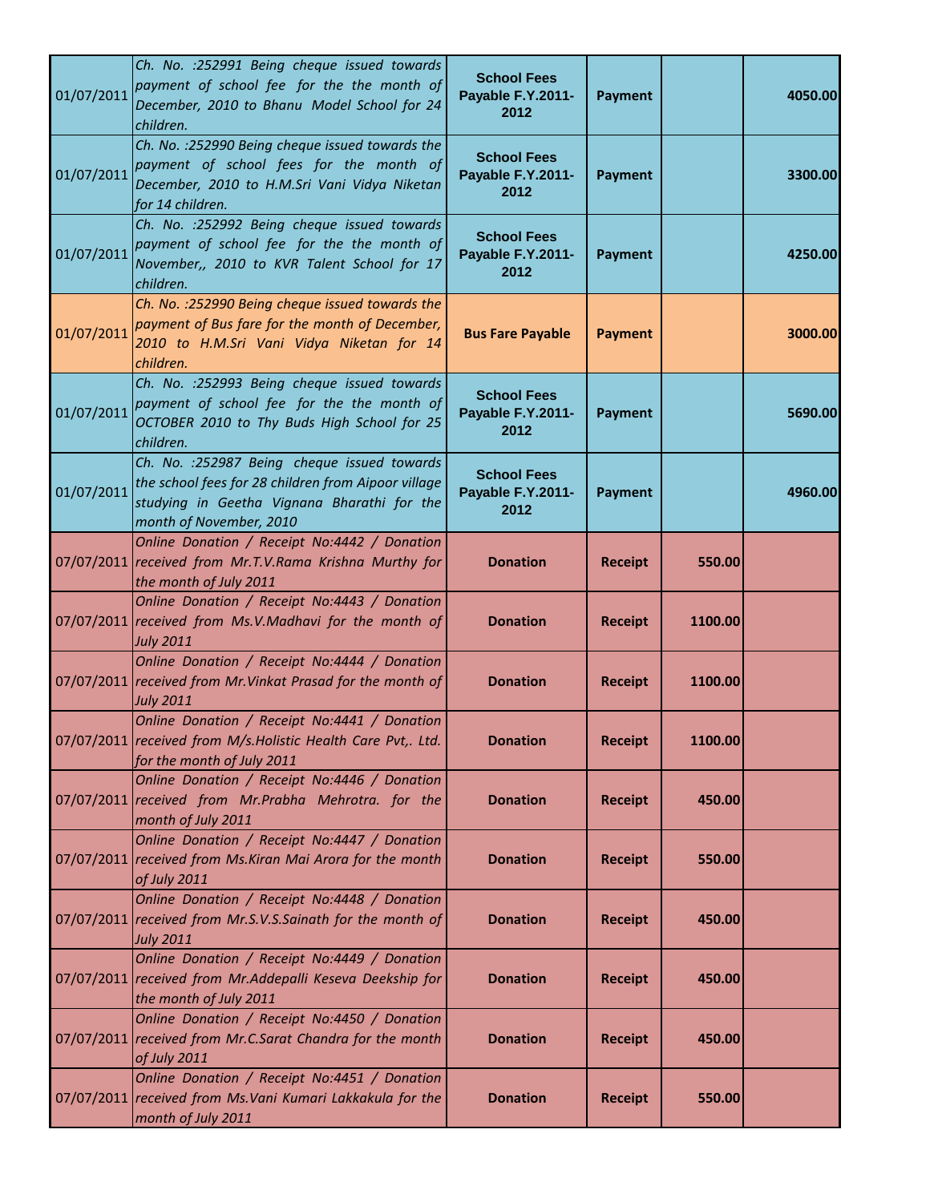| | | | | | |
|---|---|---|---|---|---|
| 01/07/2011 | *Ch. No. :252991 Being cheque issued towards payment of school fee for the the month of December, 2010 to Bhanu Model School for 24 children.* | **School Fees Payable F.Y.2011-2012** | **Payment** | | **4050.00** |
| 01/07/2011 | *Ch. No. :252990 Being cheque issued towards the payment of school fees for the month of December, 2010 to H.M.Sri Vani Vidya Niketan for 14 children.* | **School Fees Payable F.Y.2011-2012** | **Payment** | | **3300.00** |
| 01/07/2011 | *Ch. No. :252992 Being cheque issued towards payment of school fee for the the month of November,, 2010 to KVR Talent School for 17 children.* | **School Fees Payable F.Y.2011-2012** | **Payment** | | **4250.00** |
| 01/07/2011 | *Ch. No. :252990 Being cheque issued towards the payment of Bus fare for the month of December, 2010 to H.M.Sri Vani Vidya Niketan for 14 children.* | **Bus Fare Payable** | **Payment** | | **3000.00** |
| 01/07/2011 | *Ch. No. :252993 Being cheque issued towards payment of school fee for the the month of OCTOBER 2010 to Thy Buds High School for 25 children.* | **School Fees Payable F.Y.2011-2012** | **Payment** | | **5690.00** |
| 01/07/2011 | *Ch. No. :252987 Being cheque issued towards the school fees for 28 children from Aipoor village studying in Geetha Vignana Bharathi for the month of November, 2010* | **School Fees Payable F.Y.2011-2012** | **Payment** | | **4960.00** |
| 07/07/2011 | *Online Donation / Receipt No:4442 / Donation received from Mr.T.V.Rama Krishna Murthy for the month of July 2011* | **Donation** | **Receipt** | **550.00** | |
| 07/07/2011 | *Online Donation / Receipt No:4443 / Donation received from Ms.V.Madhavi for the month of July 2011* | **Donation** | **Receipt** | **1100.00** | |
| 07/07/2011 | *Online Donation / Receipt No:4444 / Donation received from Mr.Vinkat Prasad for the month of July 2011* | **Donation** | **Receipt** | **1100.00** | |
| 07/07/2011 | *Online Donation / Receipt No:4441 / Donation received from M/s.Holistic Health Care Pvt,. Ltd. for the month of July 2011* | **Donation** | **Receipt** | **1100.00** | |
| 07/07/2011 | *Online Donation / Receipt No:4446 / Donation received from Mr.Prabha Mehrotra. for the month of July 2011* | **Donation** | **Receipt** | **450.00** | |
| 07/07/2011 | *Online Donation / Receipt No:4447 / Donation received from Ms.Kiran Mai Arora for the month of July 2011* | **Donation** | **Receipt** | **550.00** | |
| 07/07/2011 | *Online Donation / Receipt No:4448 / Donation received from Mr.S.V.S.Sainath for the month of July 2011* | **Donation** | **Receipt** | **450.00** | |
| 07/07/2011 | *Online Donation / Receipt No:4449 / Donation received from Mr.Addepalli Keseva Deekship for the month of July 2011* | **Donation** | **Receipt** | **450.00** | |
| 07/07/2011 | *Online Donation / Receipt No:4450 / Donation received from Mr.C.Sarat Chandra for the month of July 2011* | **Donation** | **Receipt** | **450.00** | |
| 07/07/2011 | *Online Donation / Receipt No:4451 / Donation received from Ms.Vani Kumari Lakkakula for the month of July 2011* | **Donation** | **Receipt** | **550.00** | |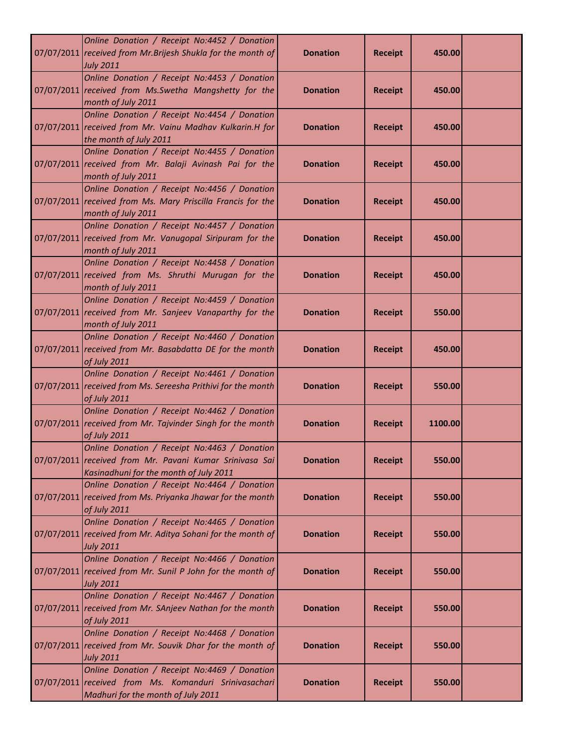| 07/07/2011 | *Online Donation / Receipt No:4452 / Donation received from Mr.Brijesh Shukla for the month of July 2011* | **Donation** | **Receipt** | **450.00** | |
|---|---|---|---|---|---|
| 07/07/2011 | *Online Donation / Receipt No:4453 / Donation received from Ms.Swetha Mangshetty for the month of July 2011* | **Donation** | **Receipt** | **450.00** | |
| 07/07/2011 | *Online Donation / Receipt No:4454 / Donation received from Mr. Vainu Madhav Kulkarin.H for the month of July 2011* | **Donation** | **Receipt** | **450.00** | |
| 07/07/2011 | *Online Donation / Receipt No:4455 / Donation received from Mr. Balaji Avinash Pai for the month of July 2011* | **Donation** | **Receipt** | **450.00** | |
| 07/07/2011 | *Online Donation / Receipt No:4456 / Donation received from Ms. Mary Priscilla Francis for the month of July 2011* | **Donation** | **Receipt** | **450.00** | |
| 07/07/2011 | *Online Donation / Receipt No:4457 / Donation received from Mr. Vanugopal Siripuram for the month of July 2011* | **Donation** | **Receipt** | **450.00** | |
| 07/07/2011 | *Online Donation / Receipt No:4458 / Donation received from Ms. Shruthi Murugan for the month of July 2011* | **Donation** | **Receipt** | **450.00** | |
| 07/07/2011 | *Online Donation / Receipt No:4459 / Donation received from Mr. Sanjeev Vanaparthy for the month of July 2011* | **Donation** | **Receipt** | **550.00** | |
| 07/07/2011 | *Online Donation / Receipt No:4460 / Donation received from Mr. Basabdatta DE for the month of July 2011* | **Donation** | **Receipt** | **450.00** | |
| 07/07/2011 | *Online Donation / Receipt No:4461 / Donation received from Ms. Sereesha Prithivi for the month of July 2011* | **Donation** | **Receipt** | **550.00** | |
| 07/07/2011 | *Online Donation / Receipt No:4462 / Donation received from Mr. Tajvinder Singh for the month of July 2011* | **Donation** | **Receipt** | **1100.00** | |
| 07/07/2011 | *Online Donation / Receipt No:4463 / Donation received from Mr. Pavani Kumar Srinivasa Sai Kasinadhuni for the month of July 2011* | **Donation** | **Receipt** | **550.00** | |
| 07/07/2011 | *Online Donation / Receipt No:4464 / Donation received from Ms. Priyanka Jhawar for the month of July 2011* | **Donation** | **Receipt** | **550.00** | |
| 07/07/2011 | *Online Donation / Receipt No:4465 / Donation received from Mr. Aditya Sohani for the month of July 2011* | **Donation** | **Receipt** | **550.00** | |
| 07/07/2011 | *Online Donation / Receipt No:4466 / Donation received from Mr. Sunil P John for the month of July 2011* | **Donation** | **Receipt** | **550.00** | |
| 07/07/2011 | *Online Donation / Receipt No:4467 / Donation received from Mr. SAnjeev Nathan for the month of July 2011* | **Donation** | **Receipt** | **550.00** | |
| 07/07/2011 | *Online Donation / Receipt No:4468 / Donation received from Mr. Souvik Dhar for the month of July 2011* | **Donation** | **Receipt** | **550.00** | |
| 07/07/2011 | *Online Donation / Receipt No:4469 / Donation received from Ms. Komanduri Srinivasachari Madhuri for the month of July 2011* | **Donation** | **Receipt** | **550.00** | |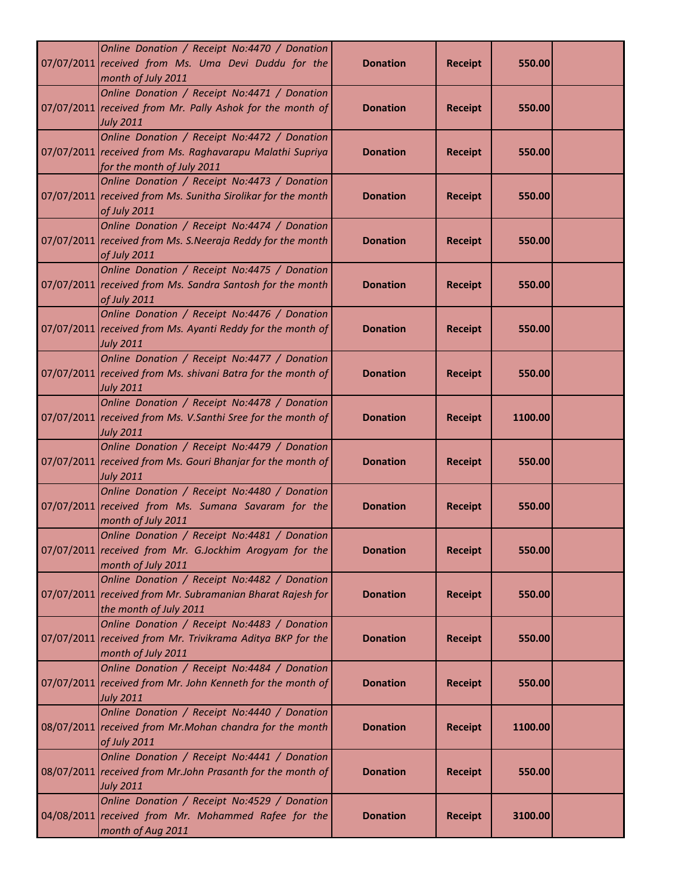| | | | | | |
|---|---|---|---|---|---|
| 07/07/2011 | *Online Donation / Receipt No:4470 / Donation received from Ms. Uma Devi Duddu for the month of July 2011* | **Donation** | **Receipt** | **550.00** | |
| 07/07/2011 | *Online Donation / Receipt No:4471 / Donation received from Mr. Pally Ashok for the month of July 2011* | **Donation** | **Receipt** | **550.00** | |
| 07/07/2011 | *Online Donation / Receipt No:4472 / Donation received from Ms. Raghavarapu Malathi Supriya for the month of July 2011* | **Donation** | **Receipt** | **550.00** | |
| 07/07/2011 | *Online Donation / Receipt No:4473 / Donation received from Ms. Sunitha Sirolikar for the month of July 2011* | **Donation** | **Receipt** | **550.00** | |
| 07/07/2011 | *Online Donation / Receipt No:4474 / Donation received from Ms. S.Neeraja Reddy for the month of July 2011* | **Donation** | **Receipt** | **550.00** | |
| 07/07/2011 | *Online Donation / Receipt No:4475 / Donation received from Ms. Sandra Santosh for the month of July 2011* | **Donation** | **Receipt** | **550.00** | |
| 07/07/2011 | *Online Donation / Receipt No:4476 / Donation received from Ms. Ayanti Reddy for the month of July 2011* | **Donation** | **Receipt** | **550.00** | |
| 07/07/2011 | *Online Donation / Receipt No:4477 / Donation received from Ms. shivani Batra for the month of July 2011* | **Donation** | **Receipt** | **550.00** | |
| 07/07/2011 | *Online Donation / Receipt No:4478 / Donation received from Ms. V.Santhi Sree for the month of July 2011* | **Donation** | **Receipt** | **1100.00** | |
| 07/07/2011 | *Online Donation / Receipt No:4479 / Donation received from Ms. Gouri Bhanjar for the month of July 2011* | **Donation** | **Receipt** | **550.00** | |
| 07/07/2011 | *Online Donation / Receipt No:4480 / Donation received from Ms. Sumana Savaram for the month of July 2011* | **Donation** | **Receipt** | **550.00** | |
| 07/07/2011 | *Online Donation / Receipt No:4481 / Donation received from Mr. G.Jockhim Arogyam for the month of July 2011* | **Donation** | **Receipt** | **550.00** | |
| 07/07/2011 | *Online Donation / Receipt No:4482 / Donation received from Mr. Subramanian Bharat Rajesh for the month of July 2011* | **Donation** | **Receipt** | **550.00** | |
| 07/07/2011 | *Online Donation / Receipt No:4483 / Donation received from Mr. Trivikrama Aditya BKP for the month of July 2011* | **Donation** | **Receipt** | **550.00** | |
| 07/07/2011 | *Online Donation / Receipt No:4484 / Donation received from Mr. John Kenneth for the month of July 2011* | **Donation** | **Receipt** | **550.00** | |
| 08/07/2011 | *Online Donation / Receipt No:4440 / Donation received from Mr.Mohan chandra for the month of July 2011* | **Donation** | **Receipt** | **1100.00** | |
| 08/07/2011 | *Online Donation / Receipt No:4441 / Donation received from Mr.John Prasanth for the month of July 2011* | **Donation** | **Receipt** | **550.00** | |
| 04/08/2011 | *Online Donation / Receipt No:4529 / Donation received from Mr. Mohammed Rafee for the month of Aug 2011* | **Donation** | **Receipt** | **3100.00** | |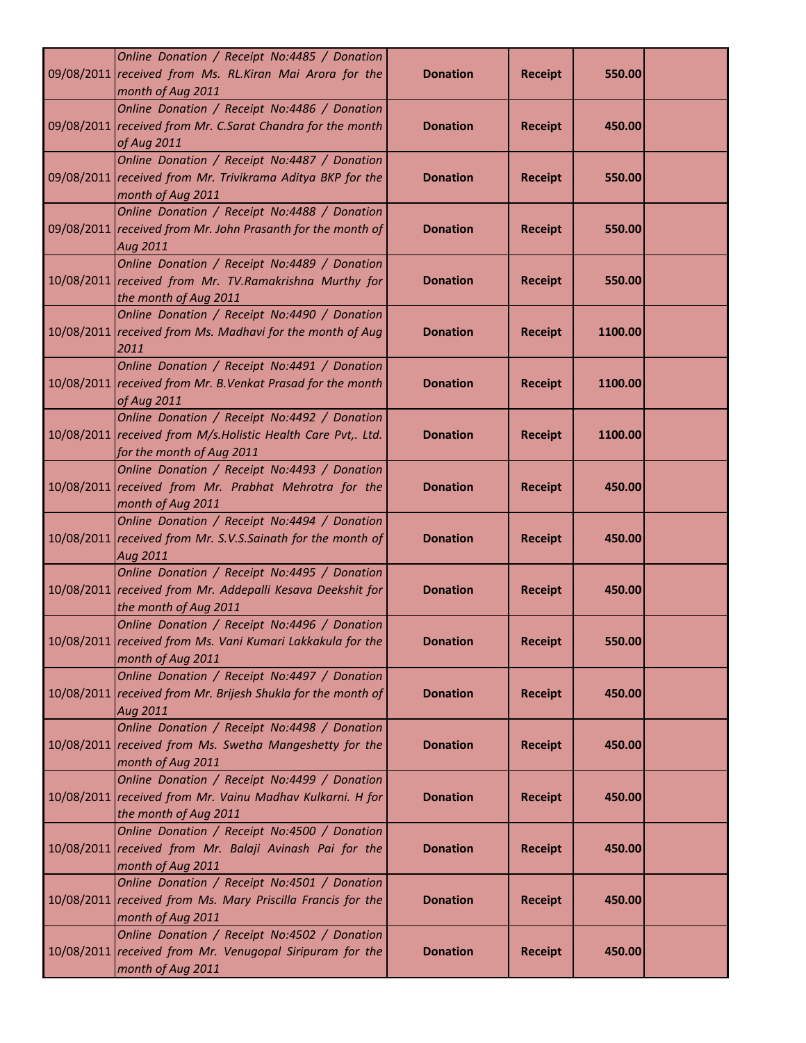| | | | | | |
|---|---|---|---|---|---|
| 09/08/2011 | Online Donation / Receipt No:4485 / Donation received from Ms. RL.Kiran Mai Arora for the month of Aug 2011 | Donation | Receipt | 550.00 | |
| 09/08/2011 | Online Donation / Receipt No:4486 / Donation received from Mr. C.Sarat Chandra for the month of Aug 2011 | Donation | Receipt | 450.00 | |
| 09/08/2011 | Online Donation / Receipt No:4487 / Donation received from Mr. Trivikrama Aditya BKP for the month of Aug 2011 | Donation | Receipt | 550.00 | |
| 09/08/2011 | Online Donation / Receipt No:4488 / Donation received from Mr. John Prasanth for the month of Aug 2011 | Donation | Receipt | 550.00 | |
| 10/08/2011 | Online Donation / Receipt No:4489 / Donation received from Mr. TV.Ramakrishna Murthy for the month of Aug 2011 | Donation | Receipt | 550.00 | |
| 10/08/2011 | Online Donation / Receipt No:4490 / Donation received from Ms. Madhavi for the month of Aug 2011 | Donation | Receipt | 1100.00 | |
| 10/08/2011 | Online Donation / Receipt No:4491 / Donation received from Mr. B.Venkat Prasad for the month of Aug 2011 | Donation | Receipt | 1100.00 | |
| 10/08/2011 | Online Donation / Receipt No:4492 / Donation received from M/s.Holistic Health Care Pvt,. Ltd. for the month of Aug 2011 | Donation | Receipt | 1100.00 | |
| 10/08/2011 | Online Donation / Receipt No:4493 / Donation received from Mr. Prabhat Mehrotra for the month of Aug 2011 | Donation | Receipt | 450.00 | |
| 10/08/2011 | Online Donation / Receipt No:4494 / Donation received from Mr. S.V.S.Sainath for the month of Aug 2011 | Donation | Receipt | 450.00 | |
| 10/08/2011 | Online Donation / Receipt No:4495 / Donation received from Mr. Addepalli Kesava Deekshit for the month of Aug 2011 | Donation | Receipt | 450.00 | |
| 10/08/2011 | Online Donation / Receipt No:4496 / Donation received from Ms. Vani Kumari Lakkakula for the month of Aug 2011 | Donation | Receipt | 550.00 | |
| 10/08/2011 | Online Donation / Receipt No:4497 / Donation received from Mr. Brijesh Shukla for the month of Aug 2011 | Donation | Receipt | 450.00 | |
| 10/08/2011 | Online Donation / Receipt No:4498 / Donation received from Ms. Swetha Mangeshetty for the month of Aug 2011 | Donation | Receipt | 450.00 | |
| 10/08/2011 | Online Donation / Receipt No:4499 / Donation received from Mr. Vainu Madhav Kulkarni. H for the month of Aug 2011 | Donation | Receipt | 450.00 | |
| 10/08/2011 | Online Donation / Receipt No:4500 / Donation received from Mr. Balaji Avinash Pai for the month of Aug 2011 | Donation | Receipt | 450.00 | |
| 10/08/2011 | Online Donation / Receipt No:4501 / Donation received from Ms. Mary Priscilla Francis for the month of Aug 2011 | Donation | Receipt | 450.00 | |
| 10/08/2011 | Online Donation / Receipt No:4502 / Donation received from Mr. Venugopal Siripuram for the month of Aug 2011 | Donation | Receipt | 450.00 | |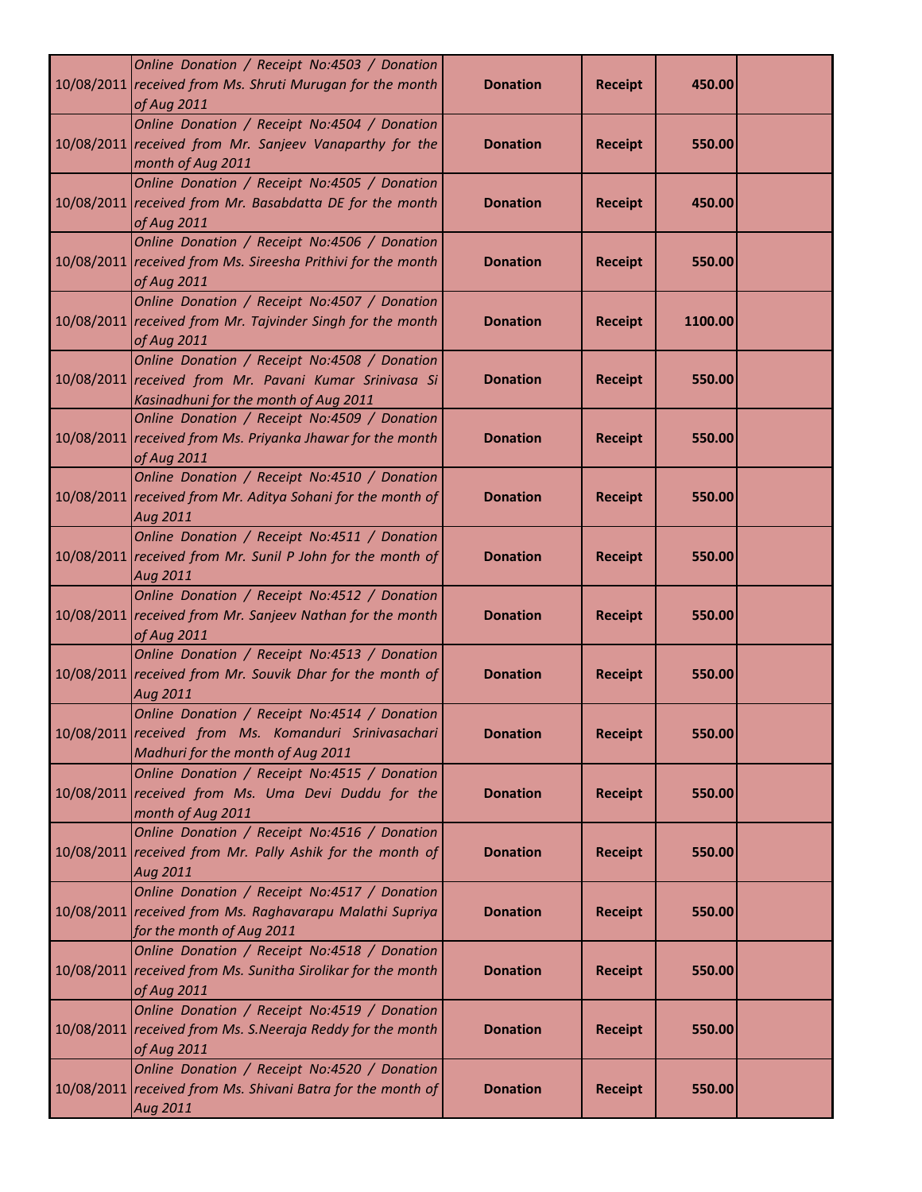| | | | | | |
|---|---|---|---|---|---|
| 10/08/2011 | *Online Donation / Receipt No:4503 / Donation received from Ms. Shruti Murugan for the month of Aug 2011* | **Donation** | **Receipt** | **450.00** | |
| 10/08/2011 | *Online Donation / Receipt No:4504 / Donation received from Mr. Sanjeev Vanaparthy for the month of Aug 2011* | **Donation** | **Receipt** | **550.00** | |
| 10/08/2011 | *Online Donation / Receipt No:4505 / Donation received from Mr. Basabdatta DE for the month of Aug 2011* | **Donation** | **Receipt** | **450.00** | |
| 10/08/2011 | *Online Donation / Receipt No:4506 / Donation received from Ms. Sireesha Prithivi for the month of Aug 2011* | **Donation** | **Receipt** | **550.00** | |
| 10/08/2011 | *Online Donation / Receipt No:4507 / Donation received from Mr. Tajvinder Singh for the month of Aug 2011* | **Donation** | **Receipt** | **1100.00** | |
| 10/08/2011 | *Online Donation / Receipt No:4508 / Donation received from Mr. Pavani Kumar Srinivasa Si Kasinadhuni for the month of Aug 2011* | **Donation** | **Receipt** | **550.00** | |
| 10/08/2011 | *Online Donation / Receipt No:4509 / Donation received from Ms. Priyanka Jhawar for the month of Aug 2011* | **Donation** | **Receipt** | **550.00** | |
| 10/08/2011 | *Online Donation / Receipt No:4510 / Donation received from Mr. Aditya Sohani for the month of Aug 2011* | **Donation** | **Receipt** | **550.00** | |
| 10/08/2011 | *Online Donation / Receipt No:4511 / Donation received from Mr. Sunil P John for the month of Aug 2011* | **Donation** | **Receipt** | **550.00** | |
| 10/08/2011 | *Online Donation / Receipt No:4512 / Donation received from Mr. Sanjeev Nathan for the month of Aug 2011* | **Donation** | **Receipt** | **550.00** | |
| 10/08/2011 | *Online Donation / Receipt No:4513 / Donation received from Mr. Souvik Dhar for the month of Aug 2011* | **Donation** | **Receipt** | **550.00** | |
| 10/08/2011 | *Online Donation / Receipt No:4514 / Donation received from Ms. Komanduri Srinivasachari Madhuri for the month of Aug 2011* | **Donation** | **Receipt** | **550.00** | |
| 10/08/2011 | *Online Donation / Receipt No:4515 / Donation received from Ms. Uma Devi Duddu for the month of Aug 2011* | **Donation** | **Receipt** | **550.00** | |
| 10/08/2011 | *Online Donation / Receipt No:4516 / Donation received from Mr. Pally Ashik for the month of Aug 2011* | **Donation** | **Receipt** | **550.00** | |
| 10/08/2011 | *Online Donation / Receipt No:4517 / Donation received from Ms. Raghavarapu Malathi Supriya for the month of Aug 2011* | **Donation** | **Receipt** | **550.00** | |
| 10/08/2011 | *Online Donation / Receipt No:4518 / Donation received from Ms. Sunitha Sirolikar for the month of Aug 2011* | **Donation** | **Receipt** | **550.00** | |
| 10/08/2011 | *Online Donation / Receipt No:4519 / Donation received from Ms. S.Neeraja Reddy for the month of Aug 2011* | **Donation** | **Receipt** | **550.00** | |
| 10/08/2011 | *Online Donation / Receipt No:4520 / Donation received from Ms. Shivani Batra for the month of Aug 2011* | **Donation** | **Receipt** | **550.00** | |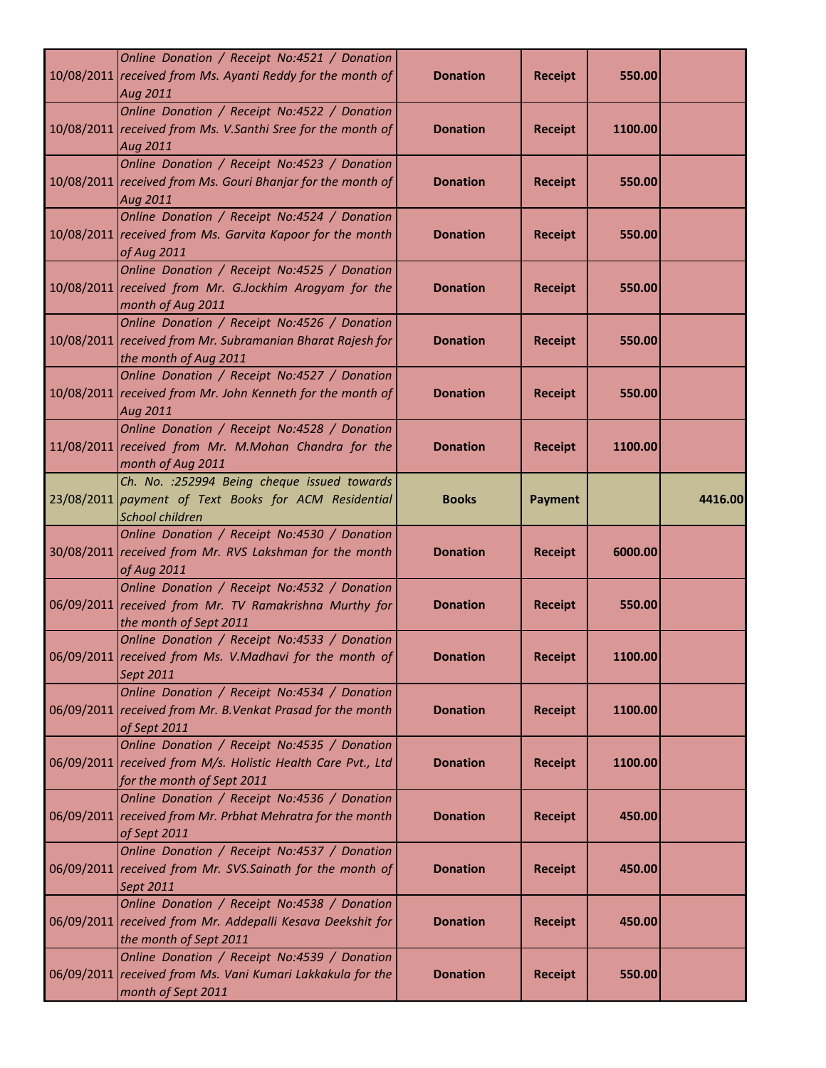| | | | | | |
|---|---|---|---|---|---|
| 10/08/2011 | *Online Donation / Receipt No:4521 / Donation received from Ms. Ayanti Reddy for the month of Aug 2011* | **Donation** | **Receipt** | **550.00** | |
| 10/08/2011 | *Online Donation / Receipt No:4522 / Donation received from Ms. V.Santhi Sree for the month of Aug 2011* | **Donation** | **Receipt** | **1100.00** | |
| 10/08/2011 | *Online Donation / Receipt No:4523 / Donation received from Ms. Gouri Bhanjar for the month of Aug 2011* | **Donation** | **Receipt** | **550.00** | |
| 10/08/2011 | *Online Donation / Receipt No:4524 / Donation received from Ms. Garvita Kapoor for the month of Aug 2011* | **Donation** | **Receipt** | **550.00** | |
| 10/08/2011 | *Online Donation / Receipt No:4525 / Donation received from Mr. G.Jockhim Arogyam for the month of Aug 2011* | **Donation** | **Receipt** | **550.00** | |
| 10/08/2011 | *Online Donation / Receipt No:4526 / Donation received from Mr. Subramanian Bharat Rajesh for the month of Aug 2011* | **Donation** | **Receipt** | **550.00** | |
| 10/08/2011 | *Online Donation / Receipt No:4527 / Donation received from Mr. John Kenneth for the month of Aug 2011* | **Donation** | **Receipt** | **550.00** | |
| 11/08/2011 | *Online Donation / Receipt No:4528 / Donation received from Mr. M.Mohan Chandra for the month of Aug 2011* | **Donation** | **Receipt** | **1100.00** | |
| 23/08/2011 | *Ch. No. :252994 Being cheque issued towards payment of Text Books for ACM Residential School children* | **Books** | **Payment** | | **4416.00** |
| 30/08/2011 | *Online Donation / Receipt No:4530 / Donation received from Mr. RVS Lakshman for the month of Aug 2011* | **Donation** | **Receipt** | **6000.00** | |
| 06/09/2011 | *Online Donation / Receipt No:4532 / Donation received from Mr. TV Ramakrishna Murthy for the month of Sept 2011* | **Donation** | **Receipt** | **550.00** | |
| 06/09/2011 | *Online Donation / Receipt No:4533 / Donation received from Ms. V.Madhavi for the month of Sept 2011* | **Donation** | **Receipt** | **1100.00** | |
| 06/09/2011 | *Online Donation / Receipt No:4534 / Donation received from Mr. B.Venkat Prasad for the month of Sept 2011* | **Donation** | **Receipt** | **1100.00** | |
| 06/09/2011 | *Online Donation / Receipt No:4535 / Donation received from M/s. Holistic Health Care Pvt., Ltd for the month of Sept 2011* | **Donation** | **Receipt** | **1100.00** | |
| 06/09/2011 | *Online Donation / Receipt No:4536 / Donation received from Mr. Prbhat Mehratra for the month of Sept 2011* | **Donation** | **Receipt** | **450.00** | |
| 06/09/2011 | *Online Donation / Receipt No:4537 / Donation received from Mr. SVS.Sainath for the month of Sept 2011* | **Donation** | **Receipt** | **450.00** | |
| 06/09/2011 | *Online Donation / Receipt No:4538 / Donation received from Mr. Addepalli Kesava Deekshit for the month of Sept 2011* | **Donation** | **Receipt** | **450.00** | |
| 06/09/2011 | *Online Donation / Receipt No:4539 / Donation received from Ms. Vani Kumari Lakkakula for the month of Sept 2011* | **Donation** | **Receipt** | **550.00** | |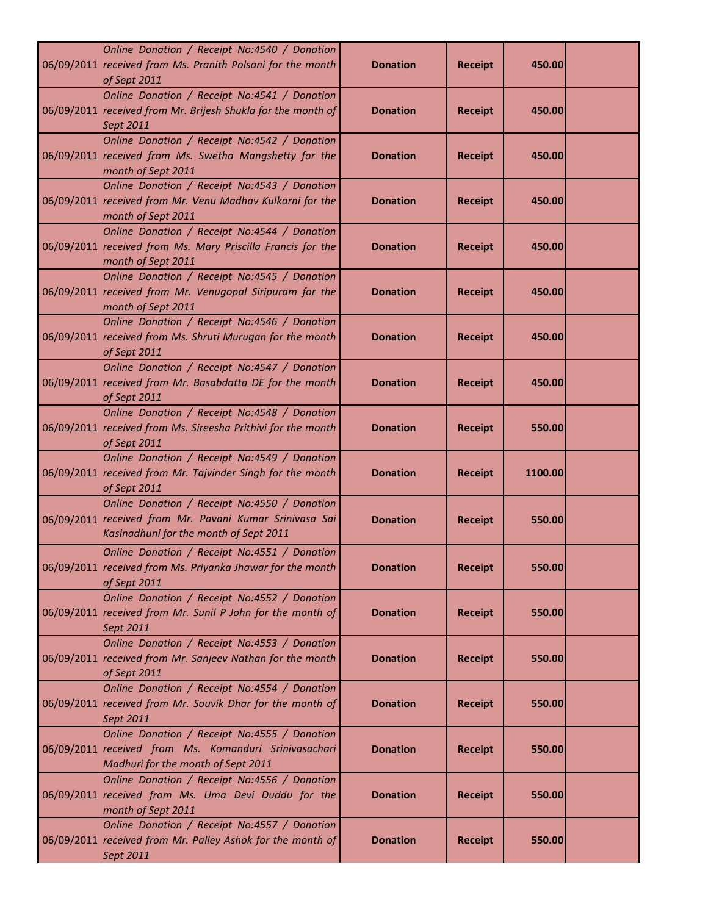| | | | | | |
|---|---|---|---|---|---|
| 06/09/2011 | *Online Donation / Receipt No:4540 / Donation received from Ms. Pranith Polsani for the month of Sept 2011* | **Donation** | **Receipt** | **450.00** | |
| 06/09/2011 | *Online Donation / Receipt No:4541 / Donation received from Mr. Brijesh Shukla for the month of Sept 2011* | **Donation** | **Receipt** | **450.00** | |
| 06/09/2011 | *Online Donation / Receipt No:4542 / Donation received from Ms. Swetha Mangshetty for the month of Sept 2011* | **Donation** | **Receipt** | **450.00** | |
| 06/09/2011 | *Online Donation / Receipt No:4543 / Donation received from Mr. Venu Madhav Kulkarni for the month of Sept 2011* | **Donation** | **Receipt** | **450.00** | |
| 06/09/2011 | *Online Donation / Receipt No:4544 / Donation received from Ms. Mary Priscilla Francis for the month of Sept 2011* | **Donation** | **Receipt** | **450.00** | |
| 06/09/2011 | *Online Donation / Receipt No:4545 / Donation received from Mr. Venugopal Siripuram for the month of Sept 2011* | **Donation** | **Receipt** | **450.00** | |
| 06/09/2011 | *Online Donation / Receipt No:4546 / Donation received from Ms. Shruti Murugan for the month of Sept 2011* | **Donation** | **Receipt** | **450.00** | |
| 06/09/2011 | *Online Donation / Receipt No:4547 / Donation received from Mr. Basabdatta DE for the month of Sept 2011* | **Donation** | **Receipt** | **450.00** | |
| 06/09/2011 | *Online Donation / Receipt No:4548 / Donation received from Ms. Sireesha Prithivi for the month of Sept 2011* | **Donation** | **Receipt** | **550.00** | |
| 06/09/2011 | *Online Donation / Receipt No:4549 / Donation received from Mr. Tajvinder Singh for the month of Sept 2011* | **Donation** | **Receipt** | **1100.00** | |
| 06/09/2011 | *Online Donation / Receipt No:4550 / Donation received from Mr. Pavani Kumar Srinivasa Sai Kasinadhuni for the month of Sept 2011* | **Donation** | **Receipt** | **550.00** | |
| 06/09/2011 | *Online Donation / Receipt No:4551 / Donation received from Ms. Priyanka Jhawar for the month of Sept 2011* | **Donation** | **Receipt** | **550.00** | |
| 06/09/2011 | *Online Donation / Receipt No:4552 / Donation received from Mr. Sunil P John for the month of Sept 2011* | **Donation** | **Receipt** | **550.00** | |
| 06/09/2011 | *Online Donation / Receipt No:4553 / Donation received from Mr. Sanjeev Nathan for the month of Sept 2011* | **Donation** | **Receipt** | **550.00** | |
| 06/09/2011 | *Online Donation / Receipt No:4554 / Donation received from Mr. Souvik Dhar for the month of Sept 2011* | **Donation** | **Receipt** | **550.00** | |
| 06/09/2011 | *Online Donation / Receipt No:4555 / Donation received from Ms. Komanduri Srinivasachari Madhuri for the month of Sept 2011* | **Donation** | **Receipt** | **550.00** | |
| 06/09/2011 | *Online Donation / Receipt No:4556 / Donation received from Ms. Uma Devi Duddu for the month of Sept 2011* | **Donation** | **Receipt** | **550.00** | |
| 06/09/2011 | *Online Donation / Receipt No:4557 / Donation received from Mr. Palley Ashok for the month of Sept 2011* | **Donation** | **Receipt** | **550.00** | |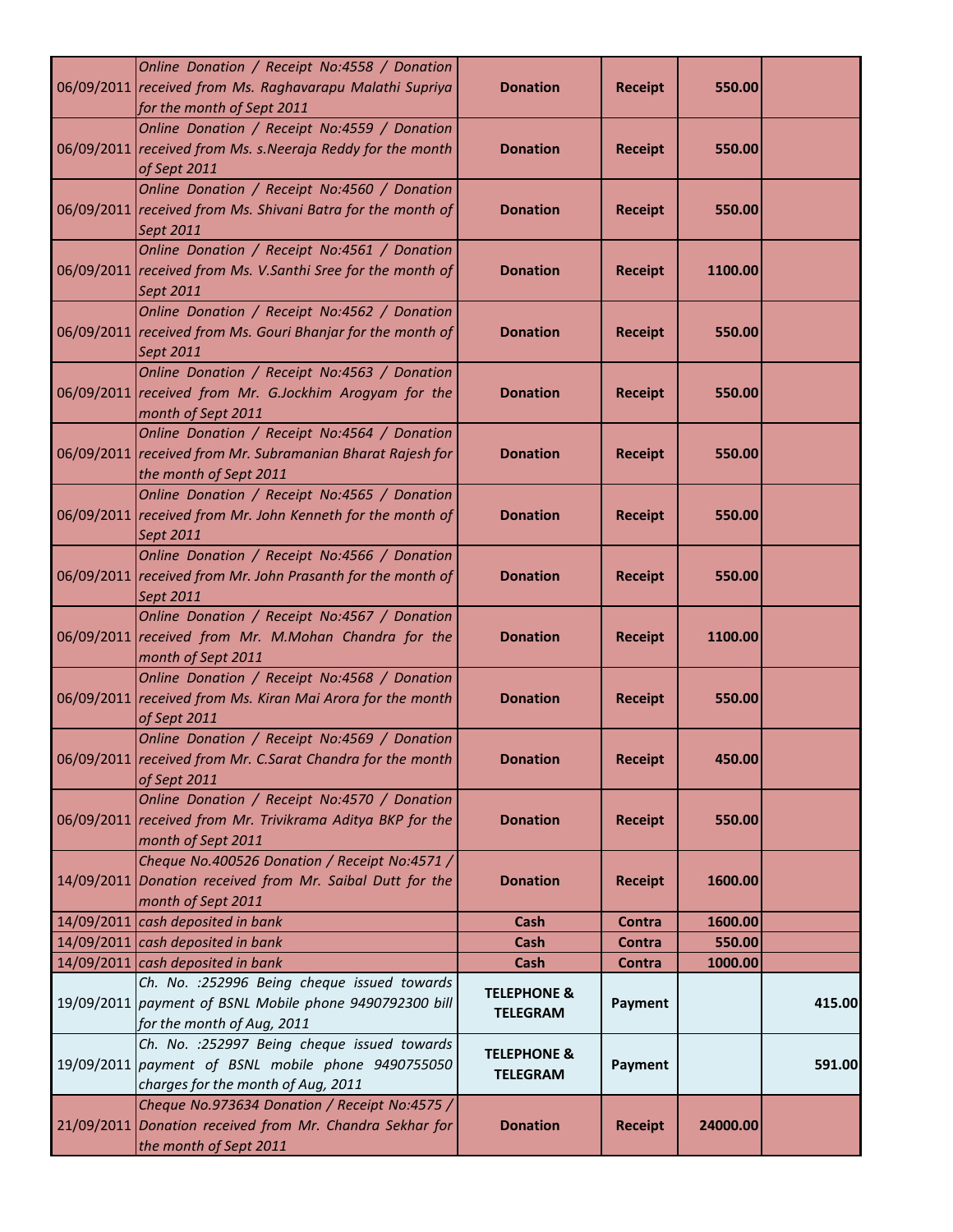| | | | | | |
|---|---|---|---|---|---|
| 06/09/2011 | *Online Donation / Receipt No:4558 / Donation received from Ms. Raghavarapu Malathi Supriya for the month of Sept 2011* | **Donation** | **Receipt** | **550.00** | |
| 06/09/2011 | *Online Donation / Receipt No:4559 / Donation received from Ms. s.Neeraja Reddy for the month of Sept 2011* | **Donation** | **Receipt** | **550.00** | |
| 06/09/2011 | *Online Donation / Receipt No:4560 / Donation received from Ms. Shivani Batra for the month of Sept 2011* | **Donation** | **Receipt** | **550.00** | |
| 06/09/2011 | *Online Donation / Receipt No:4561 / Donation received from Ms. V.Santhi Sree for the month of Sept 2011* | **Donation** | **Receipt** | **1100.00** | |
| 06/09/2011 | *Online Donation / Receipt No:4562 / Donation received from Ms. Gouri Bhanjar for the month of Sept 2011* | **Donation** | **Receipt** | **550.00** | |
| 06/09/2011 | *Online Donation / Receipt No:4563 / Donation received from Mr. G.Jockhim Arogyam for the month of Sept 2011* | **Donation** | **Receipt** | **550.00** | |
| 06/09/2011 | *Online Donation / Receipt No:4564 / Donation received from Mr. Subramanian Bharat Rajesh for the month of Sept 2011* | **Donation** | **Receipt** | **550.00** | |
| 06/09/2011 | *Online Donation / Receipt No:4565 / Donation received from Mr. John Kenneth for the month of Sept 2011* | **Donation** | **Receipt** | **550.00** | |
| 06/09/2011 | *Online Donation / Receipt No:4566 / Donation received from Mr. John Prasanth for the month of Sept 2011* | **Donation** | **Receipt** | **550.00** | |
| 06/09/2011 | *Online Donation / Receipt No:4567 / Donation received from Mr. M.Mohan Chandra for the month of Sept 2011* | **Donation** | **Receipt** | **1100.00** | |
| 06/09/2011 | *Online Donation / Receipt No:4568 / Donation received from Ms. Kiran Mai Arora for the month of Sept 2011* | **Donation** | **Receipt** | **550.00** | |
| 06/09/2011 | *Online Donation / Receipt No:4569 / Donation received from Mr. C.Sarat Chandra for the month of Sept 2011* | **Donation** | **Receipt** | **450.00** | |
| 06/09/2011 | *Online Donation / Receipt No:4570 / Donation received from Mr. Trivikrama Aditya BKP for the month of Sept 2011* | **Donation** | **Receipt** | **550.00** | |
| 14/09/2011 | *Cheque No.400526 Donation / Receipt No:4571 / Donation received from Mr. Saibal Dutt for the month of Sept 2011* | **Donation** | **Receipt** | **1600.00** | |
| 14/09/2011 | *cash deposited in bank* | **Cash** | **Contra** | **1600.00** | |
| 14/09/2011 | *cash deposited in bank* | **Cash** | **Contra** | **550.00** | |
| 14/09/2011 | *cash deposited in bank* | **Cash** | **Contra** | **1000.00** | |
| 19/09/2011 | *Ch. No. :252996 Being cheque issued towards payment of BSNL Mobile phone 9490792300 bill for the month of Aug, 2011* | **TELEPHONE & TELEGRAM** | **Payment** | | **415.00** |
| 19/09/2011 | *Ch. No. :252997 Being cheque issued towards payment of BSNL mobile phone 9490755050 charges for the month of Aug, 2011* | **TELEPHONE & TELEGRAM** | **Payment** | | **591.00** |
| 21/09/2011 | *Cheque No.973634 Donation / Receipt No:4575 / Donation received from Mr. Chandra Sekhar for the month of Sept 2011* | **Donation** | **Receipt** | **24000.00** | |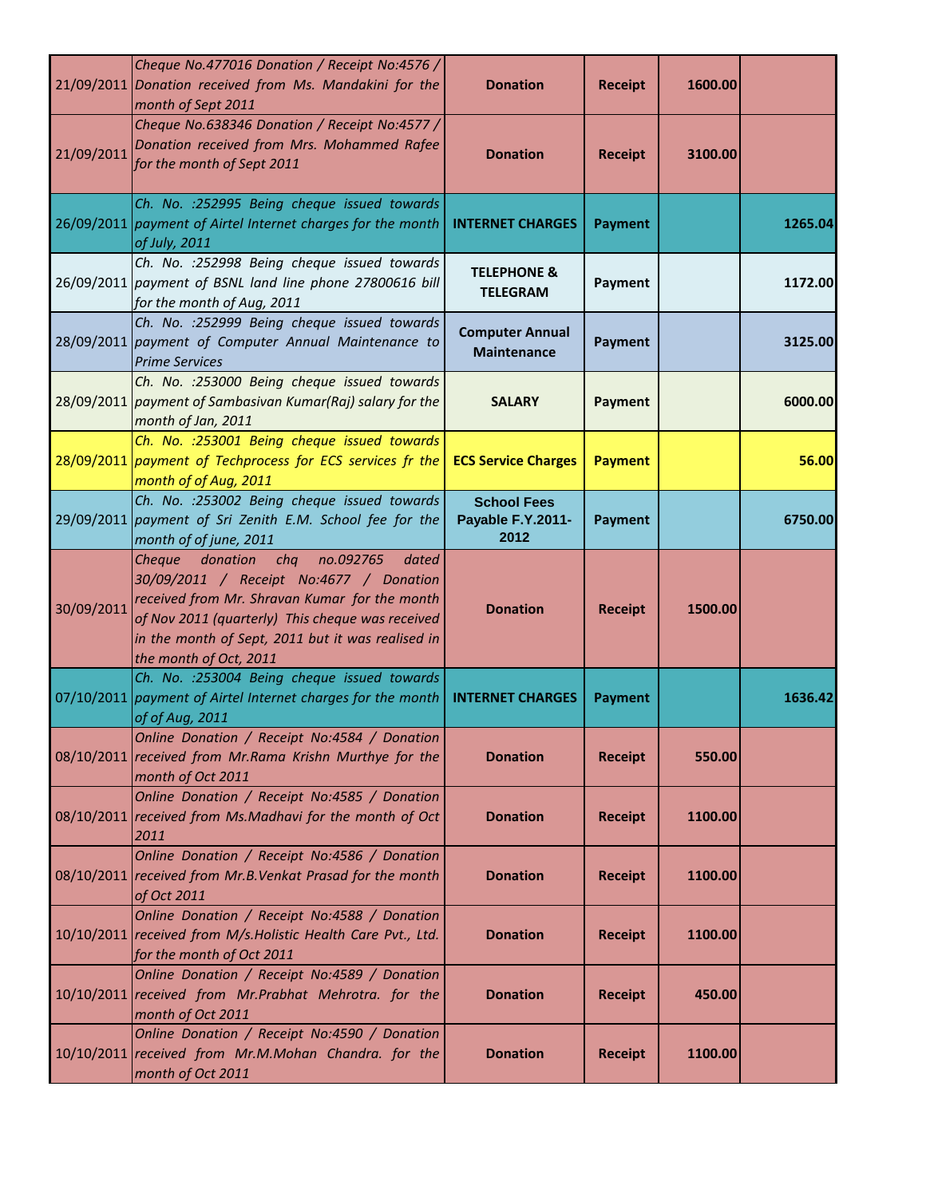| | | | | | |
|---|---|---|---|---|---|
| 21/09/2011 | *Cheque No.477016 Donation / Receipt No:4576 / Donation received from Ms. Mandakini for the month of Sept 2011* | **Donation** | **Receipt** | **1600.00** | |
| 21/09/2011 | *Cheque No.638346 Donation / Receipt No:4577 / Donation received from Mrs. Mohammed Rafee for the month of Sept 2011* | **Donation** | **Receipt** | **3100.00** | |
| 26/09/2011 | *Ch. No. :252995 Being cheque issued towards payment of Airtel Internet charges for the month of July, 2011* | **INTERNET CHARGES** | **Payment** | | **1265.04** |
| 26/09/2011 | *Ch. No. :252998 Being cheque issued towards payment of BSNL land line phone 27800616 bill for the month of Aug, 2011* | **TELEPHONE & TELEGRAM** | **Payment** | | **1172.00** |
| 28/09/2011 | *Ch. No. :252999 Being cheque issued towards payment of Computer Annual Maintenance to Prime Services* | **Computer Annual Maintenance** | **Payment** | | **3125.00** |
| 28/09/2011 | *Ch. No. :253000 Being cheque issued towards payment of Sambasivan Kumar(Raj) salary for the month of Jan, 2011* | **SALARY** | **Payment** | | **6000.00** |
| 28/09/2011 | *Ch. No. :253001 Being cheque issued towards payment of Techprocess for ECS services fr the month of of Aug, 2011* | **ECS Service Charges** | **Payment** | | **56.00** |
| 29/09/2011 | *Ch. No. :253002 Being cheque issued towards payment of Sri Zenith E.M. School fee for the month of of june, 2011* | **School Fees Payable F.Y.2011-2012** | **Payment** | | **6750.00** |
| 30/09/2011 | *Cheque donation chq no.092765 dated 30/09/2011 / Receipt No:4677 / Donation received from Mr. Shravan Kumar for the month of Nov 2011 (quarterly) This cheque was received in the month of Sept, 2011 but it was realised in the month of Oct, 2011* | **Donation** | **Receipt** | **1500.00** | |
| 07/10/2011 | *Ch. No. :253004 Being cheque issued towards payment of Airtel Internet charges for the month of of Aug, 2011* | **INTERNET CHARGES** | **Payment** | | **1636.42** |
| 08/10/2011 | *Online Donation / Receipt No:4584 / Donation received from Mr.Rama Krishn Murthye for the month of Oct 2011* | **Donation** | **Receipt** | **550.00** | |
| 08/10/2011 | *Online Donation / Receipt No:4585 / Donation received from Ms.Madhavi for the month of Oct 2011* | **Donation** | **Receipt** | **1100.00** | |
| 08/10/2011 | *Online Donation / Receipt No:4586 / Donation received from Mr.B.Venkat Prasad for the month of Oct 2011* | **Donation** | **Receipt** | **1100.00** | |
| 10/10/2011 | *Online Donation / Receipt No:4588 / Donation received from M/s.Holistic Health Care Pvt., Ltd. for the month of Oct 2011* | **Donation** | **Receipt** | **1100.00** | |
| 10/10/2011 | *Online Donation / Receipt No:4589 / Donation received from Mr.Prabhat Mehrotra. for the month of Oct 2011* | **Donation** | **Receipt** | **450.00** | |
| 10/10/2011 | *Online Donation / Receipt No:4590 / Donation received from Mr.M.Mohan Chandra. for the month of Oct 2011* | **Donation** | **Receipt** | **1100.00** | |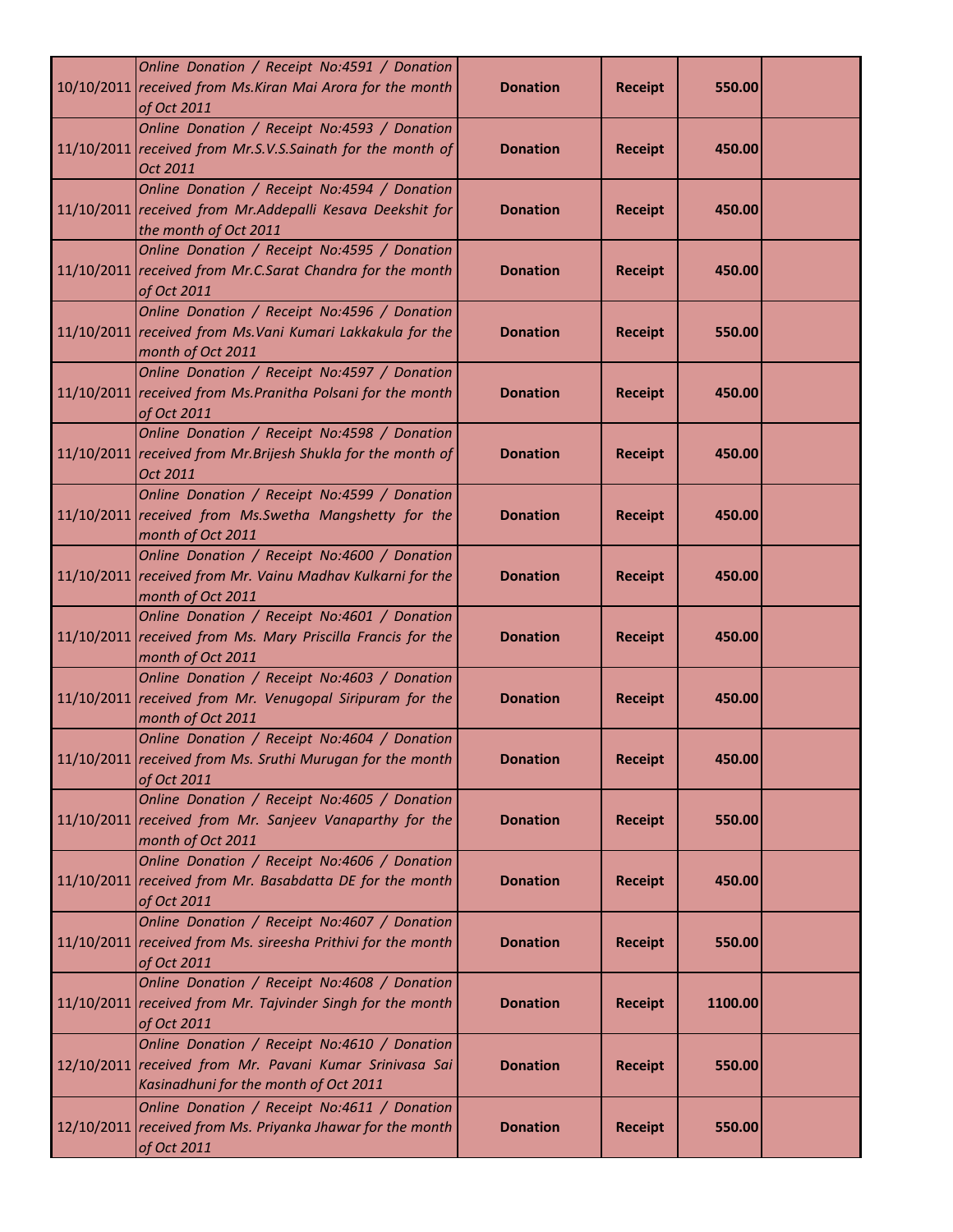| | | | | | |
|---|---|---|---|---|---|
| 10/10/2011 | *Online Donation / Receipt No:4591 / Donation received from Ms.Kiran Mai Arora for the month of Oct 2011* | **Donation** | **Receipt** | **550.00** | |
| 11/10/2011 | *Online Donation / Receipt No:4593 / Donation received from Mr.S.V.S.Sainath for the month of Oct 2011* | **Donation** | **Receipt** | **450.00** | |
| 11/10/2011 | *Online Donation / Receipt No:4594 / Donation received from Mr.Addepalli Kesava Deekshit for the month of Oct 2011* | **Donation** | **Receipt** | **450.00** | |
| 11/10/2011 | *Online Donation / Receipt No:4595 / Donation received from Mr.C.Sarat Chandra for the month of Oct 2011* | **Donation** | **Receipt** | **450.00** | |
| 11/10/2011 | *Online Donation / Receipt No:4596 / Donation received from Ms.Vani Kumari Lakkakula for the month of Oct 2011* | **Donation** | **Receipt** | **550.00** | |
| 11/10/2011 | *Online Donation / Receipt No:4597 / Donation received from Ms.Pranitha Polsani for the month of Oct 2011* | **Donation** | **Receipt** | **450.00** | |
| 11/10/2011 | *Online Donation / Receipt No:4598 / Donation received from Mr.Brijesh Shukla for the month of Oct 2011* | **Donation** | **Receipt** | **450.00** | |
| 11/10/2011 | *Online Donation / Receipt No:4599 / Donation received from Ms.Swetha Mangshetty for the month of Oct 2011* | **Donation** | **Receipt** | **450.00** | |
| 11/10/2011 | *Online Donation / Receipt No:4600 / Donation received from Mr. Vainu Madhav Kulkarni for the month of Oct 2011* | **Donation** | **Receipt** | **450.00** | |
| 11/10/2011 | *Online Donation / Receipt No:4601 / Donation received from Ms. Mary Priscilla Francis for the month of Oct 2011* | **Donation** | **Receipt** | **450.00** | |
| 11/10/2011 | *Online Donation / Receipt No:4603 / Donation received from Mr. Venugopal Siripuram for the month of Oct 2011* | **Donation** | **Receipt** | **450.00** | |
| 11/10/2011 | *Online Donation / Receipt No:4604 / Donation received from Ms. Sruthi Murugan for the month of Oct 2011* | **Donation** | **Receipt** | **450.00** | |
| 11/10/2011 | *Online Donation / Receipt No:4605 / Donation received from Mr. Sanjeev Vanaparthy for the month of Oct 2011* | **Donation** | **Receipt** | **550.00** | |
| 11/10/2011 | *Online Donation / Receipt No:4606 / Donation received from Mr. Basabdatta DE for the month of Oct 2011* | **Donation** | **Receipt** | **450.00** | |
| 11/10/2011 | *Online Donation / Receipt No:4607 / Donation received from Ms. sireesha Prithivi for the month of Oct 2011* | **Donation** | **Receipt** | **550.00** | |
| 11/10/2011 | *Online Donation / Receipt No:4608 / Donation received from Mr. Tajvinder Singh for the month of Oct 2011* | **Donation** | **Receipt** | **1100.00** | |
| 12/10/2011 | *Online Donation / Receipt No:4610 / Donation received from Mr. Pavani Kumar Srinivasa Sai Kasinadhuni for the month of Oct 2011* | **Donation** | **Receipt** | **550.00** | |
| 12/10/2011 | *Online Donation / Receipt No:4611 / Donation received from Ms. Priyanka Jhawar for the month of Oct 2011* | **Donation** | **Receipt** | **550.00** | |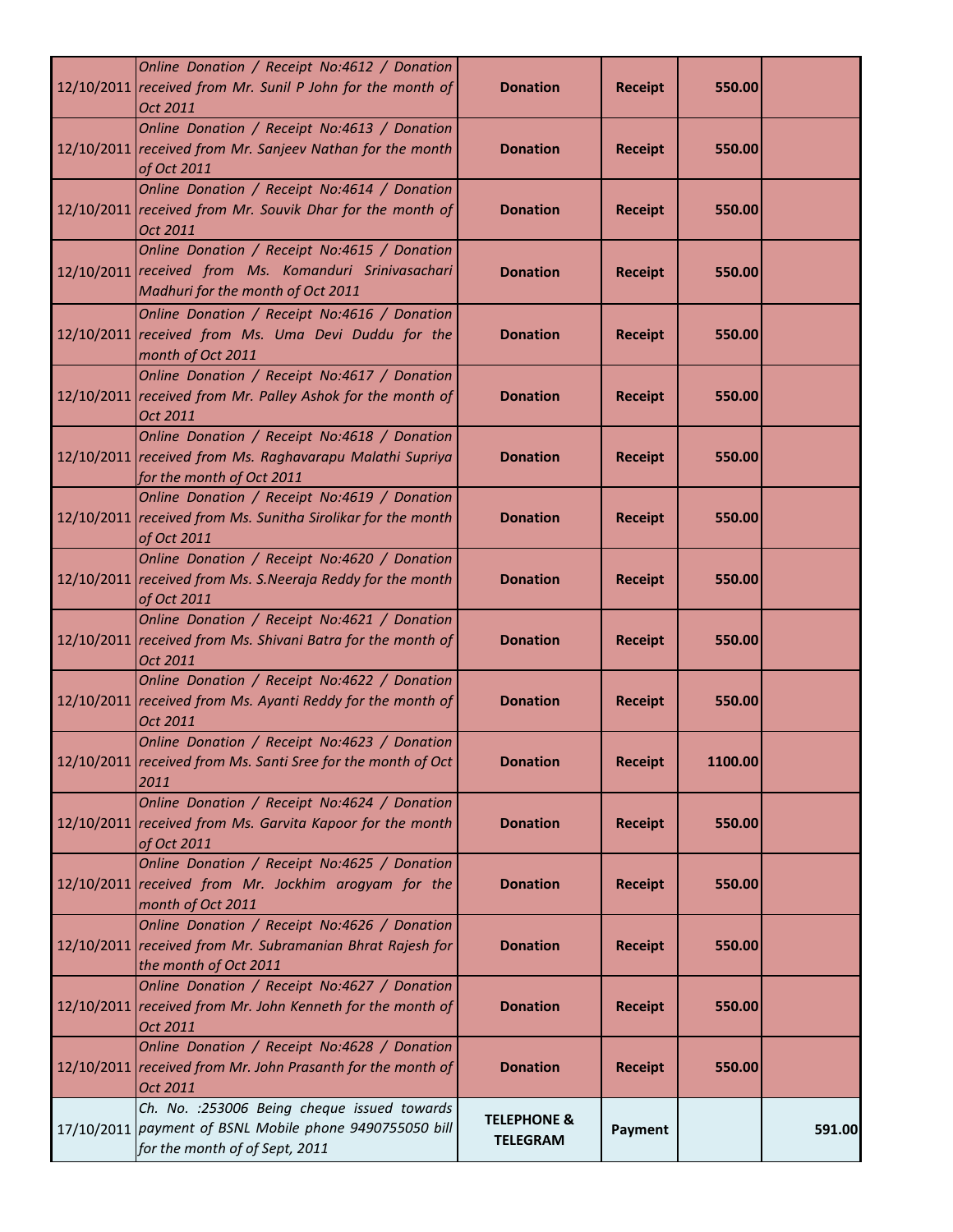| | | | | | |
|---|---|---|---|---|---|
| 12/10/2011 | *Online Donation / Receipt No:4612 / Donation received from Mr. Sunil P John for the month of Oct 2011* | **Donation** | **Receipt** | **550.00** | |
| 12/10/2011 | *Online Donation / Receipt No:4613 / Donation received from Mr. Sanjeev Nathan for the month of Oct 2011* | **Donation** | **Receipt** | **550.00** | |
| 12/10/2011 | *Online Donation / Receipt No:4614 / Donation received from Mr. Souvik Dhar for the month of Oct 2011* | **Donation** | **Receipt** | **550.00** | |
| 12/10/2011 | *Online Donation / Receipt No:4615 / Donation received from Ms. Komanduri Srinivasachari Madhuri for the month of Oct 2011* | **Donation** | **Receipt** | **550.00** | |
| 12/10/2011 | *Online Donation / Receipt No:4616 / Donation received from Ms. Uma Devi Duddu for the month of Oct 2011* | **Donation** | **Receipt** | **550.00** | |
| 12/10/2011 | *Online Donation / Receipt No:4617 / Donation received from Mr. Palley Ashok for the month of Oct 2011* | **Donation** | **Receipt** | **550.00** | |
| 12/10/2011 | *Online Donation / Receipt No:4618 / Donation received from Ms. Raghavarapu Malathi Supriya for the month of Oct 2011* | **Donation** | **Receipt** | **550.00** | |
| 12/10/2011 | *Online Donation / Receipt No:4619 / Donation received from Ms. Sunitha Sirolikar for the month of Oct 2011* | **Donation** | **Receipt** | **550.00** | |
| 12/10/2011 | *Online Donation / Receipt No:4620 / Donation received from Ms. S.Neeraja Reddy for the month of Oct 2011* | **Donation** | **Receipt** | **550.00** | |
| 12/10/2011 | *Online Donation / Receipt No:4621 / Donation received from Ms. Shivani Batra for the month of Oct 2011* | **Donation** | **Receipt** | **550.00** | |
| 12/10/2011 | *Online Donation / Receipt No:4622 / Donation received from Ms. Ayanti Reddy for the month of Oct 2011* | **Donation** | **Receipt** | **550.00** | |
| 12/10/2011 | *Online Donation / Receipt No:4623 / Donation received from Ms. Santi Sree for the month of Oct 2011* | **Donation** | **Receipt** | **1100.00** | |
| 12/10/2011 | *Online Donation / Receipt No:4624 / Donation received from Ms. Garvita Kapoor for the month of Oct 2011* | **Donation** | **Receipt** | **550.00** | |
| 12/10/2011 | *Online Donation / Receipt No:4625 / Donation received from Mr. Jockhim arogyam for the month of Oct 2011* | **Donation** | **Receipt** | **550.00** | |
| 12/10/2011 | *Online Donation / Receipt No:4626 / Donation received from Mr. Subramanian Bhrat Rajesh for the month of Oct 2011* | **Donation** | **Receipt** | **550.00** | |
| 12/10/2011 | *Online Donation / Receipt No:4627 / Donation received from Mr. John Kenneth for the month of Oct 2011* | **Donation** | **Receipt** | **550.00** | |
| 12/10/2011 | *Online Donation / Receipt No:4628 / Donation received from Mr. John Prasanth for the month of Oct 2011* | **Donation** | **Receipt** | **550.00** | |
| 17/10/2011 | *Ch. No. :253006 Being cheque issued towards payment of BSNL Mobile phone 9490755050 bill for the month of of Sept, 2011* | **TELEPHONE & TELEGRAM** | **Payment** | | **591.00** |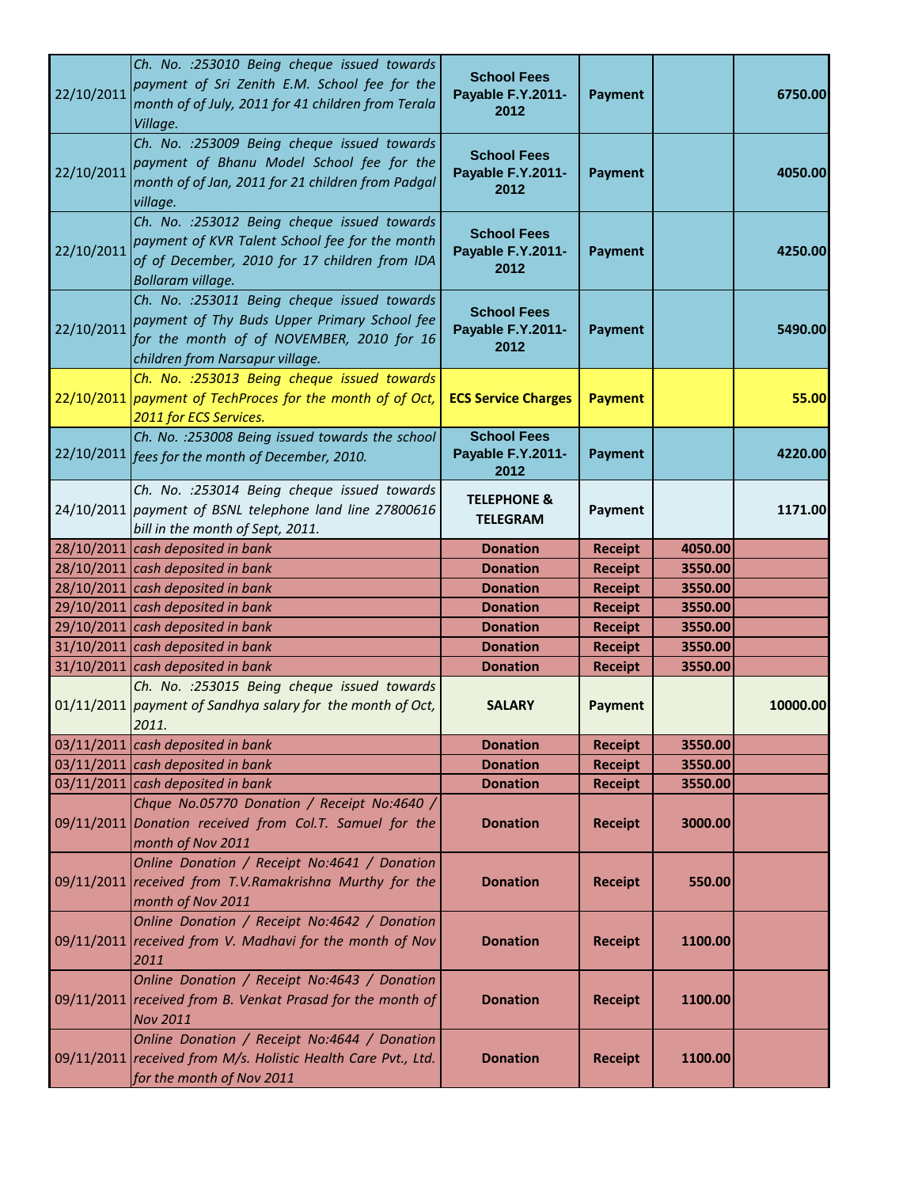| | | | | | |
|---|---|---|---|---|---|
| 22/10/2011 | *Ch. No. :253010 Being cheque issued towards payment of Sri Zenith E.M. School fee for the month of of July, 2011 for 41 children from Terala Village.* | **School Fees Payable F.Y.2011-2012** | **Payment** | | **6750.00** |
| 22/10/2011 | *Ch. No. :253009 Being cheque issued towards payment of Bhanu Model School fee for the month of of Jan, 2011 for 21 children from Padgal village.* | **School Fees Payable F.Y.2011-2012** | **Payment** | | **4050.00** |
| 22/10/2011 | *Ch. No. :253012 Being cheque issued towards payment of KVR Talent School fee for the month of of December, 2010 for 17 children from IDA Bollaram village.* | **School Fees Payable F.Y.2011-2012** | **Payment** | | **4250.00** |
| 22/10/2011 | *Ch. No. :253011 Being cheque issued towards payment of Thy Buds Upper Primary School fee for the month of of NOVEMBER, 2010 for 16 children from Narsapur village.* | **School Fees Payable F.Y.2011-2012** | **Payment** | | **5490.00** |
| 22/10/2011 | *Ch. No. :253013 Being cheque issued towards payment of TechProces for the month of of Oct, 2011 for ECS Services.* | **ECS Service Charges** | **Payment** | | **55.00** |
| 22/10/2011 | *Ch. No. :253008 Being issued towards the school fees for the month of December, 2010.* | **School Fees Payable F.Y.2011-2012** | **Payment** | | **4220.00** |
| 24/10/2011 | *Ch. No. :253014 Being cheque issued towards payment of BSNL telephone land line 27800616 bill in the month of Sept, 2011.* | **TELEPHONE & TELEGRAM** | **Payment** | | **1171.00** |
| 28/10/2011 | *cash deposited in bank* | **Donation** | **Receipt** | **4050.00** | |
| 28/10/2011 | *cash deposited in bank* | **Donation** | **Receipt** | **3550.00** | |
| 28/10/2011 | *cash deposited in bank* | **Donation** | **Receipt** | **3550.00** | |
| 29/10/2011 | *cash deposited in bank* | **Donation** | **Receipt** | **3550.00** | |
| 29/10/2011 | *cash deposited in bank* | **Donation** | **Receipt** | **3550.00** | |
| 31/10/2011 | *cash deposited in bank* | **Donation** | **Receipt** | **3550.00** | |
| 31/10/2011 | *cash deposited in bank* | **Donation** | **Receipt** | **3550.00** | |
| 01/11/2011 | *Ch. No. :253015 Being cheque issued towards payment of Sandhya salary for the month of Oct, 2011.* | **SALARY** | **Payment** | | **10000.00** |
| 03/11/2011 | *cash deposited in bank* | **Donation** | **Receipt** | **3550.00** | |
| 03/11/2011 | *cash deposited in bank* | **Donation** | **Receipt** | **3550.00** | |
| 03/11/2011 | *cash deposited in bank* | **Donation** | **Receipt** | **3550.00** | |
| 09/11/2011 | *Chque No.05770 Donation / Receipt No:4640 / Donation received from Col.T. Samuel for the month of Nov 2011* | **Donation** | **Receipt** | **3000.00** | |
| 09/11/2011 | *Online Donation / Receipt No:4641 / Donation received from T.V.Ramakrishna Murthy for the month of Nov 2011* | **Donation** | **Receipt** | **550.00** | |
| 09/11/2011 | *Online Donation / Receipt No:4642 / Donation received from V. Madhavi for the month of Nov 2011* | **Donation** | **Receipt** | **1100.00** | |
| 09/11/2011 | *Online Donation / Receipt No:4643 / Donation received from B. Venkat Prasad for the month of Nov 2011* | **Donation** | **Receipt** | **1100.00** | |
| 09/11/2011 | *Online Donation / Receipt No:4644 / Donation received from M/s. Holistic Health Care Pvt., Ltd. for the month of Nov 2011* | **Donation** | **Receipt** | **1100.00** | |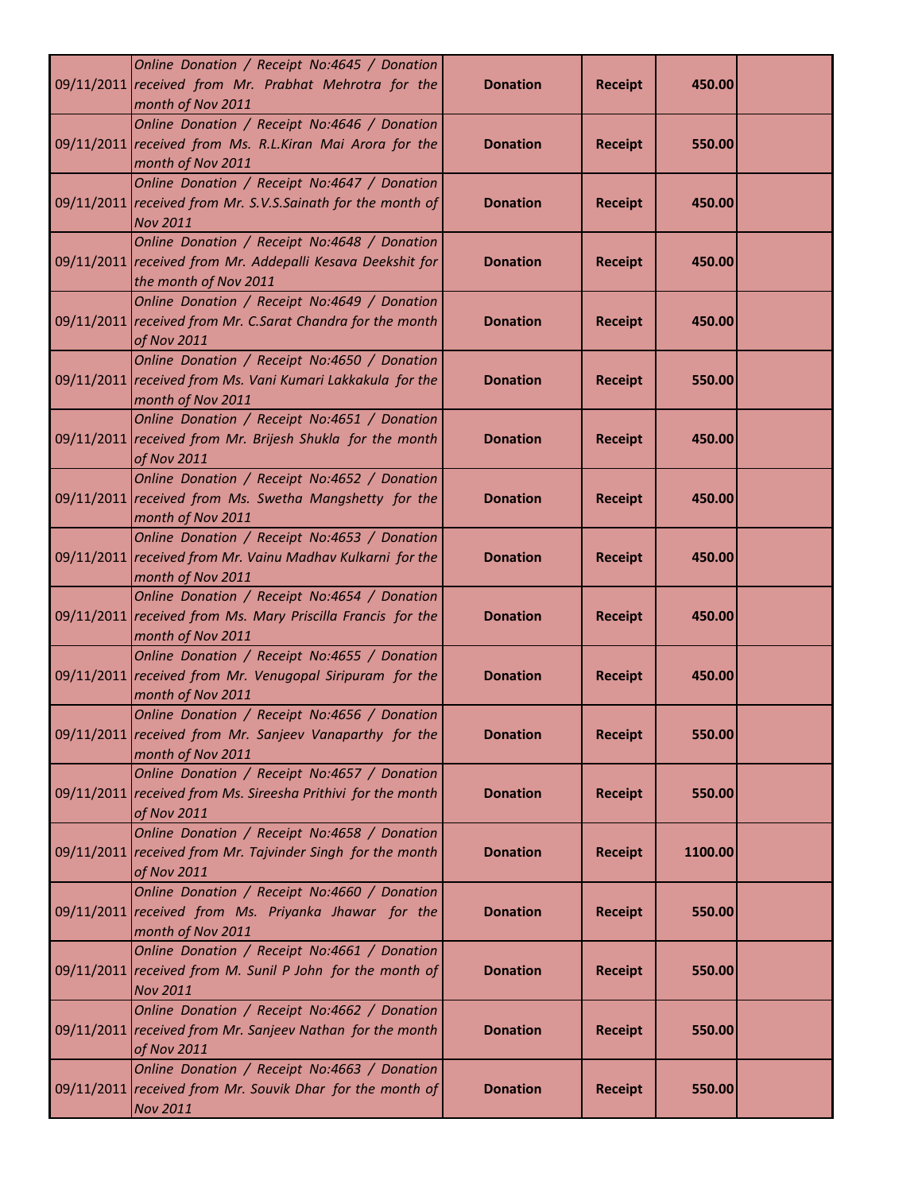| | | | | | |
|---|---|---|---|---|---|
| 09/11/2011 | *Online Donation / Receipt No:4645 / Donation received from Mr. Prabhat Mehrotra for the month of Nov 2011* | **Donation** | **Receipt** | **450.00** | |
| 09/11/2011 | *Online Donation / Receipt No:4646 / Donation received from Ms. R.L.Kiran Mai Arora for the month of Nov 2011* | **Donation** | **Receipt** | **550.00** | |
| 09/11/2011 | *Online Donation / Receipt No:4647 / Donation received from Mr. S.V.S.Sainath for the month of Nov 2011* | **Donation** | **Receipt** | **450.00** | |
| 09/11/2011 | *Online Donation / Receipt No:4648 / Donation received from Mr. Addepalli Kesava Deekshit for the month of Nov 2011* | **Donation** | **Receipt** | **450.00** | |
| 09/11/2011 | *Online Donation / Receipt No:4649 / Donation received from Mr. C.Sarat Chandra for the month of Nov 2011* | **Donation** | **Receipt** | **450.00** | |
| 09/11/2011 | *Online Donation / Receipt No:4650 / Donation received from Ms. Vani Kumari Lakkakula for the month of Nov 2011* | **Donation** | **Receipt** | **550.00** | |
| 09/11/2011 | *Online Donation / Receipt No:4651 / Donation received from Mr. Brijesh Shukla for the month of Nov 2011* | **Donation** | **Receipt** | **450.00** | |
| 09/11/2011 | *Online Donation / Receipt No:4652 / Donation received from Ms. Swetha Mangshetty for the month of Nov 2011* | **Donation** | **Receipt** | **450.00** | |
| 09/11/2011 | *Online Donation / Receipt No:4653 / Donation received from Mr. Vainu Madhav Kulkarni for the month of Nov 2011* | **Donation** | **Receipt** | **450.00** | |
| 09/11/2011 | *Online Donation / Receipt No:4654 / Donation received from Ms. Mary Priscilla Francis for the month of Nov 2011* | **Donation** | **Receipt** | **450.00** | |
| 09/11/2011 | *Online Donation / Receipt No:4655 / Donation received from Mr. Venugopal Siripuram for the month of Nov 2011* | **Donation** | **Receipt** | **450.00** | |
| 09/11/2011 | *Online Donation / Receipt No:4656 / Donation received from Mr. Sanjeev Vanaparthy for the month of Nov 2011* | **Donation** | **Receipt** | **550.00** | |
| 09/11/2011 | *Online Donation / Receipt No:4657 / Donation received from Ms. Sireesha Prithivi for the month of Nov 2011* | **Donation** | **Receipt** | **550.00** | |
| 09/11/2011 | *Online Donation / Receipt No:4658 / Donation received from Mr. Tajvinder Singh for the month of Nov 2011* | **Donation** | **Receipt** | **1100.00** | |
| 09/11/2011 | *Online Donation / Receipt No:4660 / Donation received from Ms. Priyanka Jhawar for the month of Nov 2011* | **Donation** | **Receipt** | **550.00** | |
| 09/11/2011 | *Online Donation / Receipt No:4661 / Donation received from M. Sunil P John for the month of Nov 2011* | **Donation** | **Receipt** | **550.00** | |
| 09/11/2011 | *Online Donation / Receipt No:4662 / Donation received from Mr. Sanjeev Nathan for the month of Nov 2011* | **Donation** | **Receipt** | **550.00** | |
| 09/11/2011 | *Online Donation / Receipt No:4663 / Donation received from Mr. Souvik Dhar for the month of Nov 2011* | **Donation** | **Receipt** | **550.00** | |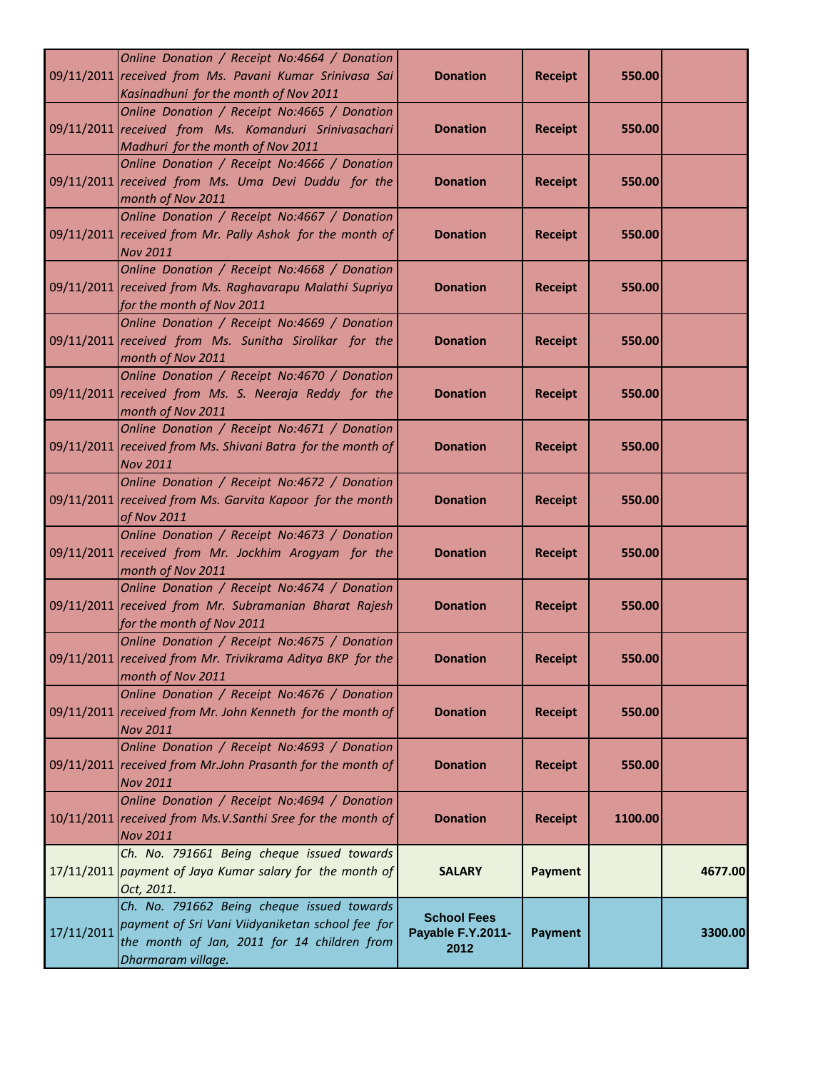| | | | | | |
|---|---|---|---|---|---|
| 09/11/2011 | *Online Donation / Receipt No:4664 / Donation received from Ms. Pavani Kumar Srinivasa Sai Kasinadhuni for the month of Nov 2011* | **Donation** | **Receipt** | **550.00** | |
| 09/11/2011 | *Online Donation / Receipt No:4665 / Donation received from Ms. Komanduri Srinivasachari Madhuri for the month of Nov 2011* | **Donation** | **Receipt** | **550.00** | |
| 09/11/2011 | *Online Donation / Receipt No:4666 / Donation received from Ms. Uma Devi Duddu for the month of Nov 2011* | **Donation** | **Receipt** | **550.00** | |
| 09/11/2011 | *Online Donation / Receipt No:4667 / Donation received from Mr. Pally Ashok for the month of Nov 2011* | **Donation** | **Receipt** | **550.00** | |
| 09/11/2011 | *Online Donation / Receipt No:4668 / Donation received from Ms. Raghavarapu Malathi Supriya for the month of Nov 2011* | **Donation** | **Receipt** | **550.00** | |
| 09/11/2011 | *Online Donation / Receipt No:4669 / Donation received from Ms. Sunitha Sirolikar for the month of Nov 2011* | **Donation** | **Receipt** | **550.00** | |
| 09/11/2011 | *Online Donation / Receipt No:4670 / Donation received from Ms. S. Neeraja Reddy for the month of Nov 2011* | **Donation** | **Receipt** | **550.00** | |
| 09/11/2011 | *Online Donation / Receipt No:4671 / Donation received from Ms. Shivani Batra for the month of Nov 2011* | **Donation** | **Receipt** | **550.00** | |
| 09/11/2011 | *Online Donation / Receipt No:4672 / Donation received from Ms. Garvita Kapoor for the month of Nov 2011* | **Donation** | **Receipt** | **550.00** | |
| 09/11/2011 | *Online Donation / Receipt No:4673 / Donation received from Mr. Jockhim Arogyam for the month of Nov 2011* | **Donation** | **Receipt** | **550.00** | |
| 09/11/2011 | *Online Donation / Receipt No:4674 / Donation received from Mr. Subramanian Bharat Rajesh for the month of Nov 2011* | **Donation** | **Receipt** | **550.00** | |
| 09/11/2011 | *Online Donation / Receipt No:4675 / Donation received from Mr. Trivikrama Aditya BKP for the month of Nov 2011* | **Donation** | **Receipt** | **550.00** | |
| 09/11/2011 | *Online Donation / Receipt No:4676 / Donation received from Mr. John Kenneth for the month of Nov 2011* | **Donation** | **Receipt** | **550.00** | |
| 09/11/2011 | *Online Donation / Receipt No:4693 / Donation received from Mr.John Prasanth for the month of Nov 2011* | **Donation** | **Receipt** | **550.00** | |
| 10/11/2011 | *Online Donation / Receipt No:4694 / Donation received from Ms.V.Santhi Sree for the month of Nov 2011* | **Donation** | **Receipt** | **1100.00** | |
| 17/11/2011 | *Ch. No. 791661 Being cheque issued towards payment of Jaya Kumar salary for the month of Oct, 2011.* | **SALARY** | **Payment** | | **4677.00** |
| 17/11/2011 | *Ch. No. 791662 Being cheque issued towards payment of Sri Vani Viidyaniketan school fee for the month of Jan, 2011 for 14 children from Dharmaram village.* | **School Fees Payable F.Y.2011-2012** | **Payment** | | **3300.00** |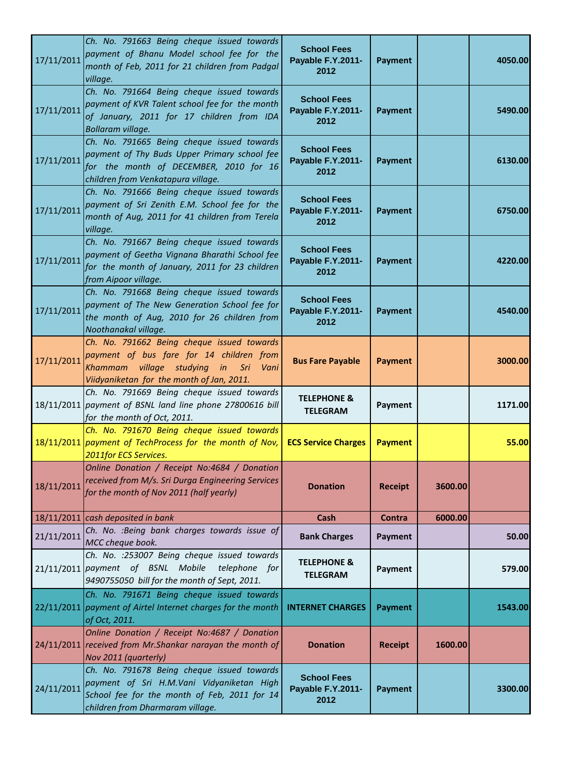| | | | | | |
|---|---|---|---|---|---|
| 17/11/2011 | *Ch. No. 791663 Being cheque issued towards payment of Bhanu Model school fee for the month of Feb, 2011 for 21 children from Padgal village.* | **School Fees Payable F.Y.2011-2012** | **Payment** | | **4050.00** |
| 17/11/2011 | *Ch. No. 791664 Being cheque issued towards payment of KVR Talent school fee for the month of January, 2011 for 17 children from IDA Bollaram village.* | **School Fees Payable F.Y.2011-2012** | **Payment** | | **5490.00** |
| 17/11/2011 | *Ch. No. 791665 Being cheque issued towards payment of Thy Buds Upper Primary school fee for the month of DECEMBER, 2010 for 16 children from Venkatapura village.* | **School Fees Payable F.Y.2011-2012** | **Payment** | | **6130.00** |
| 17/11/2011 | *Ch. No. 791666 Being cheque issued towards payment of Sri Zenith E.M. School fee for the month of Aug, 2011 for 41 children from Terela village.* | **School Fees Payable F.Y.2011-2012** | **Payment** | | **6750.00** |
| 17/11/2011 | *Ch. No. 791667 Being cheque issued towards payment of Geetha Vignana Bharathi School fee for the month of January, 2011 for 23 children from Aipoor village.* | **School Fees Payable F.Y.2011-2012** | **Payment** | | **4220.00** |
| 17/11/2011 | *Ch. No. 791668 Being cheque issued towards payment of The New Generation School fee for the month of Aug, 2010 for 26 children from Noothanakal village.* | **School Fees Payable F.Y.2011-2012** | **Payment** | | **4540.00** |
| 17/11/2011 | *Ch. No. 791662 Being cheque issued towards payment of bus fare for 14 children from Khammam village studying in Sri Vani Viidyaniketan for the month of Jan, 2011.* | **Bus Fare Payable** | **Payment** | | **3000.00** |
| 18/11/2011 | *Ch. No. 791669 Being cheque issued towards payment of BSNL land line phone 27800616 bill for the month of Oct, 2011.* | **TELEPHONE & TELEGRAM** | **Payment** | | **1171.00** |
| 18/11/2011 | *Ch. No. 791670 Being cheque issued towards payment of TechProcess for the month of Nov, 2011for ECS Services.* | **ECS Service Charges** | **Payment** | | **55.00** |
| 18/11/2011 | *Online Donation / Receipt No:4684 / Donation received from M/s. Sri Durga Engineering Services for the month of Nov 2011 (half yearly)* | **Donation** | **Receipt** | **3600.00** | |
| 18/11/2011 | *cash deposited in bank* | **Cash** | **Contra** | **6000.00** | |
| 21/11/2011 | *Ch. No. :Being bank charges towards issue of MCC cheque book.* | **Bank Charges** | **Payment** | | **50.00** |
| 21/11/2011 | *Ch. No. :253007 Being cheque issued towards payment of BSNL Mobile telephone for 9490755050 bill for the month of Sept, 2011.* | **TELEPHONE & TELEGRAM** | **Payment** | | **579.00** |
| 22/11/2011 | *Ch. No. 791671 Being cheque issued towards payment of Airtel Internet charges for the month of Oct, 2011.* | **INTERNET CHARGES** | **Payment** | | **1543.00** |
| 24/11/2011 | *Online Donation / Receipt No:4687 / Donation received from Mr.Shankar narayan the month of Nov 2011 (quarterly)* | **Donation** | **Receipt** | **1600.00** | |
| 24/11/2011 | *Ch. No. 791678 Being cheque issued towards payment of Sri H.M.Vani Vidyaniketan High School fee for the month of Feb, 2011 for 14 children from Dharmaram village.* | **School Fees Payable F.Y.2011-2012** | **Payment** | | **3300.00** |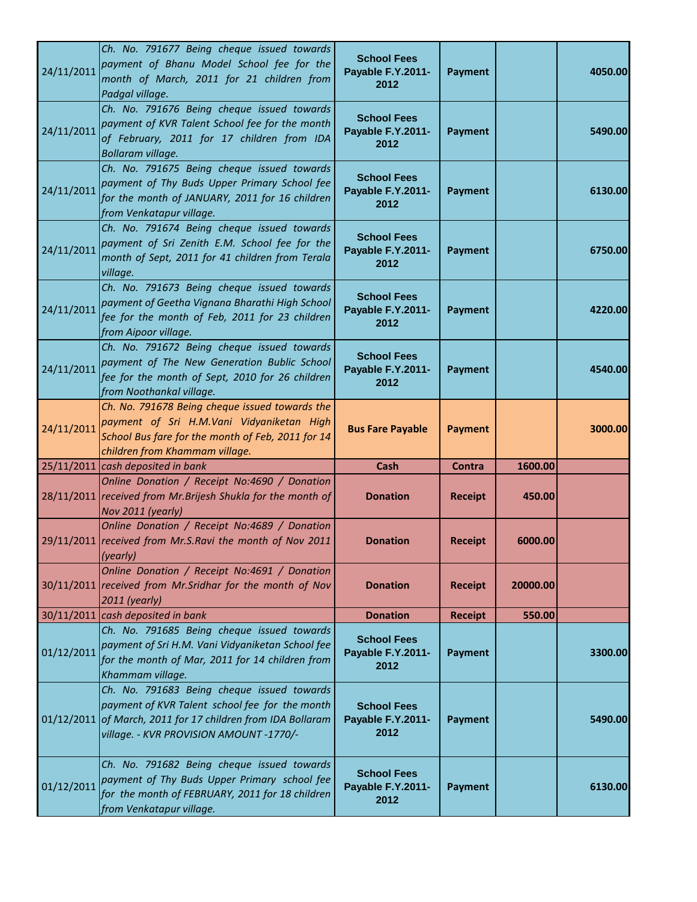| | | | | | |
|---|---|---|---|---|---|
| 24/11/2011 | *Ch. No. 791677 Being cheque issued towards payment of Bhanu Model School fee for the month of March, 2011 for 21 children from Padgal village.* | **School Fees Payable F.Y.2011-2012** | **Payment** | | **4050.00** |
| 24/11/2011 | *Ch. No. 791676 Being cheque issued towards payment of KVR Talent School fee for the month of February, 2011 for 17 children from IDA Bollaram village.* | **School Fees Payable F.Y.2011-2012** | **Payment** | | **5490.00** |
| 24/11/2011 | *Ch. No. 791675 Being cheque issued towards payment of Thy Buds Upper Primary School fee for the month of JANUARY, 2011 for 16 children from Venkatapur village.* | **School Fees Payable F.Y.2011-2012** | **Payment** | | **6130.00** |
| 24/11/2011 | *Ch. No. 791674 Being cheque issued towards payment of Sri Zenith E.M. School fee for the month of Sept, 2011 for 41 children from Terala village.* | **School Fees Payable F.Y.2011-2012** | **Payment** | | **6750.00** |
| 24/11/2011 | *Ch. No. 791673 Being cheque issued towards payment of Geetha Vignana Bharathi High School fee for the month of Feb, 2011 for 23 children from Aipoor village.* | **School Fees Payable F.Y.2011-2012** | **Payment** | | **4220.00** |
| 24/11/2011 | *Ch. No. 791672 Being cheque issued towards payment of The New Generation Bublic School fee for the month of Sept, 2010 for 26 children from Noothankal village.* | **School Fees Payable F.Y.2011-2012** | **Payment** | | **4540.00** |
| 24/11/2011 | *Ch. No. 791678 Being cheque issued towards the payment of Sri H.M.Vani Vidyaniketan High School Bus fare for the month of Feb, 2011 for 14 children from Khammam village.* | **Bus Fare Payable** | **Payment** | | **3000.00** |
| 25/11/2011 | *cash deposited in bank* | **Cash** | **Contra** | **1600.00** | |
| 28/11/2011 | *Online Donation / Receipt No:4690 / Donation received from Mr.Brijesh Shukla for the month of Nov 2011 (yearly)* | **Donation** | **Receipt** | **450.00** | |
| 29/11/2011 | *Online Donation / Receipt No:4689 / Donation received from Mr.S.Ravi the month of Nov 2011 (yearly)* | **Donation** | **Receipt** | **6000.00** | |
| 30/11/2011 | *Online Donation / Receipt No:4691 / Donation received from Mr.Sridhar for the month of Nov 2011 (yearly)* | **Donation** | **Receipt** | **20000.00** | |
| 30/11/2011 | *cash deposited in bank* | **Donation** | **Receipt** | **550.00** | |
| 01/12/2011 | *Ch. No. 791685 Being cheque issued towards payment of Sri H.M. Vani Vidyaniketan School fee for the month of Mar, 2011 for 14 children from Khammam village.* | **School Fees Payable F.Y.2011-2012** | **Payment** | | **3300.00** |
| 01/12/2011 | *Ch. No. 791683 Being cheque issued towards payment of KVR Talent school fee for the month of March, 2011 for 17 children from IDA Bollaram village. - KVR PROVISION AMOUNT -1770/-* | **School Fees Payable F.Y.2011-2012** | **Payment** | | **5490.00** |
| 01/12/2011 | *Ch. No. 791682 Being cheque issued towards payment of Thy Buds Upper Primary school fee for the month of FEBRUARY, 2011 for 18 children from Venkatapur village.* | **School Fees Payable F.Y.2011-2012** | **Payment** | | **6130.00** |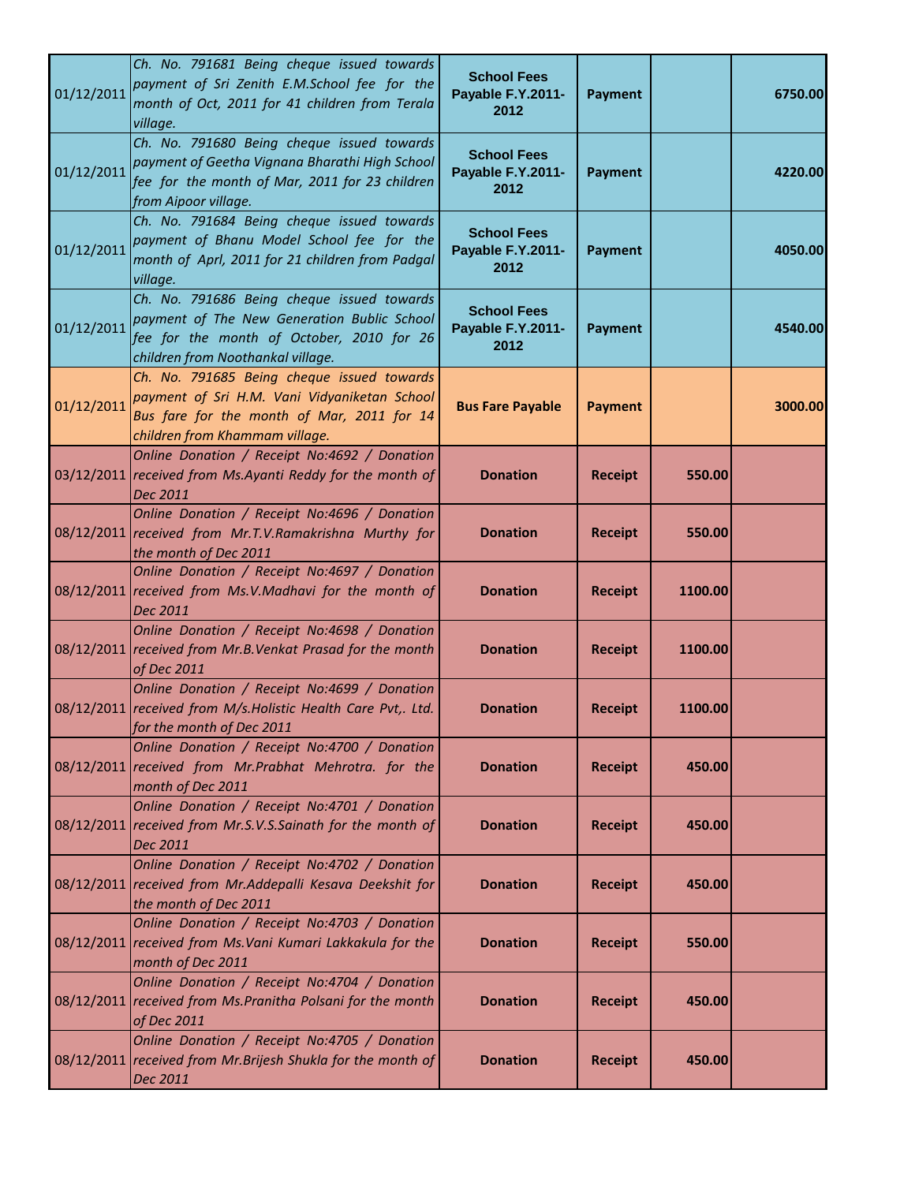| | | | | | |
|---|---|---|---|---|---|
| 01/12/2011 | *Ch. No. 791681 Being cheque issued towards payment of Sri Zenith E.M.School fee for the month of Oct, 2011 for 41 children from Terala village.* | **School Fees Payable F.Y.2011-2012** | **Payment** | | **6750.00** |
| 01/12/2011 | *Ch. No. 791680 Being cheque issued towards payment of Geetha Vignana Bharathi High School fee for the month of Mar, 2011 for 23 children from Aipoor village.* | **School Fees Payable F.Y.2011-2012** | **Payment** | | **4220.00** |
| 01/12/2011 | *Ch. No. 791684 Being cheque issued towards payment of Bhanu Model School fee for the month of Aprl, 2011 for 21 children from Padgal village.* | **School Fees Payable F.Y.2011-2012** | **Payment** | | **4050.00** |
| 01/12/2011 | *Ch. No. 791686 Being cheque issued towards payment of The New Generation Bublic School fee for the month of October, 2010 for 26 children from Noothankal village.* | **School Fees Payable F.Y.2011-2012** | **Payment** | | **4540.00** |
| 01/12/2011 | *Ch. No. 791685 Being cheque issued towards payment of Sri H.M. Vani Vidyaniketan School Bus fare for the month of Mar, 2011 for 14 children from Khammam village.* | **Bus Fare Payable** | **Payment** | | **3000.00** |
| 03/12/2011 | *Online Donation / Receipt No:4692 / Donation received from Ms.Ayanti Reddy for the month of Dec 2011* | **Donation** | **Receipt** | **550.00** | |
| 08/12/2011 | *Online Donation / Receipt No:4696 / Donation received from Mr.T.V.Ramakrishna Murthy for the month of Dec 2011* | **Donation** | **Receipt** | **550.00** | |
| 08/12/2011 | *Online Donation / Receipt No:4697 / Donation received from Ms.V.Madhavi for the month of Dec 2011* | **Donation** | **Receipt** | **1100.00** | |
| 08/12/2011 | *Online Donation / Receipt No:4698 / Donation received from Mr.B.Venkat Prasad for the month of Dec 2011* | **Donation** | **Receipt** | **1100.00** | |
| 08/12/2011 | *Online Donation / Receipt No:4699 / Donation received from M/s.Holistic Health Care Pvt,. Ltd. for the month of Dec 2011* | **Donation** | **Receipt** | **1100.00** | |
| 08/12/2011 | *Online Donation / Receipt No:4700 / Donation received from Mr.Prabhat Mehrotra. for the month of Dec 2011* | **Donation** | **Receipt** | **450.00** | |
| 08/12/2011 | *Online Donation / Receipt No:4701 / Donation received from Mr.S.V.S.Sainath for the month of Dec 2011* | **Donation** | **Receipt** | **450.00** | |
| 08/12/2011 | *Online Donation / Receipt No:4702 / Donation received from Mr.Addepalli Kesava Deekshit for the month of Dec 2011* | **Donation** | **Receipt** | **450.00** | |
| 08/12/2011 | *Online Donation / Receipt No:4703 / Donation received from Ms.Vani Kumari Lakkakula for the month of Dec 2011* | **Donation** | **Receipt** | **550.00** | |
| 08/12/2011 | *Online Donation / Receipt No:4704 / Donation received from Ms.Pranitha Polsani for the month of Dec 2011* | **Donation** | **Receipt** | **450.00** | |
| 08/12/2011 | *Online Donation / Receipt No:4705 / Donation received from Mr.Brijesh Shukla for the month of Dec 2011* | **Donation** | **Receipt** | **450.00** | |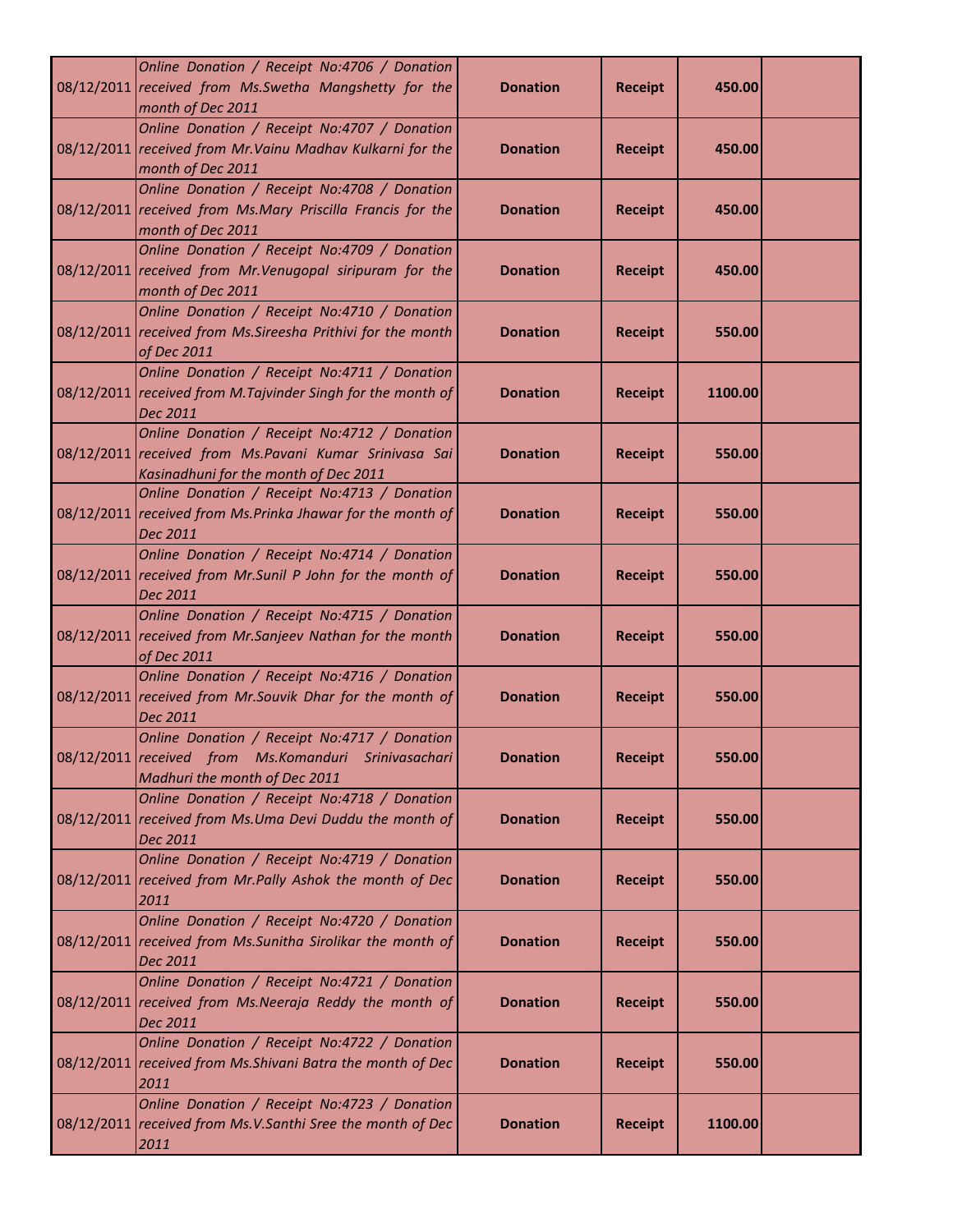| | | | | | |
|---|---|---|---|---|---|
| 08/12/2011 | *Online Donation / Receipt No:4706 / Donation received from Ms.Swetha Mangshetty for the month of Dec 2011* | **Donation** | **Receipt** | **450.00** | |
| 08/12/2011 | *Online Donation / Receipt No:4707 / Donation received from Mr.Vainu Madhav Kulkarni for the month of Dec 2011* | **Donation** | **Receipt** | **450.00** | |
| 08/12/2011 | *Online Donation / Receipt No:4708 / Donation received from Ms.Mary Priscilla Francis for the month of Dec 2011* | **Donation** | **Receipt** | **450.00** | |
| 08/12/2011 | *Online Donation / Receipt No:4709 / Donation received from Mr.Venugopal siripuram for the month of Dec 2011* | **Donation** | **Receipt** | **450.00** | |
| 08/12/2011 | *Online Donation / Receipt No:4710 / Donation received from Ms.Sireesha Prithivi for the month of Dec 2011* | **Donation** | **Receipt** | **550.00** | |
| 08/12/2011 | *Online Donation / Receipt No:4711 / Donation received from M.Tajvinder Singh for the month of Dec 2011* | **Donation** | **Receipt** | **1100.00** | |
| 08/12/2011 | *Online Donation / Receipt No:4712 / Donation received from Ms.Pavani Kumar Srinivasa Sai Kasinadhuni for the month of Dec 2011* | **Donation** | **Receipt** | **550.00** | |
| 08/12/2011 | *Online Donation / Receipt No:4713 / Donation received from Ms.Prinka Jhawar for the month of Dec 2011* | **Donation** | **Receipt** | **550.00** | |
| 08/12/2011 | *Online Donation / Receipt No:4714 / Donation received from Mr.Sunil P John for the month of Dec 2011* | **Donation** | **Receipt** | **550.00** | |
| 08/12/2011 | *Online Donation / Receipt No:4715 / Donation received from Mr.Sanjeev Nathan for the month of Dec 2011* | **Donation** | **Receipt** | **550.00** | |
| 08/12/2011 | *Online Donation / Receipt No:4716 / Donation received from Mr.Souvik Dhar for the month of Dec 2011* | **Donation** | **Receipt** | **550.00** | |
| 08/12/2011 | *Online Donation / Receipt No:4717 / Donation received from Ms.Komanduri Srinivasachari Madhuri the month of Dec 2011* | **Donation** | **Receipt** | **550.00** | |
| 08/12/2011 | *Online Donation / Receipt No:4718 / Donation received from Ms.Uma Devi Duddu the month of Dec 2011* | **Donation** | **Receipt** | **550.00** | |
| 08/12/2011 | *Online Donation / Receipt No:4719 / Donation received from Mr.Pally Ashok the month of Dec 2011* | **Donation** | **Receipt** | **550.00** | |
| 08/12/2011 | *Online Donation / Receipt No:4720 / Donation received from Ms.Sunitha Sirolikar the month of Dec 2011* | **Donation** | **Receipt** | **550.00** | |
| 08/12/2011 | *Online Donation / Receipt No:4721 / Donation received from Ms.Neeraja Reddy the month of Dec 2011* | **Donation** | **Receipt** | **550.00** | |
| 08/12/2011 | *Online Donation / Receipt No:4722 / Donation received from Ms.Shivani Batra the month of Dec 2011* | **Donation** | **Receipt** | **550.00** | |
| 08/12/2011 | *Online Donation / Receipt No:4723 / Donation received from Ms.V.Santhi Sree the month of Dec 2011* | **Donation** | **Receipt** | **1100.00** | |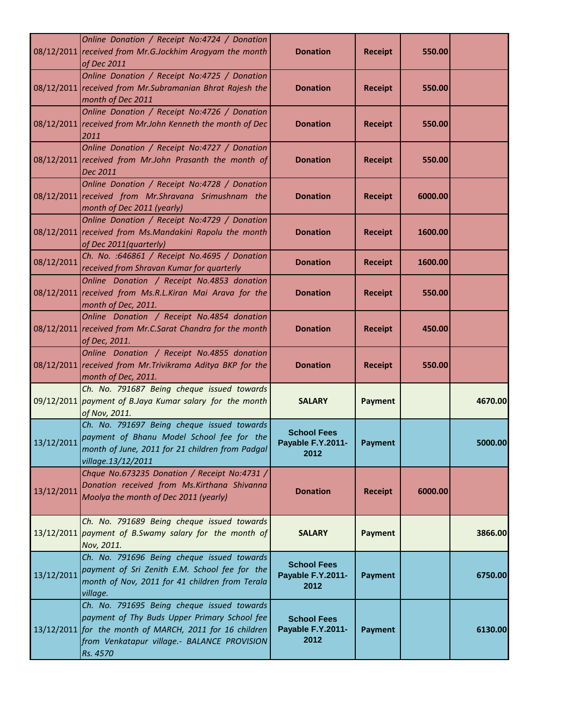| | | | | | |
|---|---|---|---|---|---|
| 08/12/2011 | *Online Donation / Receipt No:4724 / Donation received from Mr.G.Jockhim Arogyam the month of Dec 2011* | **Donation** | **Receipt** | **550.00** | |
| 08/12/2011 | *Online Donation / Receipt No:4725 / Donation received from Mr.Subramanian Bhrat Rajesh the month of Dec 2011* | **Donation** | **Receipt** | **550.00** | |
| 08/12/2011 | *Online Donation / Receipt No:4726 / Donation received from Mr.John Kenneth the month of Dec 2011* | **Donation** | **Receipt** | **550.00** | |
| 08/12/2011 | *Online Donation / Receipt No:4727 / Donation received from Mr.John Prasanth the month of Dec 2011* | **Donation** | **Receipt** | **550.00** | |
| 08/12/2011 | *Online Donation / Receipt No:4728 / Donation received from Mr.Shravana Srimushnam the month of Dec 2011 (yearly)* | **Donation** | **Receipt** | **6000.00** | |
| 08/12/2011 | *Online Donation / Receipt No:4729 / Donation received from Ms.Mandakini Rapolu the month of Dec 2011(quarterly)* | **Donation** | **Receipt** | **1600.00** | |
| 08/12/2011 | *Ch. No. :646861 / Receipt No.4695 / Donation received from Shravan Kumar for quarterly* | **Donation** | **Receipt** | **1600.00** | |
| 08/12/2011 | *Online Donation / Receipt No.4853 donation received from Ms.R.L.Kiran Mai Arava for the month of Dec, 2011.* | **Donation** | **Receipt** | **550.00** | |
| 08/12/2011 | *Online Donation / Receipt No.4854 donation received from Mr.C.Sarat Chandra for the month of Dec, 2011.* | **Donation** | **Receipt** | **450.00** | |
| 08/12/2011 | *Online Donation / Receipt No.4855 donation received from Mr.Trivikrama Aditya BKP for the month of Dec, 2011.* | **Donation** | **Receipt** | **550.00** | |
| 09/12/2011 | *Ch. No. 791687 Being cheque issued towards payment of B.Jaya Kumar salary for the month of Nov, 2011.* | **SALARY** | **Payment** | | **4670.00** |
| 13/12/2011 | *Ch. No. 791697 Being cheque issued towards payment of Bhanu Model School fee for the month of June, 2011 for 21 children from Padgal village.13/12/2011* | **School Fees Payable F.Y.2011-2012** | **Payment** | | **5000.00** |
| 13/12/2011 | *Chque No.673235 Donation / Receipt No:4731 / Donation received from Ms.Kirthana Shivanna Moolya the month of Dec 2011 (yearly)* | **Donation** | **Receipt** | **6000.00** | |
| 13/12/2011 | *Ch. No. 791689 Being cheque issued towards payment of B.Swamy salary for the month of Nov, 2011.* | **SALARY** | **Payment** | | **3866.00** |
| 13/12/2011 | *Ch. No. 791696 Being cheque issued towards payment of Sri Zenith E.M. School fee for the month of Nov, 2011 for 41 children from Terala village.* | **School Fees Payable F.Y.2011-2012** | **Payment** | | **6750.00** |
| 13/12/2011 | *Ch. No. 791695 Being cheque issued towards payment of Thy Buds Upper Primary School fee for the month of MARCH, 2011 for 16 children from Venkatapur village.- BALANCE PROVISION Rs. 4570* | **School Fees Payable F.Y.2011-2012** | **Payment** | | **6130.00** |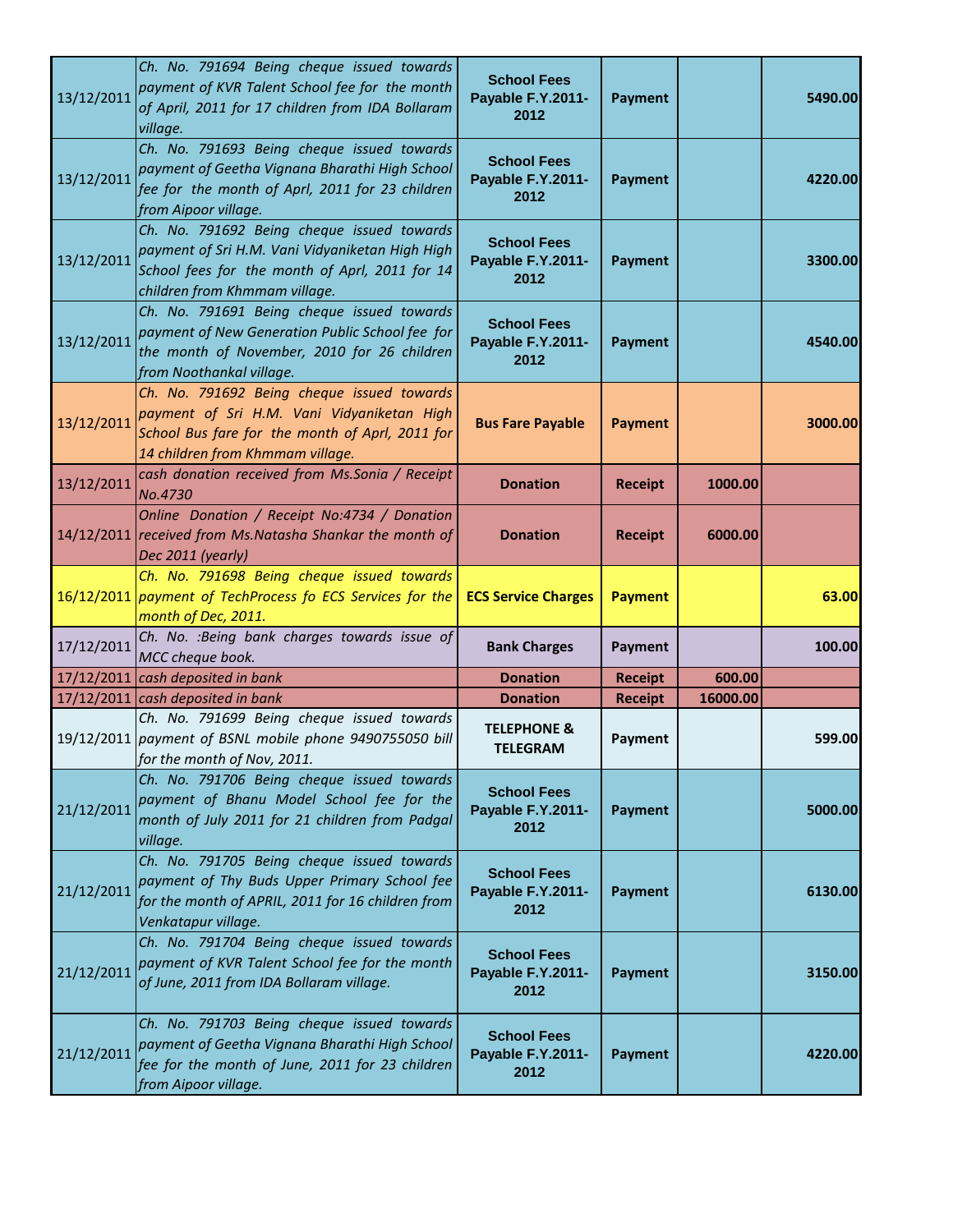| | | | | | |
|---|---|---|---|---|---|
| 13/12/2011 | *Ch. No. 791694 Being cheque issued towards payment of KVR Talent School fee for the month of April, 2011 for 17 children from IDA Bollaram village.* | **School Fees Payable F.Y.2011-2012** | **Payment** | | **5490.00** |
| 13/12/2011 | *Ch. No. 791693 Being cheque issued towards payment of Geetha Vignana Bharathi High School fee for the month of Aprl, 2011 for 23 children from Aipoor village.* | **School Fees Payable F.Y.2011-2012** | **Payment** | | **4220.00** |
| 13/12/2011 | *Ch. No. 791692 Being cheque issued towards payment of Sri H.M. Vani Vidyaniketan High High School fees for the month of Aprl, 2011 for 14 children from Khmmam village.* | **School Fees Payable F.Y.2011-2012** | **Payment** | | **3300.00** |
| 13/12/2011 | *Ch. No. 791691 Being cheque issued towards payment of New Generation Public School fee for the month of November, 2010 for 26 children from Noothankal village.* | **School Fees Payable F.Y.2011-2012** | **Payment** | | **4540.00** |
| 13/12/2011 | *Ch. No. 791692 Being cheque issued towards payment of Sri H.M. Vani Vidyaniketan High School Bus fare for the month of Aprl, 2011 for 14 children from Khmmam village.* | **Bus Fare Payable** | **Payment** | | **3000.00** |
| 13/12/2011 | *cash donation received from Ms.Sonia / Receipt No.4730* | **Donation** | **Receipt** | **1000.00** | |
| 14/12/2011 | *Online Donation / Receipt No:4734 / Donation received from Ms.Natasha Shankar the month of Dec 2011 (yearly)* | **Donation** | **Receipt** | **6000.00** | |
| 16/12/2011 | *Ch. No. 791698 Being cheque issued towards payment of TechProcess fo ECS Services for the month of Dec, 2011.* | **ECS Service Charges** | **Payment** | | **63.00** |
| 17/12/2011 | *Ch. No. :Being bank charges towards issue of MCC cheque book.* | **Bank Charges** | **Payment** | | **100.00** |
| 17/12/2011 | *cash deposited in bank* | **Donation** | **Receipt** | **600.00** | |
| 17/12/2011 | *cash deposited in bank* | **Donation** | **Receipt** | **16000.00** | |
| 19/12/2011 | *Ch. No. 791699 Being cheque issued towards payment of BSNL mobile phone 9490755050 bill for the month of Nov, 2011.* | **TELEPHONE & TELEGRAM** | **Payment** | | **599.00** |
| 21/12/2011 | *Ch. No. 791706 Being cheque issued towards payment of Bhanu Model School fee for the month of July 2011 for 21 children from Padgal village.* | **School Fees Payable F.Y.2011-2012** | **Payment** | | **5000.00** |
| 21/12/2011 | *Ch. No. 791705 Being cheque issued towards payment of Thy Buds Upper Primary School fee for the month of APRIL, 2011 for 16 children from Venkatapur village.* | **School Fees Payable F.Y.2011-2012** | **Payment** | | **6130.00** |
| 21/12/2011 | *Ch. No. 791704 Being cheque issued towards payment of KVR Talent School fee for the month of June, 2011 from IDA Bollaram village.* | **School Fees Payable F.Y.2011-2012** | **Payment** | | **3150.00** |
| 21/12/2011 | *Ch. No. 791703 Being cheque issued towards payment of Geetha Vignana Bharathi High School fee for the month of June, 2011 for 23 children from Aipoor village.* | **School Fees Payable F.Y.2011-2012** | **Payment** | | **4220.00** |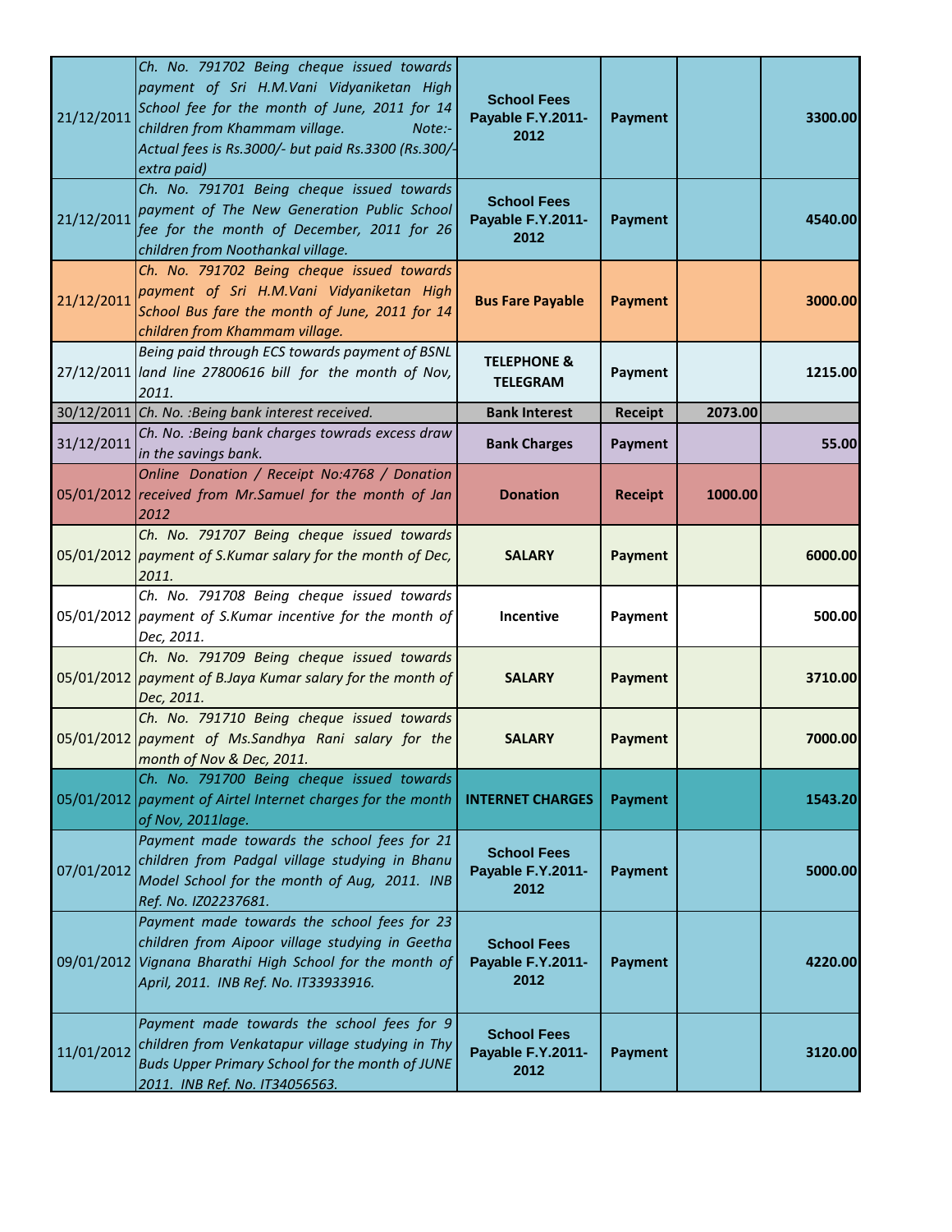| | | | | | |
|---|---|---|---|---|---|
| 21/12/2011 | Ch. No. 791702 Being cheque issued towards payment of Sri H.M.Vani Vidyaniketan High School fee for the month of June, 2011 for 14 children from Khammam village. Note:- Actual fees is Rs.3000/- but paid Rs.3300 (Rs.300/- extra paid) | **School Fees Payable F.Y.2011-2012** | **Payment** | | **3300.00** |
| 21/12/2011 | Ch. No. 791701 Being cheque issued towards payment of The New Generation Public School fee for the month of December, 2011 for 26 children from Noothankal village. | **School Fees Payable F.Y.2011-2012** | **Payment** | | **4540.00** |
| 21/12/2011 | Ch. No. 791702 Being cheque issued towards payment of Sri H.M.Vani Vidyaniketan High School Bus fare the month of June, 2011 for 14 children from Khammam village. | **Bus Fare Payable** | **Payment** | | **3000.00** |
| 27/12/2011 | Being paid through ECS towards payment of BSNL land line 27800616 bill for the month of Nov, 2011. | **TELEPHONE & TELEGRAM** | **Payment** | | **1215.00** |
| 30/12/2011 | Ch. No. :Being bank interest received. | **Bank Interest** | **Receipt** | **2073.00** | |
| 31/12/2011 | Ch. No. :Being bank charges towrads excess draw in the savings bank. | **Bank Charges** | **Payment** | | **55.00** |
| 05/01/2012 | Online Donation / Receipt No:4768 / Donation received from Mr.Samuel for the month of Jan 2012 | **Donation** | **Receipt** | **1000.00** | |
| 05/01/2012 | Ch. No. 791707 Being cheque issued towards payment of S.Kumar salary for the month of Dec, 2011. | **SALARY** | **Payment** | | **6000.00** |
| 05/01/2012 | Ch. No. 791708 Being cheque issued towards payment of S.Kumar incentive for the month of Dec, 2011. | **Incentive** | **Payment** | | **500.00** |
| 05/01/2012 | Ch. No. 791709 Being cheque issued towards payment of B.Jaya Kumar salary for the month of Dec, 2011. | **SALARY** | **Payment** | | **3710.00** |
| 05/01/2012 | Ch. No. 791710 Being cheque issued towards payment of Ms.Sandhya Rani salary for the month of Nov & Dec, 2011. | **SALARY** | **Payment** | | **7000.00** |
| 05/01/2012 | Ch. No. 791700 Being cheque issued towards payment of Airtel Internet charges for the month of Nov, 2011lage. | **INTERNET CHARGES** | **Payment** | | **1543.20** |
| 07/01/2012 | Payment made towards the school fees for 21 children from Padgal village studying in Bhanu Model School for the month of Aug, 2011. INB Ref. No. IZ02237681. | **School Fees Payable F.Y.2011-2012** | **Payment** | | **5000.00** |
| 09/01/2012 | Payment made towards the school fees for 23 children from Aipoor village studying in Geetha Vignana Bharathi High School for the month of April, 2011. INB Ref. No. IT33933916. | **School Fees Payable F.Y.2011-2012** | **Payment** | | **4220.00** |
| 11/01/2012 | Payment made towards the school fees for 9 children from Venkatapur village studying in Thy Buds Upper Primary School for the month of JUNE 2011. INB Ref. No. IT34056563. | **School Fees Payable F.Y.2011-2012** | **Payment** | | **3120.00** |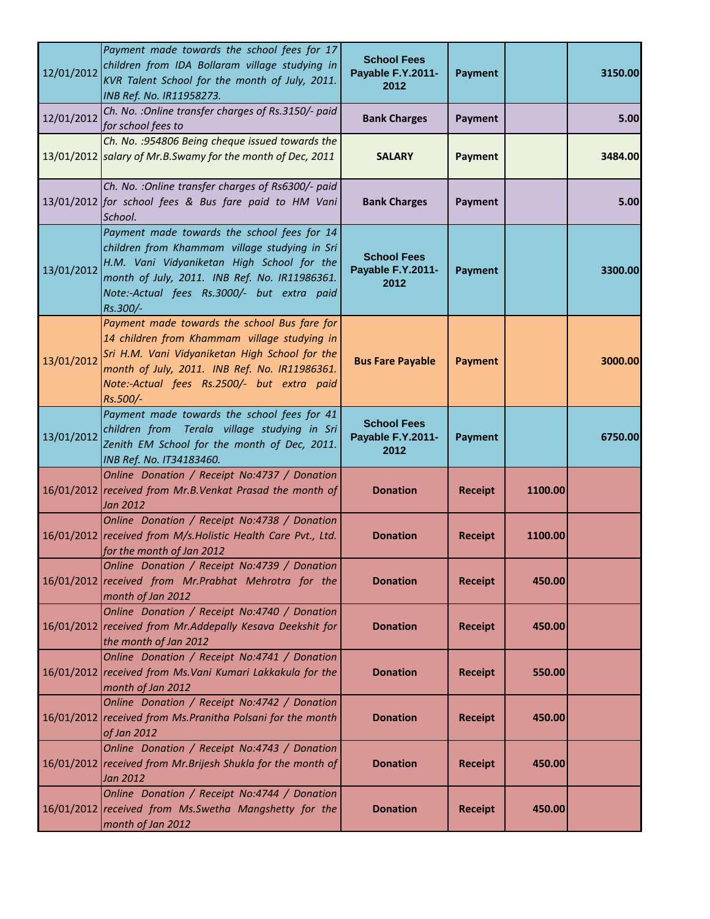| | | | | | |
|---|---|---|---|---|---|
| 12/01/2012 | *Payment made towards the school fees for 17 children from IDA Bollaram village studying in KVR Talent School for the month of July, 2011. INB Ref. No. IR11958273.* | **School Fees Payable F.Y.2011-2012** | **Payment** | | **3150.00** |
| 12/01/2012 | *Ch. No. :Online transfer charges of Rs.3150/- paid for school fees to* | **Bank Charges** | **Payment** | | **5.00** |
| 13/01/2012 | *Ch. No. :954806 Being cheque issued towards the salary of Mr.B.Swamy for the month of Dec, 2011* | **SALARY** | **Payment** | | **3484.00** |
| 13/01/2012 | *Ch. No. :Online transfer charges of Rs6300/- paid for school fees & Bus fare paid to HM Vani School.* | **Bank Charges** | **Payment** | | **5.00** |
| 13/01/2012 | *Payment made towards the school fees for 14 children from Khammam village studying in Sri H.M. Vani Vidyaniketan High School for the month of July, 2011. INB Ref. No. IR11986361. Note:-Actual fees Rs.3000/- but extra paid Rs.300/-* | **School Fees Payable F.Y.2011-2012** | **Payment** | | **3300.00** |
| 13/01/2012 | *Payment made towards the school Bus fare for 14 children from Khammam village studying in Sri H.M. Vani Vidyaniketan High School for the month of July, 2011. INB Ref. No. IR11986361. Note:-Actual fees Rs.2500/- but extra paid Rs.500/-* | **Bus Fare Payable** | **Payment** | | **3000.00** |
| 13/01/2012 | *Payment made towards the school fees for 41 children from Terala village studying in Sri Zenith EM School for the month of Dec, 2011. INB Ref. No. IT34183460.* | **School Fees Payable F.Y.2011-2012** | **Payment** | | **6750.00** |
| 16/01/2012 | *Online Donation / Receipt No:4737 / Donation received from Mr.B.Venkat Prasad the month of Jan 2012* | **Donation** | **Receipt** | **1100.00** | |
| 16/01/2012 | *Online Donation / Receipt No:4738 / Donation received from M/s.Holistic Health Care Pvt., Ltd. for the month of Jan 2012* | **Donation** | **Receipt** | **1100.00** | |
| 16/01/2012 | *Online Donation / Receipt No:4739 / Donation received from Mr.Prabhat Mehrotra for the month of Jan 2012* | **Donation** | **Receipt** | **450.00** | |
| 16/01/2012 | *Online Donation / Receipt No:4740 / Donation received from Mr.Addepally Kesava Deekshit for the month of Jan 2012* | **Donation** | **Receipt** | **450.00** | |
| 16/01/2012 | *Online Donation / Receipt No:4741 / Donation received from Ms.Vani Kumari Lakkakula for the month of Jan 2012* | **Donation** | **Receipt** | **550.00** | |
| 16/01/2012 | *Online Donation / Receipt No:4742 / Donation received from Ms.Pranitha Polsani for the month of Jan 2012* | **Donation** | **Receipt** | **450.00** | |
| 16/01/2012 | *Online Donation / Receipt No:4743 / Donation received from Mr.Brijesh Shukla for the month of Jan 2012* | **Donation** | **Receipt** | **450.00** | |
| 16/01/2012 | *Online Donation / Receipt No:4744 / Donation received from Ms.Swetha Mangshetty for the month of Jan 2012* | **Donation** | **Receipt** | **450.00** | |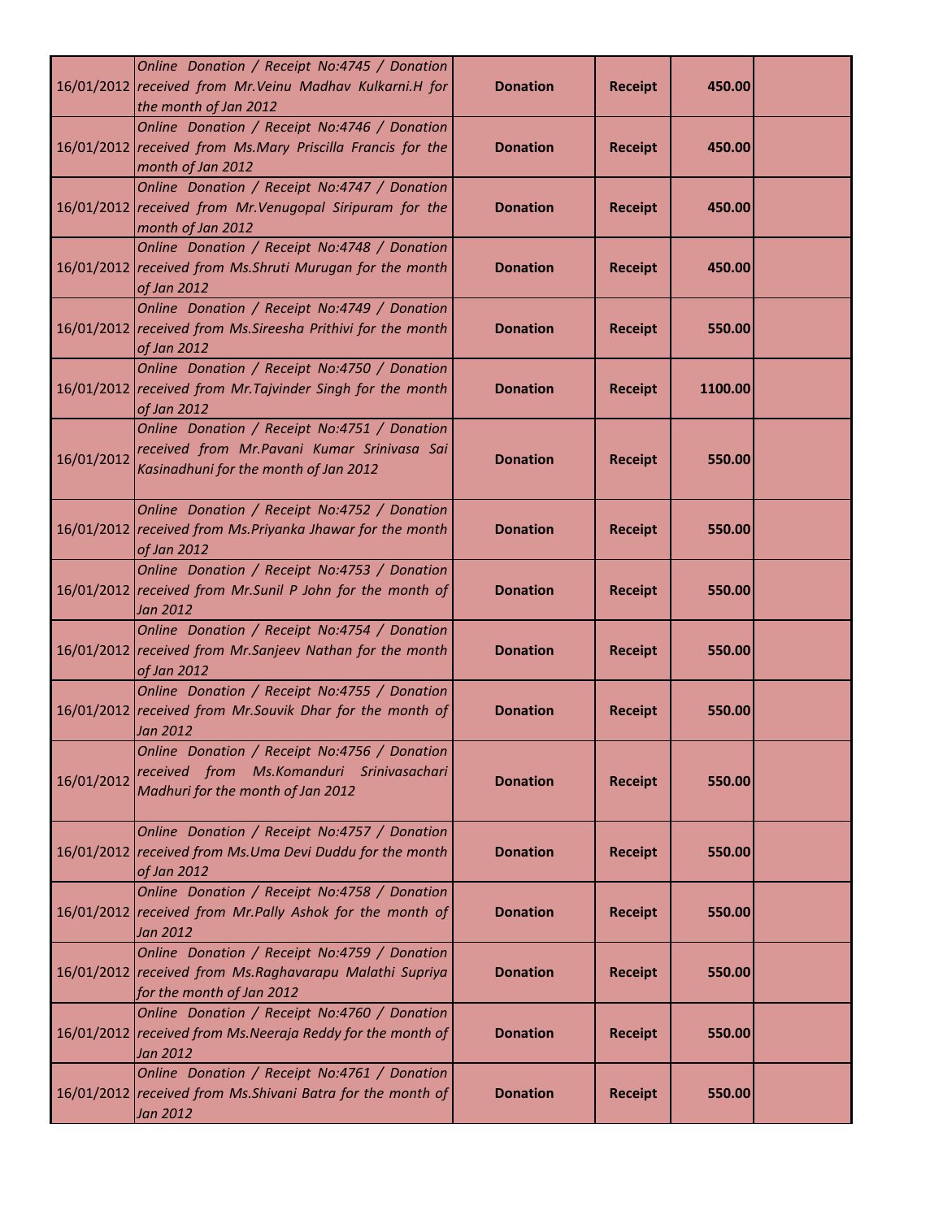| | | | | | |
|---|---|---|---|---|---|
| 16/01/2012 | *Online Donation / Receipt No:4745 / Donation received from Mr.Veinu Madhav Kulkarni.H for the month of Jan 2012* | **Donation** | **Receipt** | **450.00** | |
| 16/01/2012 | *Online Donation / Receipt No:4746 / Donation received from Ms.Mary Priscilla Francis for the month of Jan 2012* | **Donation** | **Receipt** | **450.00** | |
| 16/01/2012 | *Online Donation / Receipt No:4747 / Donation received from Mr.Venugopal Siripuram for the month of Jan 2012* | **Donation** | **Receipt** | **450.00** | |
| 16/01/2012 | *Online Donation / Receipt No:4748 / Donation received from Ms.Shruti Murugan for the month of Jan 2012* | **Donation** | **Receipt** | **450.00** | |
| 16/01/2012 | *Online Donation / Receipt No:4749 / Donation received from Ms.Sireesha Prithivi for the month of Jan 2012* | **Donation** | **Receipt** | **550.00** | |
| 16/01/2012 | *Online Donation / Receipt No:4750 / Donation received from Mr.Tajvinder Singh for the month of Jan 2012* | **Donation** | **Receipt** | **1100.00** | |
| 16/01/2012 | *Online Donation / Receipt No:4751 / Donation received from Mr.Pavani Kumar Srinivasa Sai Kasinadhuni for the month of Jan 2012* | **Donation** | **Receipt** | **550.00** | |
| 16/01/2012 | *Online Donation / Receipt No:4752 / Donation received from Ms.Priyanka Jhawar for the month of Jan 2012* | **Donation** | **Receipt** | **550.00** | |
| 16/01/2012 | *Online Donation / Receipt No:4753 / Donation received from Mr.Sunil P John for the month of Jan 2012* | **Donation** | **Receipt** | **550.00** | |
| 16/01/2012 | *Online Donation / Receipt No:4754 / Donation received from Mr.Sanjeev Nathan for the month of Jan 2012* | **Donation** | **Receipt** | **550.00** | |
| 16/01/2012 | *Online Donation / Receipt No:4755 / Donation received from Mr.Souvik Dhar for the month of Jan 2012* | **Donation** | **Receipt** | **550.00** | |
| 16/01/2012 | *Online Donation / Receipt No:4756 / Donation received from Ms.Komanduri Srinivasachari Madhuri for the month of Jan 2012* | **Donation** | **Receipt** | **550.00** | |
| 16/01/2012 | *Online Donation / Receipt No:4757 / Donation received from Ms.Uma Devi Duddu for the month of Jan 2012* | **Donation** | **Receipt** | **550.00** | |
| 16/01/2012 | *Online Donation / Receipt No:4758 / Donation received from Mr.Pally Ashok for the month of Jan 2012* | **Donation** | **Receipt** | **550.00** | |
| 16/01/2012 | *Online Donation / Receipt No:4759 / Donation received from Ms.Raghavarapu Malathi Supriya for the month of Jan 2012* | **Donation** | **Receipt** | **550.00** | |
| 16/01/2012 | *Online Donation / Receipt No:4760 / Donation received from Ms.Neeraja Reddy for the month of Jan 2012* | **Donation** | **Receipt** | **550.00** | |
| 16/01/2012 | *Online Donation / Receipt No:4761 / Donation received from Ms.Shivani Batra for the month of Jan 2012* | **Donation** | **Receipt** | **550.00** | |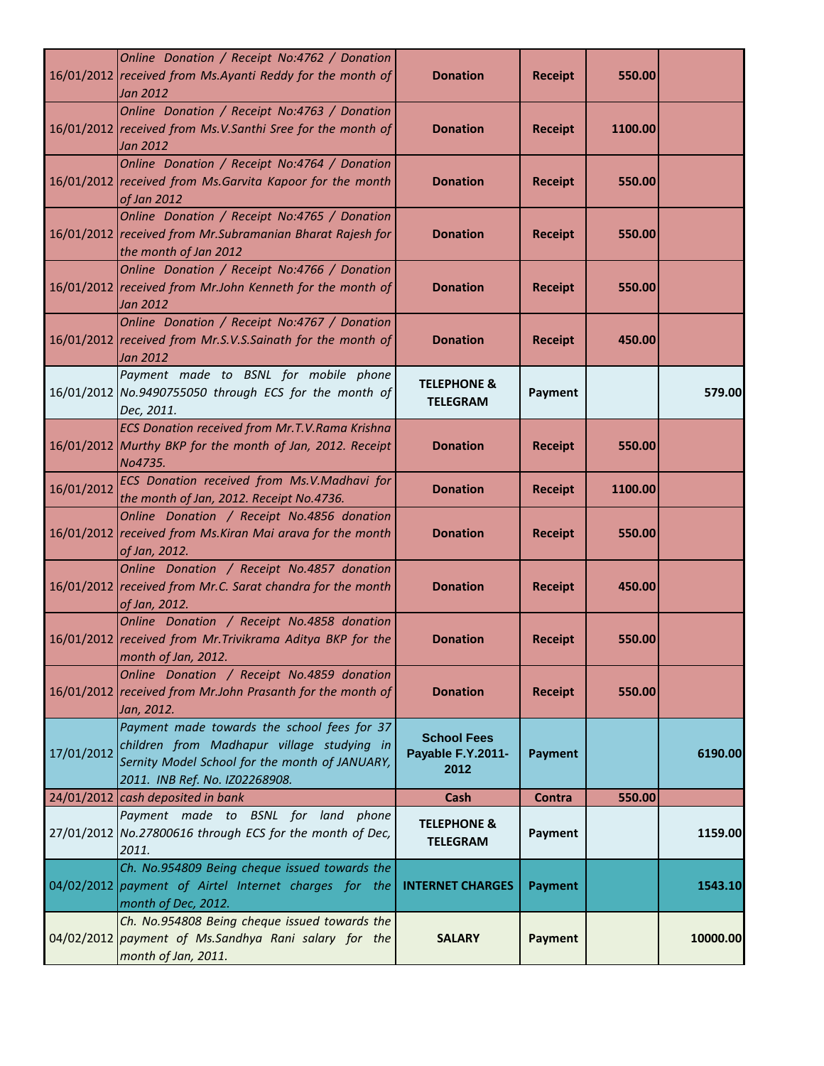| | | | | | |
|---|---|---|---|---|---|
| 16/01/2012 | *Online Donation / Receipt No:4762 / Donation received from Ms.Ayanti Reddy for the month of Jan 2012* | **Donation** | **Receipt** | **550.00** | |
| 16/01/2012 | *Online Donation / Receipt No:4763 / Donation received from Ms.V.Santhi Sree for the month of Jan 2012* | **Donation** | **Receipt** | **1100.00** | |
| 16/01/2012 | *Online Donation / Receipt No:4764 / Donation received from Ms.Garvita Kapoor for the month of Jan 2012* | **Donation** | **Receipt** | **550.00** | |
| 16/01/2012 | *Online Donation / Receipt No:4765 / Donation received from Mr.Subramanian Bharat Rajesh for the month of Jan 2012* | **Donation** | **Receipt** | **550.00** | |
| 16/01/2012 | *Online Donation / Receipt No:4766 / Donation received from Mr.John Kenneth for the month of Jan 2012* | **Donation** | **Receipt** | **550.00** | |
| 16/01/2012 | *Online Donation / Receipt No:4767 / Donation received from Mr.S.V.S.Sainath for the month of Jan 2012* | **Donation** | **Receipt** | **450.00** | |
| 16/01/2012 | *Payment made to BSNL for mobile phone No.9490755050 through ECS for the month of Dec, 2011.* | **TELEPHONE & TELEGRAM** | **Payment** | | **579.00** |
| 16/01/2012 | *ECS Donation received from Mr.T.V.Rama Krishna Murthy BKP for the month of Jan, 2012. Receipt No4735.* | **Donation** | **Receipt** | **550.00** | |
| 16/01/2012 | *ECS Donation received from Ms.V.Madhavi for the month of Jan, 2012. Receipt No.4736.* | **Donation** | **Receipt** | **1100.00** | |
| 16/01/2012 | *Online Donation / Receipt No.4856 donation received from Ms.Kiran Mai arava for the month of Jan, 2012.* | **Donation** | **Receipt** | **550.00** | |
| 16/01/2012 | *Online Donation / Receipt No.4857 donation received from Mr.C. Sarat chandra for the month of Jan, 2012.* | **Donation** | **Receipt** | **450.00** | |
| 16/01/2012 | *Online Donation / Receipt No.4858 donation received from Mr.Trivikrama Aditya BKP for the month of Jan, 2012.* | **Donation** | **Receipt** | **550.00** | |
| 16/01/2012 | *Online Donation / Receipt No.4859 donation received from Mr.John Prasanth for the month of Jan, 2012.* | **Donation** | **Receipt** | **550.00** | |
| 17/01/2012 | *Payment made towards the school fees for 37 children from Madhapur village studying in Sernity Model School for the month of JANUARY, 2011. INB Ref. No. IZ02268908.* | **School Fees Payable F.Y.2011-2012** | **Payment** | | **6190.00** |
| 24/01/2012 | *cash deposited in bank* | **Cash** | **Contra** | **550.00** | |
| 27/01/2012 | *Payment made to BSNL for land phone No.27800616 through ECS for the month of Dec, 2011.* | **TELEPHONE & TELEGRAM** | **Payment** | | **1159.00** |
| 04/02/2012 | *Ch. No.954809 Being cheque issued towards the payment of Airtel Internet charges for the month of Dec, 2012.* | **INTERNET CHARGES** | **Payment** | | **1543.10** |
| 04/02/2012 | *Ch. No.954808 Being cheque issued towards the payment of Ms.Sandhya Rani salary for the month of Jan, 2011.* | **SALARY** | **Payment** | | **10000.00** |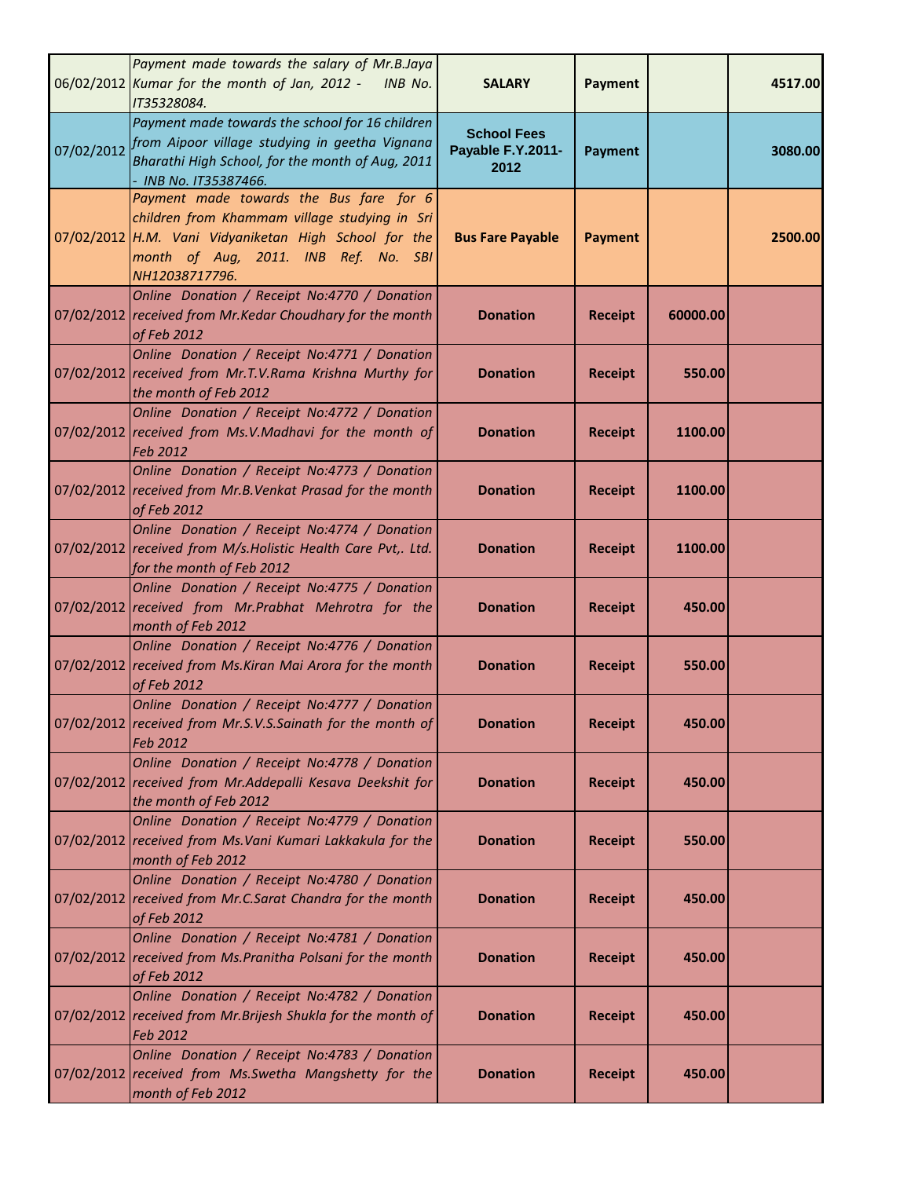| | | | | | |
|---|---|---|---|---|---|
| 06/02/2012 | *Payment made towards the salary of Mr.B.Jaya Kumar for the month of Jan, 2012 - INB No. IT35328084.* | **SALARY** | **Payment** | | **4517.00** |
| 07/02/2012 | *Payment made towards the school for 16 children from Aipoor village studying in geetha Vignana Bharathi High School, for the month of Aug, 2011 - INB No. IT35387466.* | **School Fees Payable F.Y.2011-2012** | **Payment** | | **3080.00** |
| 07/02/2012 | *Payment made towards the Bus fare for 6 children from Khammam village studying in Sri H.M. Vani Vidyaniketan High School for the month of Aug, 2011. INB Ref. No. SBI NH12038717796.* | **Bus Fare Payable** | **Payment** | | **2500.00** |
| 07/02/2012 | *Online Donation / Receipt No:4770 / Donation received from Mr.Kedar Choudhary for the month of Feb 2012* | **Donation** | **Receipt** | **60000.00** | |
| 07/02/2012 | *Online Donation / Receipt No:4771 / Donation received from Mr.T.V.Rama Krishna Murthy for the month of Feb 2012* | **Donation** | **Receipt** | **550.00** | |
| 07/02/2012 | *Online Donation / Receipt No:4772 / Donation received from Ms.V.Madhavi for the month of Feb 2012* | **Donation** | **Receipt** | **1100.00** | |
| 07/02/2012 | *Online Donation / Receipt No:4773 / Donation received from Mr.B.Venkat Prasad for the month of Feb 2012* | **Donation** | **Receipt** | **1100.00** | |
| 07/02/2012 | *Online Donation / Receipt No:4774 / Donation received from M/s.Holistic Health Care Pvt,. Ltd. for the month of Feb 2012* | **Donation** | **Receipt** | **1100.00** | |
| 07/02/2012 | *Online Donation / Receipt No:4775 / Donation received from Mr.Prabhat Mehrotra for the month of Feb 2012* | **Donation** | **Receipt** | **450.00** | |
| 07/02/2012 | *Online Donation / Receipt No:4776 / Donation received from Ms.Kiran Mai Arora for the month of Feb 2012* | **Donation** | **Receipt** | **550.00** | |
| 07/02/2012 | *Online Donation / Receipt No:4777 / Donation received from Mr.S.V.S.Sainath for the month of Feb 2012* | **Donation** | **Receipt** | **450.00** | |
| 07/02/2012 | *Online Donation / Receipt No:4778 / Donation received from Mr.Addepalli Kesava Deekshit for the month of Feb 2012* | **Donation** | **Receipt** | **450.00** | |
| 07/02/2012 | *Online Donation / Receipt No:4779 / Donation received from Ms.Vani Kumari Lakkakula for the month of Feb 2012* | **Donation** | **Receipt** | **550.00** | |
| 07/02/2012 | *Online Donation / Receipt No:4780 / Donation received from Mr.C.Sarat Chandra for the month of Feb 2012* | **Donation** | **Receipt** | **450.00** | |
| 07/02/2012 | *Online Donation / Receipt No:4781 / Donation received from Ms.Pranitha Polsani for the month of Feb 2012* | **Donation** | **Receipt** | **450.00** | |
| 07/02/2012 | *Online Donation / Receipt No:4782 / Donation received from Mr.Brijesh Shukla for the month of Feb 2012* | **Donation** | **Receipt** | **450.00** | |
| 07/02/2012 | *Online Donation / Receipt No:4783 / Donation received from Ms.Swetha Mangshetty for the month of Feb 2012* | **Donation** | **Receipt** | **450.00** | |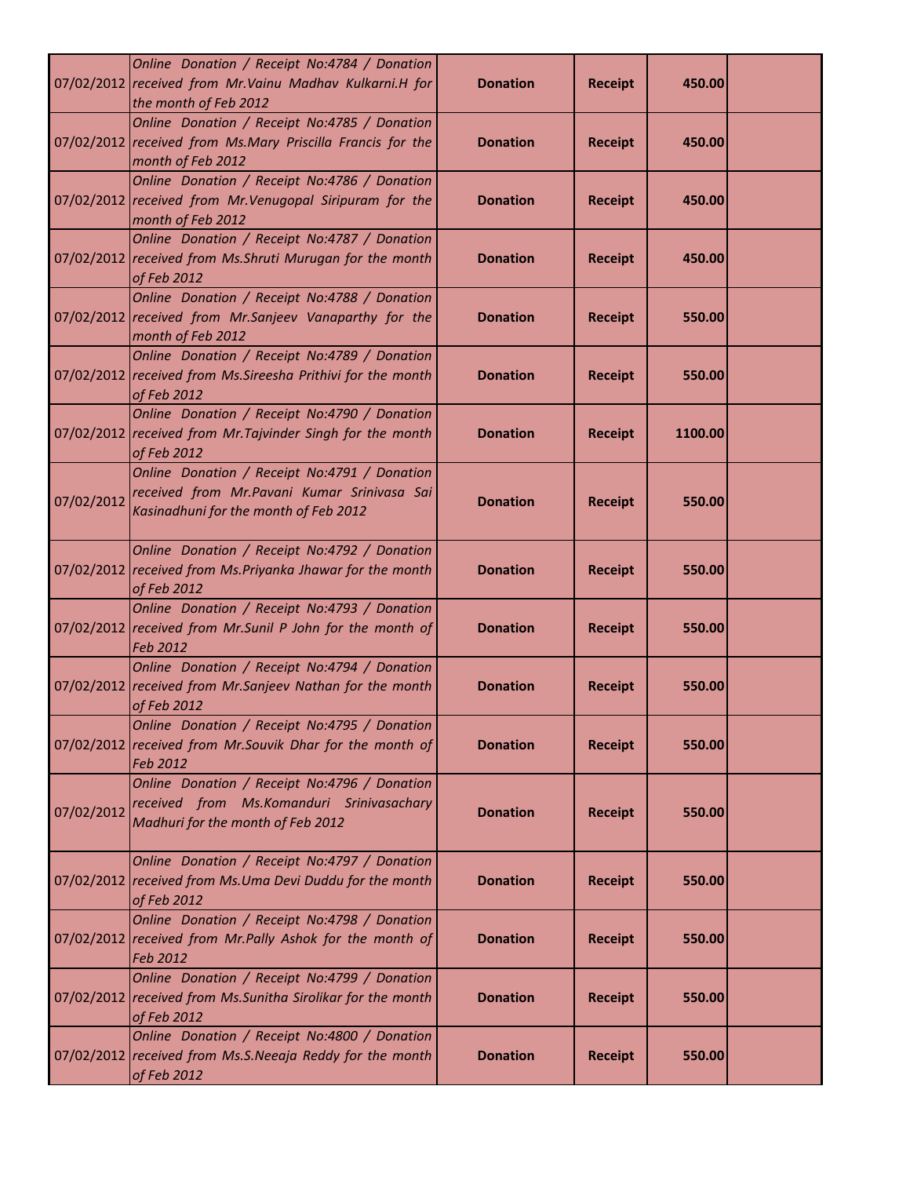| | | | | | |
|---|---|---|---|---|---|
| 07/02/2012 | *Online Donation / Receipt No:4784 / Donation received from Mr.Vainu Madhav Kulkarni.H for the month of Feb 2012* | **Donation** | **Receipt** | **450.00** | |
| 07/02/2012 | *Online Donation / Receipt No:4785 / Donation received from Ms.Mary Priscilla Francis for the month of Feb 2012* | **Donation** | **Receipt** | **450.00** | |
| 07/02/2012 | *Online Donation / Receipt No:4786 / Donation received from Mr.Venugopal Siripuram for the month of Feb 2012* | **Donation** | **Receipt** | **450.00** | |
| 07/02/2012 | *Online Donation / Receipt No:4787 / Donation received from Ms.Shruti Murugan for the month of Feb 2012* | **Donation** | **Receipt** | **450.00** | |
| 07/02/2012 | *Online Donation / Receipt No:4788 / Donation received from Mr.Sanjeev Vanaparthy for the month of Feb 2012* | **Donation** | **Receipt** | **550.00** | |
| 07/02/2012 | *Online Donation / Receipt No:4789 / Donation received from Ms.Sireesha Prithivi for the month of Feb 2012* | **Donation** | **Receipt** | **550.00** | |
| 07/02/2012 | *Online Donation / Receipt No:4790 / Donation received from Mr.Tajvinder Singh for the month of Feb 2012* | **Donation** | **Receipt** | **1100.00** | |
| 07/02/2012 | *Online Donation / Receipt No:4791 / Donation received from Mr.Pavani Kumar Srinivasa Sai Kasinadhuni for the month of Feb 2012* | **Donation** | **Receipt** | **550.00** | |
| 07/02/2012 | *Online Donation / Receipt No:4792 / Donation received from Ms.Priyanka Jhawar for the month of Feb 2012* | **Donation** | **Receipt** | **550.00** | |
| 07/02/2012 | *Online Donation / Receipt No:4793 / Donation received from Mr.Sunil P John for the month of Feb 2012* | **Donation** | **Receipt** | **550.00** | |
| 07/02/2012 | *Online Donation / Receipt No:4794 / Donation received from Mr.Sanjeev Nathan for the month of Feb 2012* | **Donation** | **Receipt** | **550.00** | |
| 07/02/2012 | *Online Donation / Receipt No:4795 / Donation received from Mr.Souvik Dhar for the month of Feb 2012* | **Donation** | **Receipt** | **550.00** | |
| 07/02/2012 | *Online Donation / Receipt No:4796 / Donation received from Ms.Komanduri Srinivasachary Madhuri for the month of Feb 2012* | **Donation** | **Receipt** | **550.00** | |
| 07/02/2012 | *Online Donation / Receipt No:4797 / Donation received from Ms.Uma Devi Duddu for the month of Feb 2012* | **Donation** | **Receipt** | **550.00** | |
| 07/02/2012 | *Online Donation / Receipt No:4798 / Donation received from Mr.Pally Ashok for the month of Feb 2012* | **Donation** | **Receipt** | **550.00** | |
| 07/02/2012 | *Online Donation / Receipt No:4799 / Donation received from Ms.Sunitha Sirolikar for the month of Feb 2012* | **Donation** | **Receipt** | **550.00** | |
| 07/02/2012 | *Online Donation / Receipt No:4800 / Donation received from Ms.S.Neeaja Reddy for the month of Feb 2012* | **Donation** | **Receipt** | **550.00** | |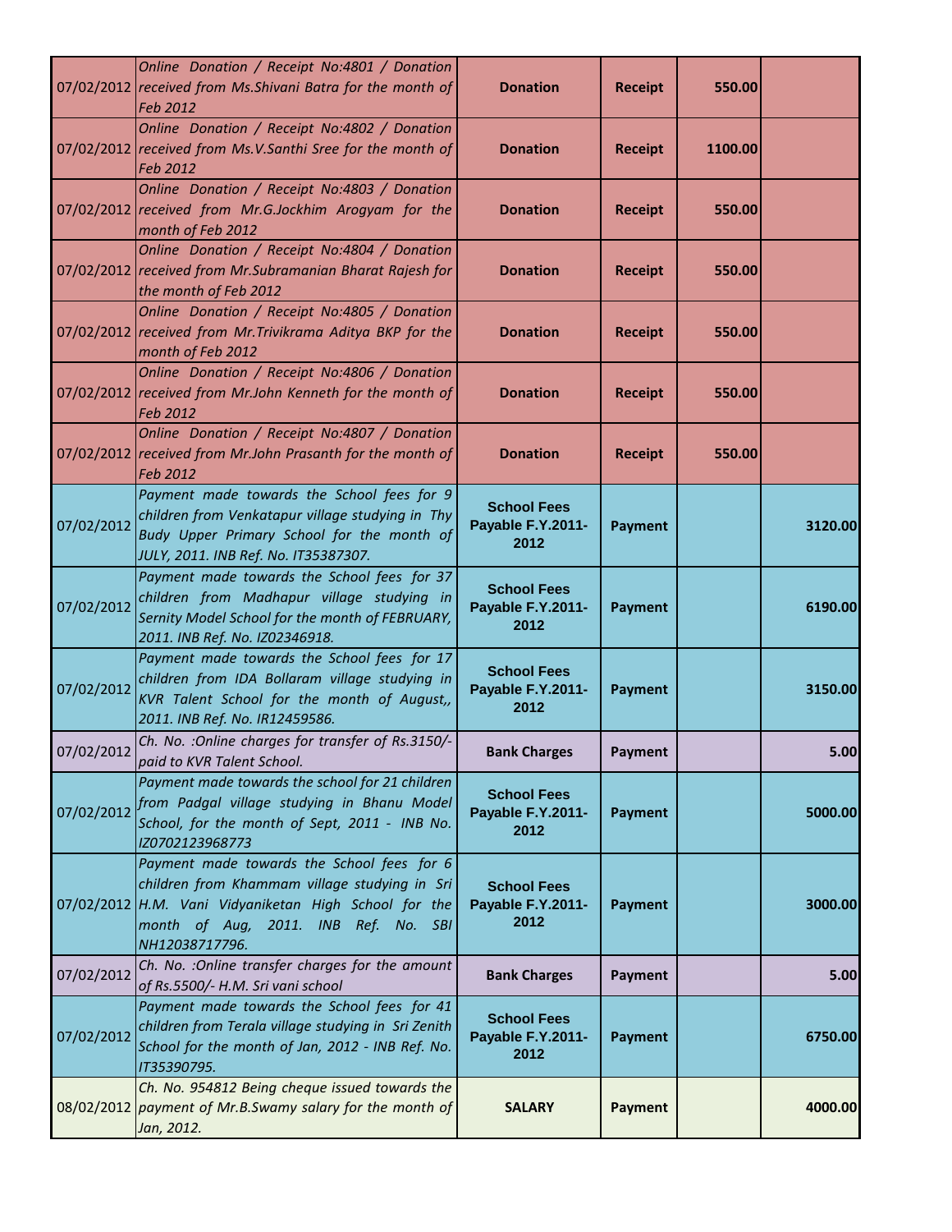| | | | | | |
|---|---|---|---|---|---|
| 07/02/2012 | *Online Donation / Receipt No:4801 / Donation received from Ms.Shivani Batra for the month of Feb 2012* | **Donation** | **Receipt** | **550.00** | |
| 07/02/2012 | *Online Donation / Receipt No:4802 / Donation received from Ms.V.Santhi Sree for the month of Feb 2012* | **Donation** | **Receipt** | **1100.00** | |
| 07/02/2012 | *Online Donation / Receipt No:4803 / Donation received from Mr.G.Jockhim Arogyam for the month of Feb 2012* | **Donation** | **Receipt** | **550.00** | |
| 07/02/2012 | *Online Donation / Receipt No:4804 / Donation received from Mr.Subramanian Bharat Rajesh for the month of Feb 2012* | **Donation** | **Receipt** | **550.00** | |
| 07/02/2012 | *Online Donation / Receipt No:4805 / Donation received from Mr.Trivikrama Aditya BKP for the month of Feb 2012* | **Donation** | **Receipt** | **550.00** | |
| 07/02/2012 | *Online Donation / Receipt No:4806 / Donation received from Mr.John Kenneth for the month of Feb 2012* | **Donation** | **Receipt** | **550.00** | |
| 07/02/2012 | *Online Donation / Receipt No:4807 / Donation received from Mr.John Prasanth for the month of Feb 2012* | **Donation** | **Receipt** | **550.00** | |
| 07/02/2012 | *Payment made towards the School fees for 9 children from Venkatapur village studying in Thy Budy Upper Primary School for the month of JULY, 2011. INB Ref. No. IT35387307.* | **School Fees Payable F.Y.2011-2012** | **Payment** | | **3120.00** |
| 07/02/2012 | *Payment made towards the School fees for 37 children from Madhapur village studying in Sernity Model School for the month of FEBRUARY, 2011. INB Ref. No. IZ02346918.* | **School Fees Payable F.Y.2011-2012** | **Payment** | | **6190.00** |
| 07/02/2012 | *Payment made towards the School fees for 17 children from IDA Bollaram village studying in KVR Talent School for the month of August,, 2011. INB Ref. No. IR12459586.* | **School Fees Payable F.Y.2011-2012** | **Payment** | | **3150.00** |
| 07/02/2012 | *Ch. No. :Online charges for transfer of Rs.3150/- paid to KVR Talent School.* | **Bank Charges** | **Payment** | | **5.00** |
| 07/02/2012 | *Payment made towards the school for 21 children from Padgal village studying in Bhanu Model School, for the month of Sept, 2011 - INB No. IZ0702123968773* | **School Fees Payable F.Y.2011-2012** | **Payment** | | **5000.00** |
| 07/02/2012 | *Payment made towards the School fees for 6 children from Khammam village studying in Sri H.M. Vani Vidyaniketan High School for the month of Aug, 2011. INB Ref. No. SBI NH12038717796.* | **School Fees Payable F.Y.2011-2012** | **Payment** | | **3000.00** |
| 07/02/2012 | *Ch. No. :Online transfer charges for the amount of Rs.5500/- H.M. Sri vani school* | **Bank Charges** | **Payment** | | **5.00** |
| 07/02/2012 | *Payment made towards the School fees for 41 children from Terala village studying in Sri Zenith School for the month of Jan, 2012 - INB Ref. No. IT35390795.* | **School Fees Payable F.Y.2011-2012** | **Payment** | | **6750.00** |
| 08/02/2012 | *Ch. No. 954812 Being cheque issued towards the payment of Mr.B.Swamy salary for the month of Jan, 2012.* | **SALARY** | **Payment** | | **4000.00** |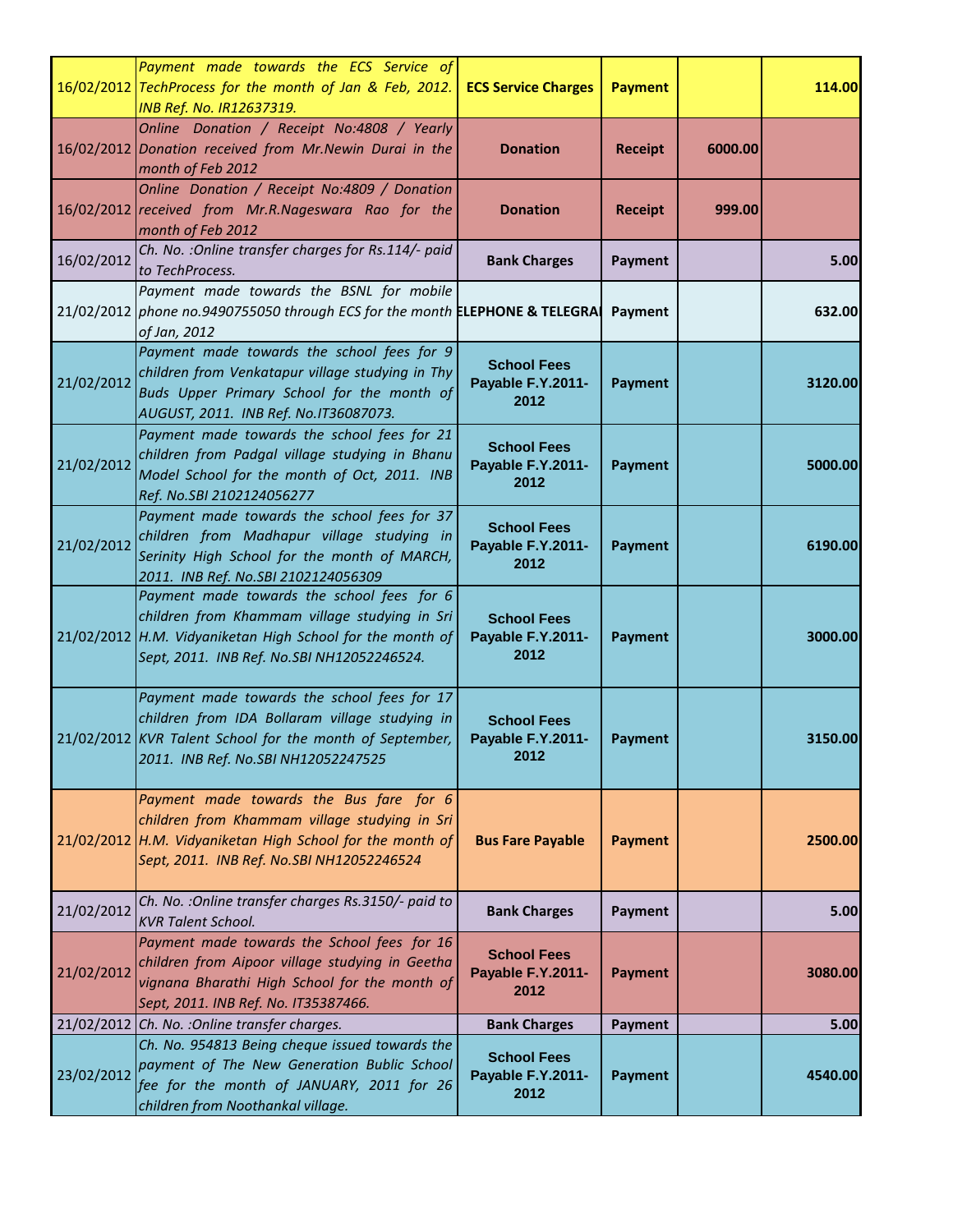| | | | | | |
|---|---|---|---|---|---|
| 16/02/2012 | *Payment made towards the ECS Service of TechProcess for the month of Jan & Feb, 2012. INB Ref. No. IR12637319.* | **ECS Service Charges** | **Payment** | | **114.00** |
| 16/02/2012 | *Online Donation / Receipt No:4808 / Yearly Donation received from Mr.Newin Durai in the month of Feb 2012* | **Donation** | **Receipt** | **6000.00** | |
| 16/02/2012 | *Online Donation / Receipt No:4809 / Donation received from Mr.R.Nageswara Rao for the month of Feb 2012* | **Donation** | **Receipt** | **999.00** | |
| 16/02/2012 | *Ch. No. :Online transfer charges for Rs.114/- paid to TechProcess.* | **Bank Charges** | **Payment** | | **5.00** |
| 21/02/2012 | *Payment made towards the BSNL for mobile phone no.9490755050 through ECS for the month of Jan, 2012* | **ELEPHONE & TELEGRAI** | **Payment** | | **632.00** |
| 21/02/2012 | *Payment made towards the school fees for 9 children from Venkatapur village studying in Thy Buds Upper Primary School for the month of AUGUST, 2011. INB Ref. No.IT36087073.* | **School Fees Payable F.Y.2011-2012** | **Payment** | | **3120.00** |
| 21/02/2012 | *Payment made towards the school fees for 21 children from Padgal village studying in Bhanu Model School for the month of Oct, 2011. INB Ref. No.SBI 2102124056277* | **School Fees Payable F.Y.2011-2012** | **Payment** | | **5000.00** |
| 21/02/2012 | *Payment made towards the school fees for 37 children from Madhapur village studying in Serinity High School for the month of MARCH, 2011. INB Ref. No.SBI 2102124056309* | **School Fees Payable F.Y.2011-2012** | **Payment** | | **6190.00** |
| 21/02/2012 | *Payment made towards the school fees for 6 children from Khammam village studying in Sri H.M. Vidyaniketan High School for the month of Sept, 2011. INB Ref. No.SBI NH12052246524.* | **School Fees Payable F.Y.2011-2012** | **Payment** | | **3000.00** |
| 21/02/2012 | *Payment made towards the school fees for 17 children from IDA Bollaram village studying in KVR Talent School for the month of September, 2011. INB Ref. No.SBI NH12052247525* | **School Fees Payable F.Y.2011-2012** | **Payment** | | **3150.00** |
| 21/02/2012 | *Payment made towards the Bus fare for 6 children from Khammam village studying in Sri H.M. Vidyaniketan High School for the month of Sept, 2011. INB Ref. No.SBI NH12052246524* | **Bus Fare Payable** | **Payment** | | **2500.00** |
| 21/02/2012 | *Ch. No. :Online transfer charges Rs.3150/- paid to KVR Talent School.* | **Bank Charges** | **Payment** | | **5.00** |
| 21/02/2012 | *Payment made towards the School fees for 16 children from Aipoor village studying in Geetha vignana Bharathi High School for the month of Sept, 2011. INB Ref. No. IT35387466.* | **School Fees Payable F.Y.2011-2012** | **Payment** | | **3080.00** |
| 21/02/2012 | *Ch. No. :Online transfer charges.* | **Bank Charges** | **Payment** | | **5.00** |
| 23/02/2012 | *Ch. No. 954813 Being cheque issued towards the payment of The New Generation Bublic School fee for the month of JANUARY, 2011 for 26 children from Noothankal village.* | **School Fees Payable F.Y.2011-2012** | **Payment** | | **4540.00** |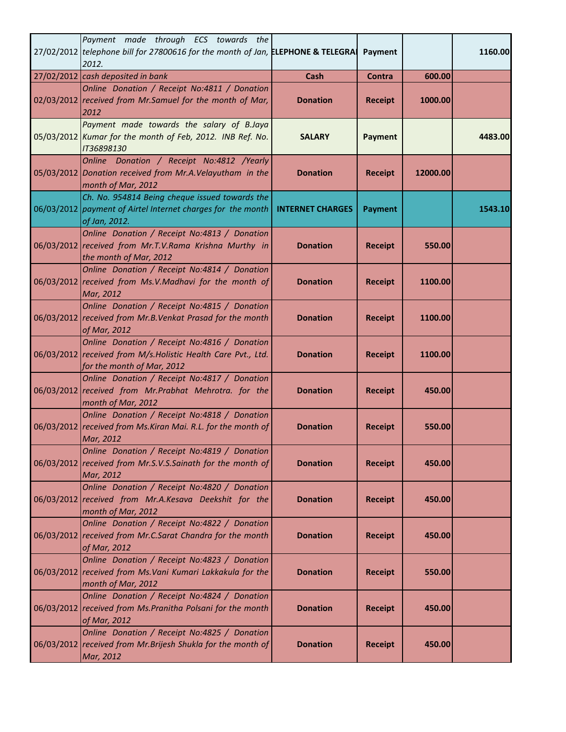| | | | | | |
|---|---|---|---|---|---|
| 27/02/2012 | *Payment made through ECS towards the telephone bill for 27800616 for the month of Jan, 2012.* | **ELEPHONE & TELEGRAI** | **Payment** | | **1160.00** |
| 27/02/2012 | *cash deposited in bank* | **Cash** | **Contra** | **600.00** | |
| 02/03/2012 | *Online Donation / Receipt No:4811 / Donation received from Mr.Samuel for the month of Mar, 2012* | **Donation** | **Receipt** | **1000.00** | |
| 05/03/2012 | *Payment made towards the salary of B.Jaya Kumar for the month of Feb, 2012. INB Ref. No. IT36898130* | **SALARY** | **Payment** | | **4483.00** |
| 05/03/2012 | *Online Donation / Receipt No:4812 /Yearly Donation received from Mr.A.Velayutham in the month of Mar, 2012* | **Donation** | **Receipt** | **12000.00** | |
| 06/03/2012 | *Ch. No. 954814 Being cheque issued towards the payment of Airtel Internet charges for the month of Jan, 2012.* | **INTERNET CHARGES** | **Payment** | | **1543.10** |
| 06/03/2012 | *Online Donation / Receipt No:4813 / Donation received from Mr.T.V.Rama Krishna Murthy in the month of Mar, 2012* | **Donation** | **Receipt** | **550.00** | |
| 06/03/2012 | *Online Donation / Receipt No:4814 / Donation received from Ms.V.Madhavi for the month of Mar, 2012* | **Donation** | **Receipt** | **1100.00** | |
| 06/03/2012 | *Online Donation / Receipt No:4815 / Donation received from Mr.B.Venkat Prasad for the month of Mar, 2012* | **Donation** | **Receipt** | **1100.00** | |
| 06/03/2012 | *Online Donation / Receipt No:4816 / Donation received from M/s.Holistic Health Care Pvt., Ltd. for the month of Mar, 2012* | **Donation** | **Receipt** | **1100.00** | |
| 06/03/2012 | *Online Donation / Receipt No:4817 / Donation received from Mr.Prabhat Mehrotra. for the month of Mar, 2012* | **Donation** | **Receipt** | **450.00** | |
| 06/03/2012 | *Online Donation / Receipt No:4818 / Donation received from Ms.Kiran Mai. R.L. for the month of Mar, 2012* | **Donation** | **Receipt** | **550.00** | |
| 06/03/2012 | *Online Donation / Receipt No:4819 / Donation received from Mr.S.V.S.Sainath for the month of Mar, 2012* | **Donation** | **Receipt** | **450.00** | |
| 06/03/2012 | *Online Donation / Receipt No:4820 / Donation received from Mr.A.Kesava Deekshit for the month of Mar, 2012* | **Donation** | **Receipt** | **450.00** | |
| 06/03/2012 | *Online Donation / Receipt No:4822 / Donation received from Mr.C.Sarat Chandra for the month of Mar, 2012* | **Donation** | **Receipt** | **450.00** | |
| 06/03/2012 | *Online Donation / Receipt No:4823 / Donation received from Ms.Vani Kumari Lakkakula for the month of Mar, 2012* | **Donation** | **Receipt** | **550.00** | |
| 06/03/2012 | *Online Donation / Receipt No:4824 / Donation received from Ms.Pranitha Polsani for the month of Mar, 2012* | **Donation** | **Receipt** | **450.00** | |
| 06/03/2012 | *Online Donation / Receipt No:4825 / Donation received from Mr.Brijesh Shukla for the month of Mar, 2012* | **Donation** | **Receipt** | **450.00** | |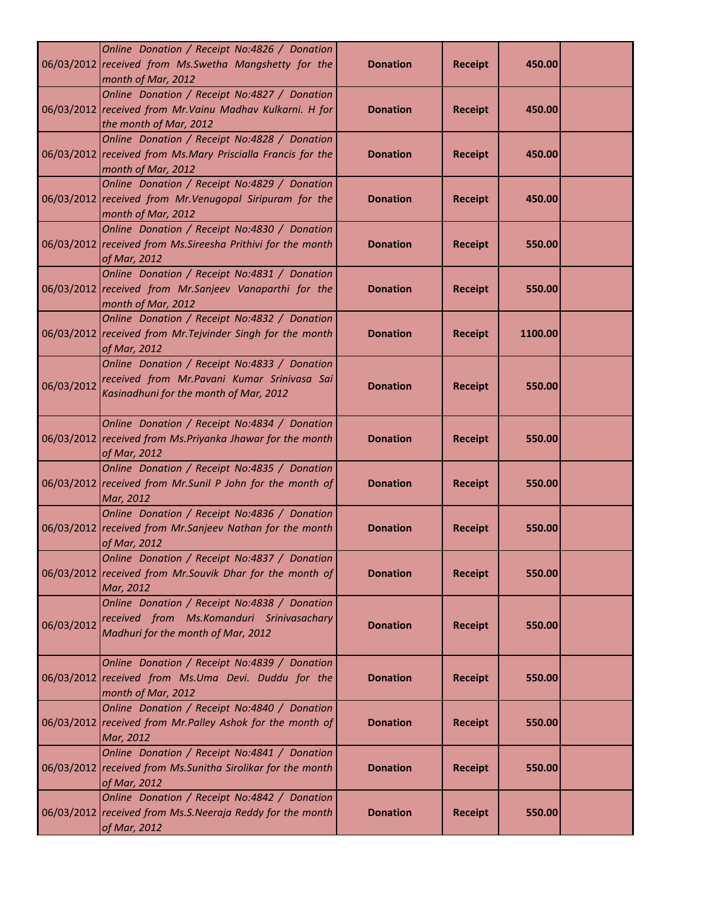| | | | | | |
|---|---|---|---|---|---|
| 06/03/2012 | *Online Donation / Receipt No:4826 / Donation received from Ms.Swetha Mangshetty for the month of Mar, 2012* | **Donation** | **Receipt** | **450.00** | |
| 06/03/2012 | *Online Donation / Receipt No:4827 / Donation received from Mr.Vainu Madhav Kulkarni. H for the month of Mar, 2012* | **Donation** | **Receipt** | **450.00** | |
| 06/03/2012 | *Online Donation / Receipt No:4828 / Donation received from Ms.Mary Priscialla Francis for the month of Mar, 2012* | **Donation** | **Receipt** | **450.00** | |
| 06/03/2012 | *Online Donation / Receipt No:4829 / Donation received from Mr.Venugopal Siripuram for the month of Mar, 2012* | **Donation** | **Receipt** | **450.00** | |
| 06/03/2012 | *Online Donation / Receipt No:4830 / Donation received from Ms.Sireesha Prithivi for the month of Mar, 2012* | **Donation** | **Receipt** | **550.00** | |
| 06/03/2012 | *Online Donation / Receipt No:4831 / Donation received from Mr.Sanjeev Vanaparthi for the month of Mar, 2012* | **Donation** | **Receipt** | **550.00** | |
| 06/03/2012 | *Online Donation / Receipt No:4832 / Donation received from Mr.Tejvinder Singh for the month of Mar, 2012* | **Donation** | **Receipt** | **1100.00** | |
| 06/03/2012 | *Online Donation / Receipt No:4833 / Donation received from Mr.Pavani Kumar Srinivasa Sai Kasinadhuni for the month of Mar, 2012* | **Donation** | **Receipt** | **550.00** | |
| 06/03/2012 | *Online Donation / Receipt No:4834 / Donation received from Ms.Priyanka Jhawar for the month of Mar, 2012* | **Donation** | **Receipt** | **550.00** | |
| 06/03/2012 | *Online Donation / Receipt No:4835 / Donation received from Mr.Sunil P John for the month of Mar, 2012* | **Donation** | **Receipt** | **550.00** | |
| 06/03/2012 | *Online Donation / Receipt No:4836 / Donation received from Mr.Sanjeev Nathan for the month of Mar, 2012* | **Donation** | **Receipt** | **550.00** | |
| 06/03/2012 | *Online Donation / Receipt No:4837 / Donation received from Mr.Souvik Dhar for the month of Mar, 2012* | **Donation** | **Receipt** | **550.00** | |
| 06/03/2012 | *Online Donation / Receipt No:4838 / Donation received from Ms.Komanduri Srinivasachary Madhuri for the month of Mar, 2012* | **Donation** | **Receipt** | **550.00** | |
| 06/03/2012 | *Online Donation / Receipt No:4839 / Donation received from Ms.Uma Devi. Duddu for the month of Mar, 2012* | **Donation** | **Receipt** | **550.00** | |
| 06/03/2012 | *Online Donation / Receipt No:4840 / Donation received from Mr.Palley Ashok for the month of Mar, 2012* | **Donation** | **Receipt** | **550.00** | |
| 06/03/2012 | *Online Donation / Receipt No:4841 / Donation received from Ms.Sunitha Sirolikar for the month of Mar, 2012* | **Donation** | **Receipt** | **550.00** | |
| 06/03/2012 | *Online Donation / Receipt No:4842 / Donation received from Ms.S.Neeraja Reddy for the month of Mar, 2012* | **Donation** | **Receipt** | **550.00** | |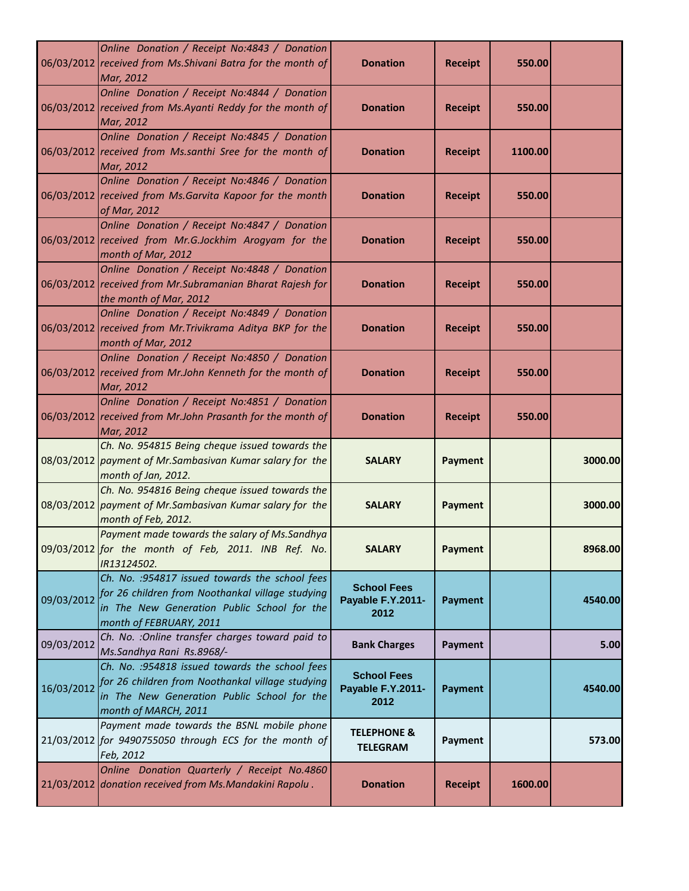| | | | | | |
|---|---|---|---|---|---|
| 06/03/2012 | *Online Donation / Receipt No:4843 / Donation received from Ms.Shivani Batra for the month of Mar, 2012* | **Donation** | **Receipt** | **550.00** | |
| 06/03/2012 | *Online Donation / Receipt No:4844 / Donation received from Ms.Ayanti Reddy for the month of Mar, 2012* | **Donation** | **Receipt** | **550.00** | |
| 06/03/2012 | *Online Donation / Receipt No:4845 / Donation received from Ms.santhi Sree for the month of Mar, 2012* | **Donation** | **Receipt** | **1100.00** | |
| 06/03/2012 | *Online Donation / Receipt No:4846 / Donation received from Ms.Garvita Kapoor for the month of Mar, 2012* | **Donation** | **Receipt** | **550.00** | |
| 06/03/2012 | *Online Donation / Receipt No:4847 / Donation received from Mr.G.Jockhim Arogyam for the month of Mar, 2012* | **Donation** | **Receipt** | **550.00** | |
| 06/03/2012 | *Online Donation / Receipt No:4848 / Donation received from Mr.Subramanian Bharat Rajesh for the month of Mar, 2012* | **Donation** | **Receipt** | **550.00** | |
| 06/03/2012 | *Online Donation / Receipt No:4849 / Donation received from Mr.Trivikrama Aditya BKP for the month of Mar, 2012* | **Donation** | **Receipt** | **550.00** | |
| 06/03/2012 | *Online Donation / Receipt No:4850 / Donation received from Mr.John Kenneth for the month of Mar, 2012* | **Donation** | **Receipt** | **550.00** | |
| 06/03/2012 | *Online Donation / Receipt No:4851 / Donation received from Mr.John Prasanth for the month of Mar, 2012* | **Donation** | **Receipt** | **550.00** | |
| 08/03/2012 | *Ch. No. 954815 Being cheque issued towards the payment of Mr.Sambasivan Kumar salary for the month of Jan, 2012.* | **SALARY** | **Payment** | | **3000.00** |
| 08/03/2012 | *Ch. No. 954816 Being cheque issued towards the payment of Mr.Sambasivan Kumar salary for the month of Feb, 2012.* | **SALARY** | **Payment** | | **3000.00** |
| 09/03/2012 | *Payment made towards the salary of Ms.Sandhya for the month of Feb, 2011. INB Ref. No. IR13124502.* | **SALARY** | **Payment** | | **8968.00** |
| 09/03/2012 | *Ch. No. :954817 issued towards the school fees for 26 children from Noothankal village studying in The New Generation Public School for the month of FEBRUARY, 2011* | **School Fees Payable F.Y.2011-2012** | **Payment** | | **4540.00** |
| 09/03/2012 | *Ch. No. :Online transfer charges toward paid to Ms.Sandhya Rani Rs.8968/-* | **Bank Charges** | **Payment** | | **5.00** |
| 16/03/2012 | *Ch. No. :954818 issued towards the school fees for 26 children from Noothankal village studying in The New Generation Public School for the month of MARCH, 2011* | **School Fees Payable F.Y.2011-2012** | **Payment** | | **4540.00** |
| 21/03/2012 | *Payment made towards the BSNL mobile phone for 9490755050 through ECS for the month of Feb, 2012* | **TELEPHONE & TELEGRAM** | **Payment** | | **573.00** |
| 21/03/2012 | *Online Donation Quarterly / Receipt No.4860 donation received from Ms.Mandakini Rapolu .* | **Donation** | **Receipt** | **1600.00** | |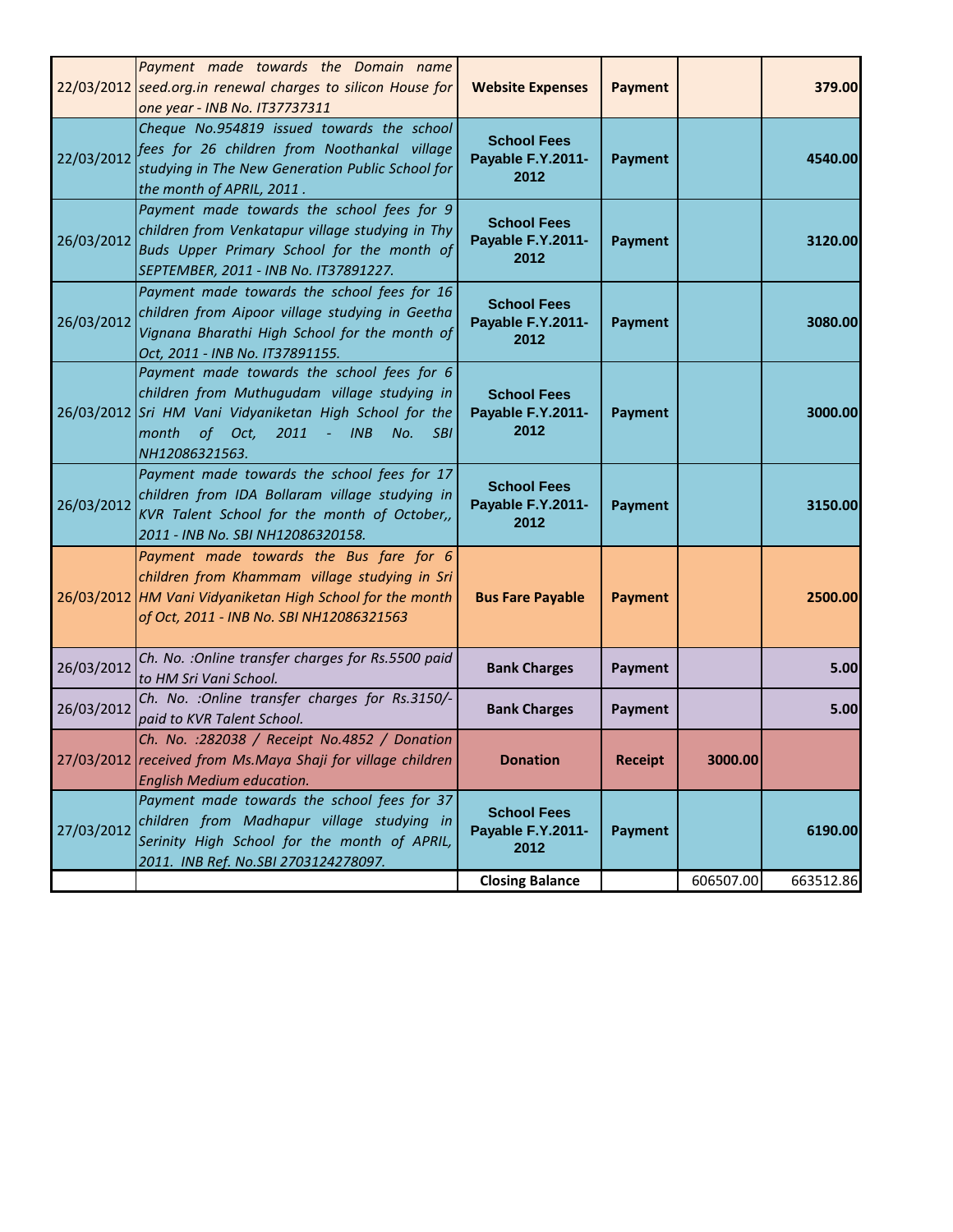| | | | | | |
|---|---|---|---|---|---|
| 22/03/2012 | *Payment made towards the Domain name seed.org.in renewal charges to silicon House for one year - INB No. IT37737311* | **Website Expenses** | **Payment** | | **379.00** |
| 22/03/2012 | *Cheque No.954819 issued towards the school fees for 26 children from Noothankal village studying in The New Generation Public School for the month of APRIL, 2011 .* | **School Fees Payable F.Y.2011-2012** | **Payment** | | **4540.00** |
| 26/03/2012 | *Payment made towards the school fees for 9 children from Venkatapur village studying in Thy Buds Upper Primary School for the month of SEPTEMBER, 2011 - INB No. IT37891227.* | **School Fees Payable F.Y.2011-2012** | **Payment** | | **3120.00** |
| 26/03/2012 | *Payment made towards the school fees for 16 children from Aipoor village studying in Geetha Vignana Bharathi High School for the month of Oct, 2011 - INB No. IT37891155.* | **School Fees Payable F.Y.2011-2012** | **Payment** | | **3080.00** |
| 26/03/2012 | *Payment made towards the school fees for 6 children from Muthugudam village studying in Sri HM Vani Vidyaniketan High School for the month of Oct, 2011 - INB No. SBI NH12086321563.* | **School Fees Payable F.Y.2011-2012** | **Payment** | | **3000.00** |
| 26/03/2012 | *Payment made towards the school fees for 17 children from IDA Bollaram village studying in KVR Talent School for the month of October,, 2011 - INB No. SBI NH12086320158.* | **School Fees Payable F.Y.2011-2012** | **Payment** | | **3150.00** |
| 26/03/2012 | *Payment made towards the Bus fare for 6 children from Khammam village studying in Sri HM Vani Vidyaniketan High School for the month of Oct, 2011 - INB No. SBI NH12086321563* | **Bus Fare Payable** | **Payment** | | **2500.00** |
| 26/03/2012 | *Ch. No. :Online transfer charges for Rs.5500 paid to HM Sri Vani School.* | **Bank Charges** | **Payment** | | **5.00** |
| 26/03/2012 | *Ch. No. :Online transfer charges for Rs.3150/- paid to KVR Talent School.* | **Bank Charges** | **Payment** | | **5.00** |
| 27/03/2012 | *Ch. No. :282038 / Receipt No.4852 / Donation received from Ms.Maya Shaji for village children English Medium education.* | **Donation** | **Receipt** | **3000.00** | |
| 27/03/2012 | *Payment made towards the school fees for 37 children from Madhapur village studying in Serinity High School for the month of APRIL, 2011. INB Ref. No.SBI 2703124278097.* | **School Fees Payable F.Y.2011-2012** | **Payment** | | **6190.00** |
| | | **Closing Balance** | | 606507.00 | 663512.86 |